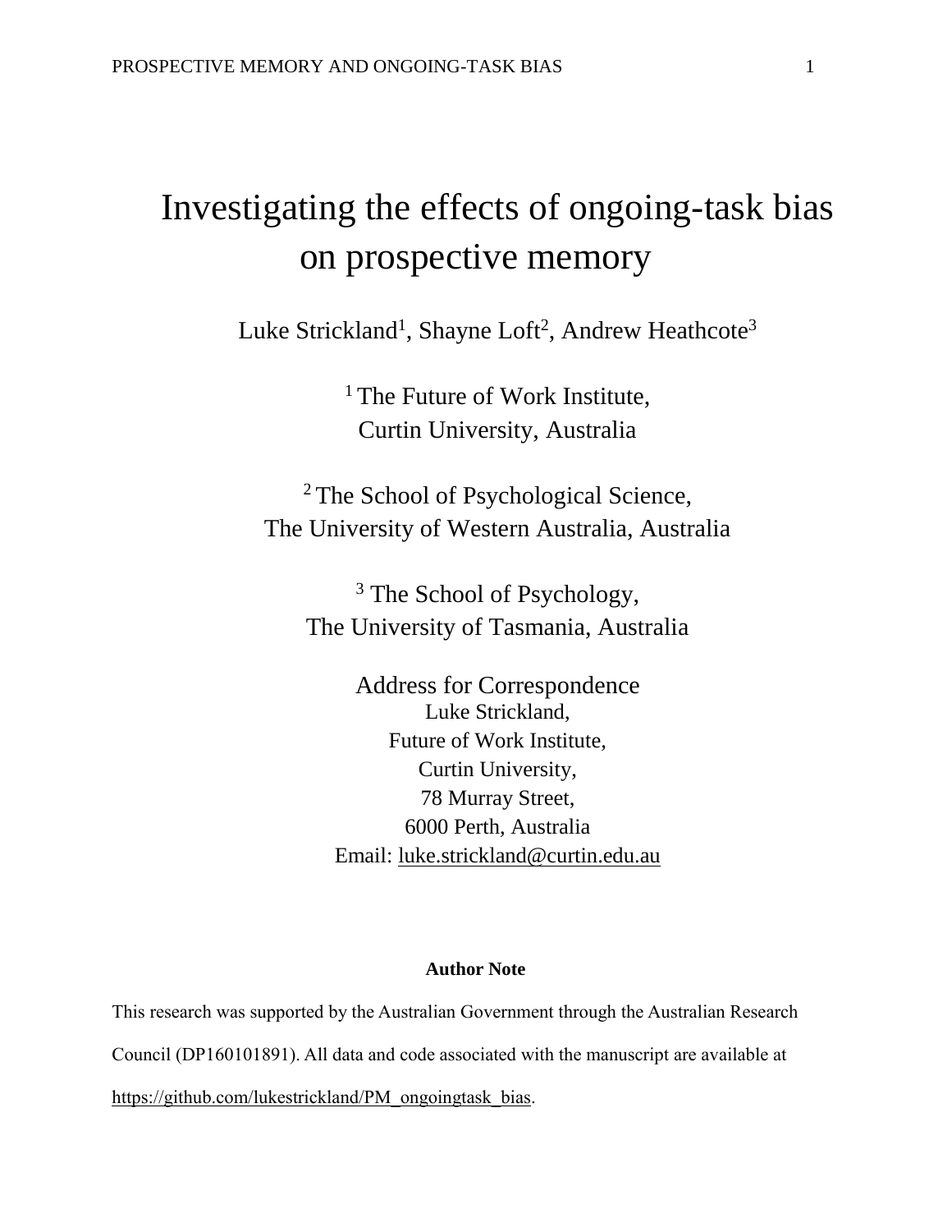# Investigating the effects of ongoing-task bias on prospective memory

Luke Strickland[1], Shayne Loft[2], Andrew Heathcote[3]

[1] The Future of Work Institute,
Curtin University, Australia

[2] The School of Psychological Science,
The University of Western Australia, Australia

[3] The School of Psychology,
The University of Tasmania, Australia

Address for Correspondence
Luke Strickland,
Future of Work Institute,
Curtin University,
78 Murray Street,
6000 Perth, Australia
Email: luke.strickland@curtin.edu.au

**Author Note**

This research was supported by the Australian Government through the Australian Research Council (DP160101891). All data and code associated with the manuscript are available at https://github.com/lukestrickland/PM_ongoingtask_bias.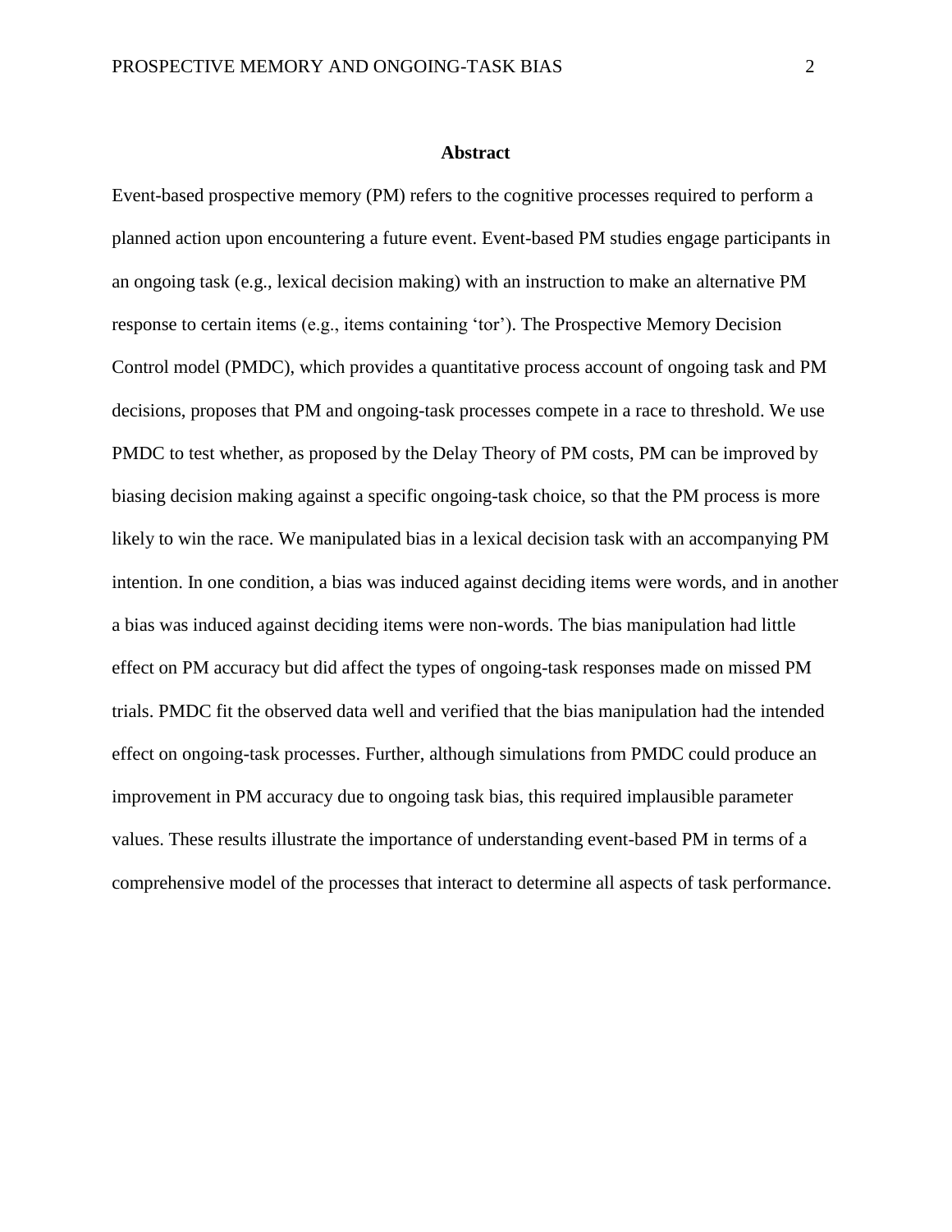## Abstract

Event-based prospective memory (PM) refers to the cognitive processes required to perform a planned action upon encountering a future event. Event-based PM studies engage participants in an ongoing task (e.g., lexical decision making) with an instruction to make an alternative PM response to certain items (e.g., items containing 'tor'). The Prospective Memory Decision Control model (PMDC), which provides a quantitative process account of ongoing task and PM decisions, proposes that PM and ongoing-task processes compete in a race to threshold. We use PMDC to test whether, as proposed by the Delay Theory of PM costs, PM can be improved by biasing decision making against a specific ongoing-task choice, so that the PM process is more likely to win the race. We manipulated bias in a lexical decision task with an accompanying PM intention. In one condition, a bias was induced against deciding items were words, and in another a bias was induced against deciding items were non-words. The bias manipulation had little effect on PM accuracy but did affect the types of ongoing-task responses made on missed PM trials. PMDC fit the observed data well and verified that the bias manipulation had the intended effect on ongoing-task processes. Further, although simulations from PMDC could produce an improvement in PM accuracy due to ongoing task bias, this required implausible parameter values. These results illustrate the importance of understanding event-based PM in terms of a comprehensive model of the processes that interact to determine all aspects of task performance.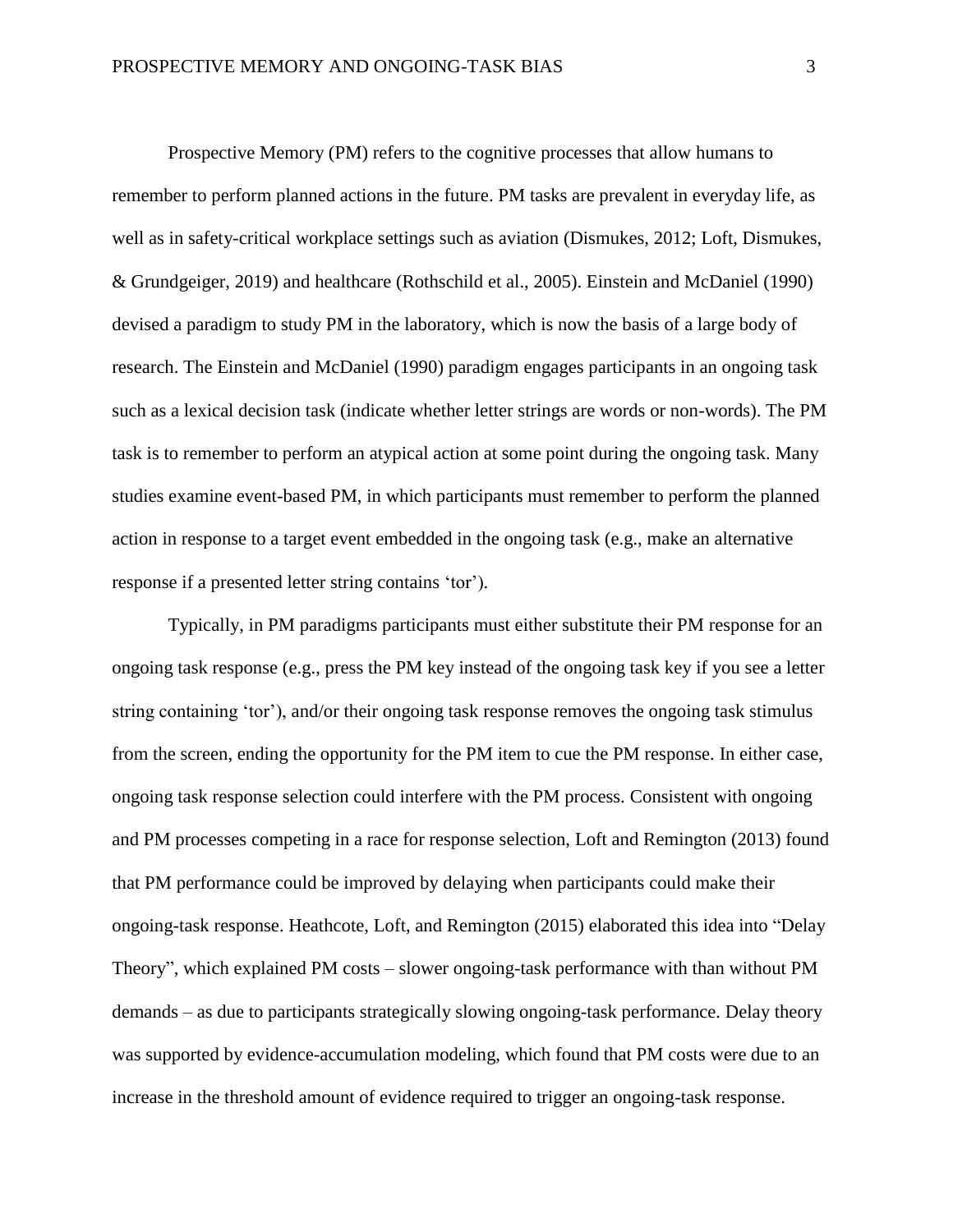Prospective Memory (PM) refers to the cognitive processes that allow humans to remember to perform planned actions in the future. PM tasks are prevalent in everyday life, as well as in safety-critical workplace settings such as aviation (Dismukes, 2012; Loft, Dismukes, & Grundgeiger, 2019) and healthcare (Rothschild et al., 2005). Einstein and McDaniel (1990) devised a paradigm to study PM in the laboratory, which is now the basis of a large body of research. The Einstein and McDaniel (1990) paradigm engages participants in an ongoing task such as a lexical decision task (indicate whether letter strings are words or non-words). The PM task is to remember to perform an atypical action at some point during the ongoing task. Many studies examine event-based PM, in which participants must remember to perform the planned action in response to a target event embedded in the ongoing task (e.g., make an alternative response if a presented letter string contains 'tor').

Typically, in PM paradigms participants must either substitute their PM response for an ongoing task response (e.g., press the PM key instead of the ongoing task key if you see a letter string containing 'tor'), and/or their ongoing task response removes the ongoing task stimulus from the screen, ending the opportunity for the PM item to cue the PM response. In either case, ongoing task response selection could interfere with the PM process. Consistent with ongoing and PM processes competing in a race for response selection, Loft and Remington (2013) found that PM performance could be improved by delaying when participants could make their ongoing-task response. Heathcote, Loft, and Remington (2015) elaborated this idea into "Delay Theory", which explained PM costs – slower ongoing-task performance with than without PM demands – as due to participants strategically slowing ongoing-task performance. Delay theory was supported by evidence-accumulation modeling, which found that PM costs were due to an increase in the threshold amount of evidence required to trigger an ongoing-task response.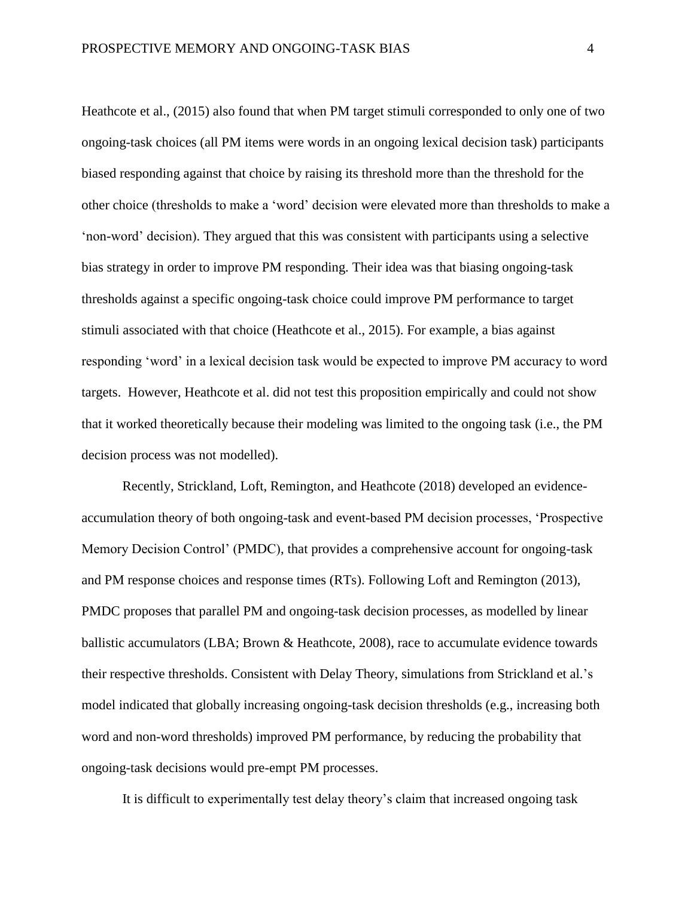Heathcote et al., (2015) also found that when PM target stimuli corresponded to only one of two ongoing-task choices (all PM items were words in an ongoing lexical decision task) participants biased responding against that choice by raising its threshold more than the threshold for the other choice (thresholds to make a 'word' decision were elevated more than thresholds to make a 'non-word' decision). They argued that this was consistent with participants using a selective bias strategy in order to improve PM responding. Their idea was that biasing ongoing-task thresholds against a specific ongoing-task choice could improve PM performance to target stimuli associated with that choice (Heathcote et al., 2015). For example, a bias against responding 'word' in a lexical decision task would be expected to improve PM accuracy to word targets. However, Heathcote et al. did not test this proposition empirically and could not show that it worked theoretically because their modeling was limited to the ongoing task (i.e., the PM decision process was not modelled).

Recently, Strickland, Loft, Remington, and Heathcote (2018) developed an evidence-accumulation theory of both ongoing-task and event-based PM decision processes, 'Prospective Memory Decision Control' (PMDC), that provides a comprehensive account for ongoing-task and PM response choices and response times (RTs). Following Loft and Remington (2013), PMDC proposes that parallel PM and ongoing-task decision processes, as modelled by linear ballistic accumulators (LBA; Brown & Heathcote, 2008), race to accumulate evidence towards their respective thresholds. Consistent with Delay Theory, simulations from Strickland et al.'s model indicated that globally increasing ongoing-task decision thresholds (e.g., increasing both word and non-word thresholds) improved PM performance, by reducing the probability that ongoing-task decisions would pre-empt PM processes.

It is difficult to experimentally test delay theory's claim that increased ongoing task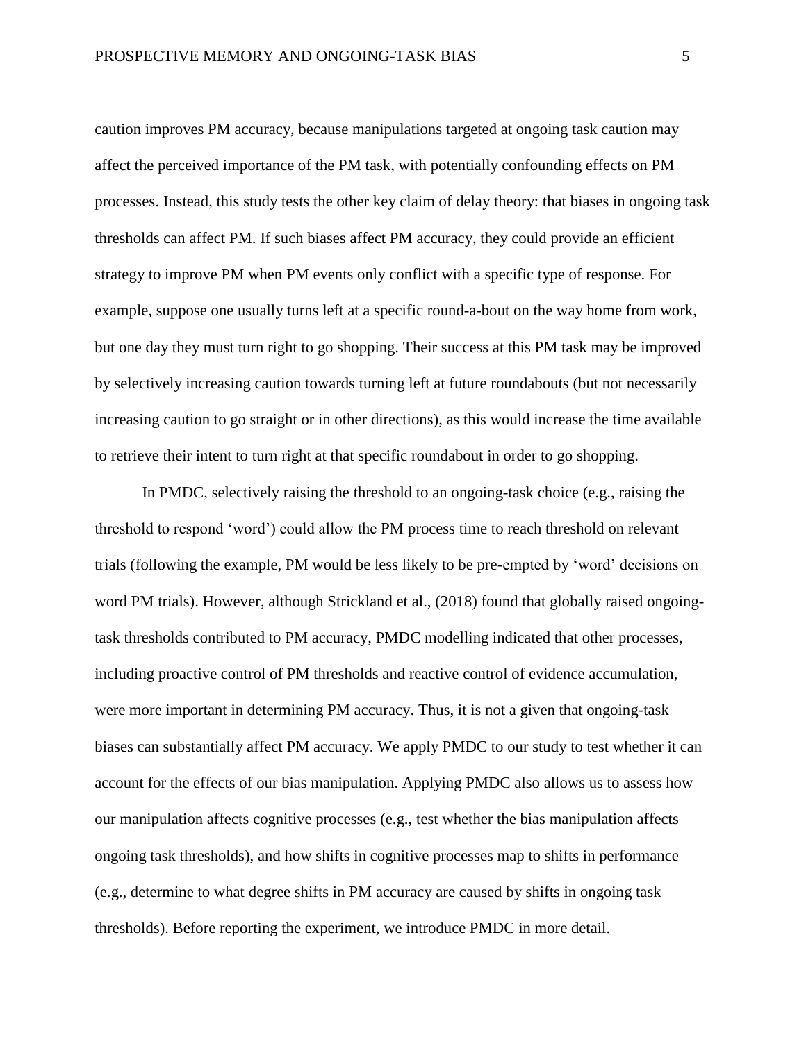caution improves PM accuracy, because manipulations targeted at ongoing task caution may affect the perceived importance of the PM task, with potentially confounding effects on PM processes. Instead, this study tests the other key claim of delay theory: that biases in ongoing task thresholds can affect PM. If such biases affect PM accuracy, they could provide an efficient strategy to improve PM when PM events only conflict with a specific type of response. For example, suppose one usually turns left at a specific round-a-bout on the way home from work, but one day they must turn right to go shopping. Their success at this PM task may be improved by selectively increasing caution towards turning left at future roundabouts (but not necessarily increasing caution to go straight or in other directions), as this would increase the time available to retrieve their intent to turn right at that specific roundabout in order to go shopping.

In PMDC, selectively raising the threshold to an ongoing-task choice (e.g., raising the threshold to respond 'word') could allow the PM process time to reach threshold on relevant trials (following the example, PM would be less likely to be pre-empted by 'word' decisions on word PM trials). However, although Strickland et al., (2018) found that globally raised ongoing-task thresholds contributed to PM accuracy, PMDC modelling indicated that other processes, including proactive control of PM thresholds and reactive control of evidence accumulation, were more important in determining PM accuracy. Thus, it is not a given that ongoing-task biases can substantially affect PM accuracy. We apply PMDC to our study to test whether it can account for the effects of our bias manipulation. Applying PMDC also allows us to assess how our manipulation affects cognitive processes (e.g., test whether the bias manipulation affects ongoing task thresholds), and how shifts in cognitive processes map to shifts in performance (e.g., determine to what degree shifts in PM accuracy are caused by shifts in ongoing task thresholds). Before reporting the experiment, we introduce PMDC in more detail.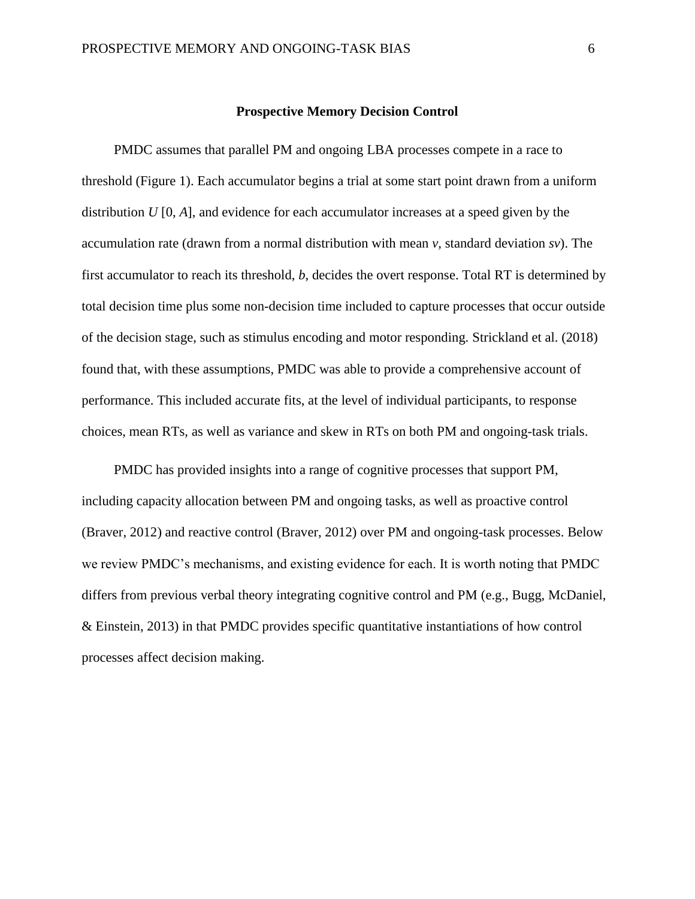## Prospective Memory Decision Control

PMDC assumes that parallel PM and ongoing LBA processes compete in a race to threshold (Figure 1). Each accumulator begins a trial at some start point drawn from a uniform distribution $U$ [0, $A$], and evidence for each accumulator increases at a speed given by the accumulation rate (drawn from a normal distribution with mean $v$, standard deviation $sv$). The first accumulator to reach its threshold, $b$, decides the overt response. Total RT is determined by total decision time plus some non-decision time included to capture processes that occur outside of the decision stage, such as stimulus encoding and motor responding. Strickland et al. (2018) found that, with these assumptions, PMDC was able to provide a comprehensive account of performance. This included accurate fits, at the level of individual participants, to response choices, mean RTs, as well as variance and skew in RTs on both PM and ongoing-task trials.

PMDC has provided insights into a range of cognitive processes that support PM, including capacity allocation between PM and ongoing tasks, as well as proactive control (Braver, 2012) and reactive control (Braver, 2012) over PM and ongoing-task processes. Below we review PMDC's mechanisms, and existing evidence for each. It is worth noting that PMDC differs from previous verbal theory integrating cognitive control and PM (e.g., Bugg, McDaniel, & Einstein, 2013) in that PMDC provides specific quantitative instantiations of how control processes affect decision making.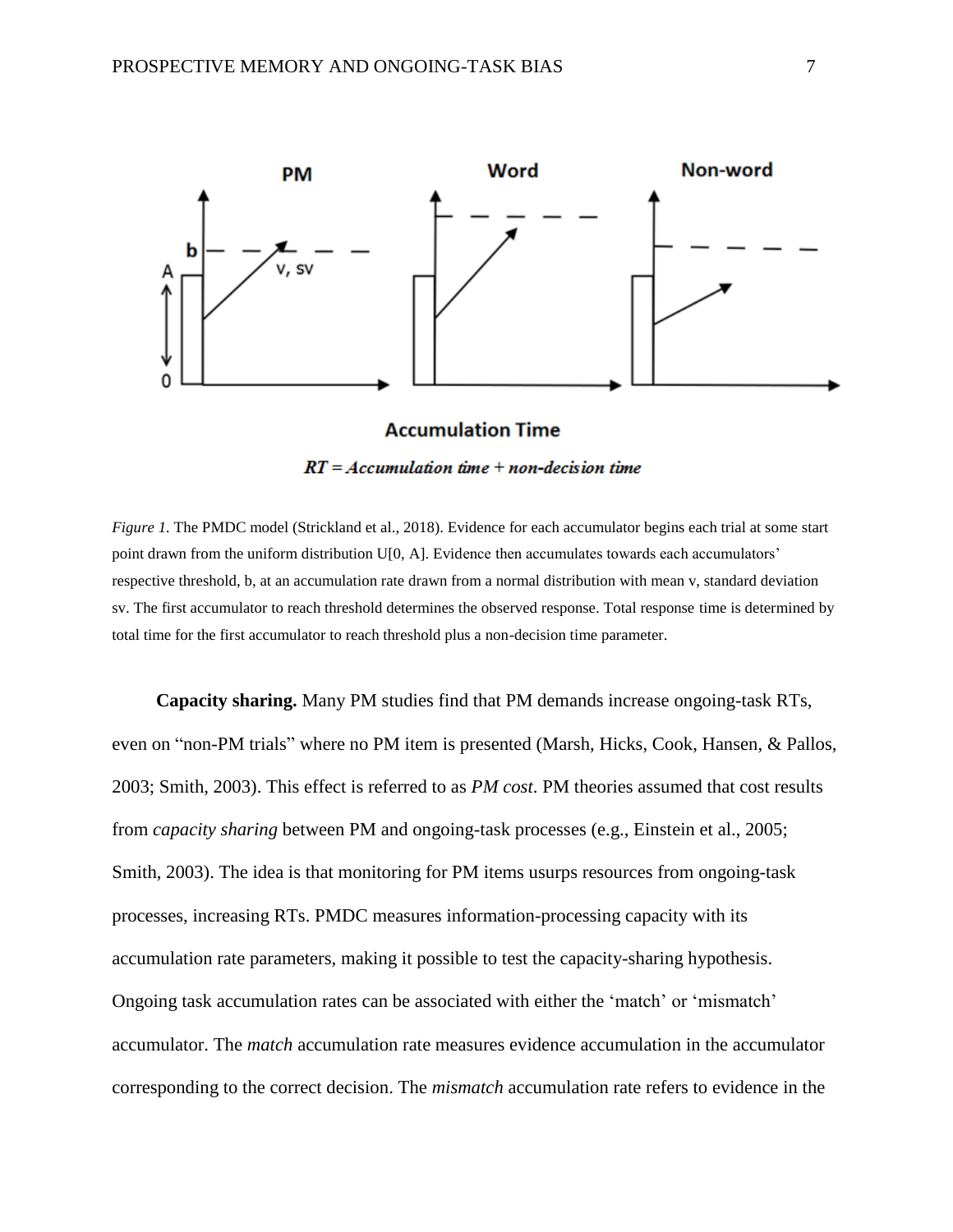*Figure 1.* The PMDC model (Strickland et al., 2018). Evidence for each accumulator begins each trial at some start point drawn from the uniform distribution U[0, A]. Evidence then accumulates towards each accumulators' respective threshold, b, at an accumulation rate drawn from a normal distribution with mean v, standard deviation sv. The first accumulator to reach threshold determines the observed response. Total response time is determined by total time for the first accumulator to reach threshold plus a non-decision time parameter.

**Capacity sharing.** Many PM studies find that PM demands increase ongoing-task RTs, even on "non-PM trials" where no PM item is presented (Marsh, Hicks, Cook, Hansen, & Pallos, 2003; Smith, 2003). This effect is referred to as *PM cost*. PM theories assumed that cost results from *capacity sharing* between PM and ongoing-task processes (e.g., Einstein et al., 2005; Smith, 2003). The idea is that monitoring for PM items usurps resources from ongoing-task processes, increasing RTs. PMDC measures information-processing capacity with its accumulation rate parameters, making it possible to test the capacity-sharing hypothesis. Ongoing task accumulation rates can be associated with either the 'match' or 'mismatch' accumulator. The *match* accumulation rate measures evidence accumulation in the accumulator corresponding to the correct decision. The *mismatch* accumulation rate refers to evidence in the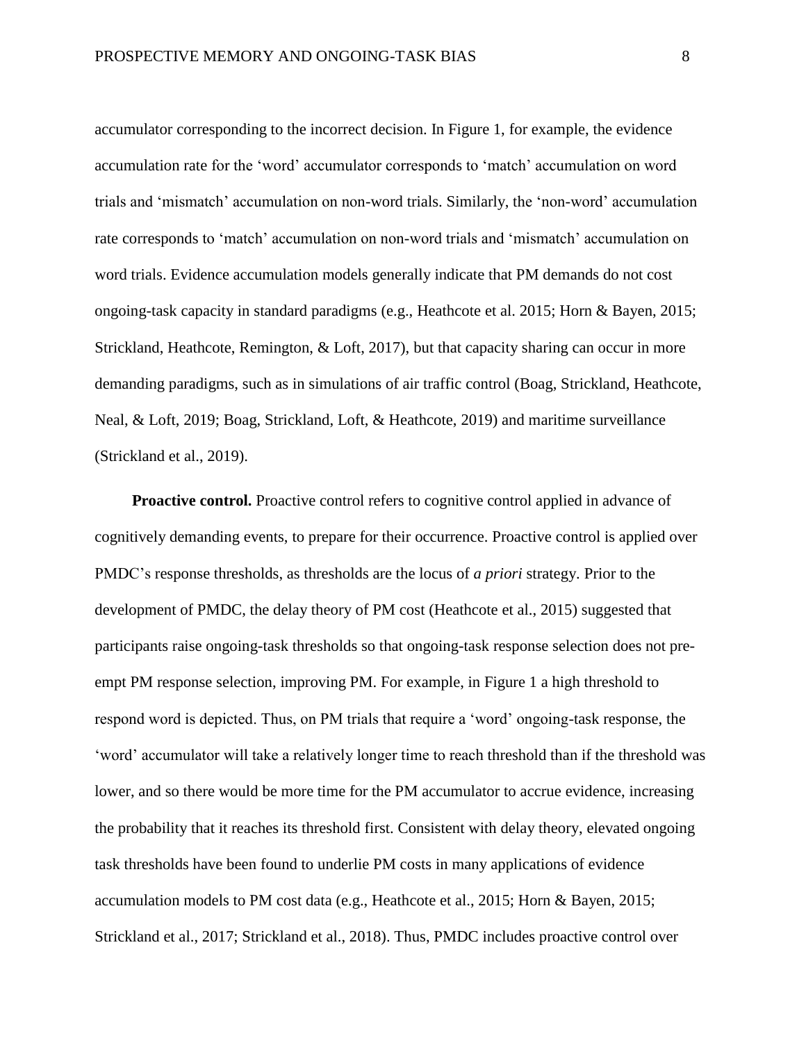accumulator corresponding to the incorrect decision. In Figure 1, for example, the evidence accumulation rate for the 'word' accumulator corresponds to 'match' accumulation on word trials and 'mismatch' accumulation on non-word trials. Similarly, the 'non-word' accumulation rate corresponds to 'match' accumulation on non-word trials and 'mismatch' accumulation on word trials. Evidence accumulation models generally indicate that PM demands do not cost ongoing-task capacity in standard paradigms (e.g., Heathcote et al. 2015; Horn & Bayen, 2015; Strickland, Heathcote, Remington, & Loft, 2017), but that capacity sharing can occur in more demanding paradigms, such as in simulations of air traffic control (Boag, Strickland, Heathcote, Neal, & Loft, 2019; Boag, Strickland, Loft, & Heathcote, 2019) and maritime surveillance (Strickland et al., 2019).

**Proactive control.** Proactive control refers to cognitive control applied in advance of cognitively demanding events, to prepare for their occurrence. Proactive control is applied over PMDC's response thresholds, as thresholds are the locus of *a priori* strategy. Prior to the development of PMDC, the delay theory of PM cost (Heathcote et al., 2015) suggested that participants raise ongoing-task thresholds so that ongoing-task response selection does not pre-empt PM response selection, improving PM. For example, in Figure 1 a high threshold to respond word is depicted. Thus, on PM trials that require a 'word' ongoing-task response, the 'word' accumulator will take a relatively longer time to reach threshold than if the threshold was lower, and so there would be more time for the PM accumulator to accrue evidence, increasing the probability that it reaches its threshold first. Consistent with delay theory, elevated ongoing task thresholds have been found to underlie PM costs in many applications of evidence accumulation models to PM cost data (e.g., Heathcote et al., 2015; Horn & Bayen, 2015; Strickland et al., 2017; Strickland et al., 2018). Thus, PMDC includes proactive control over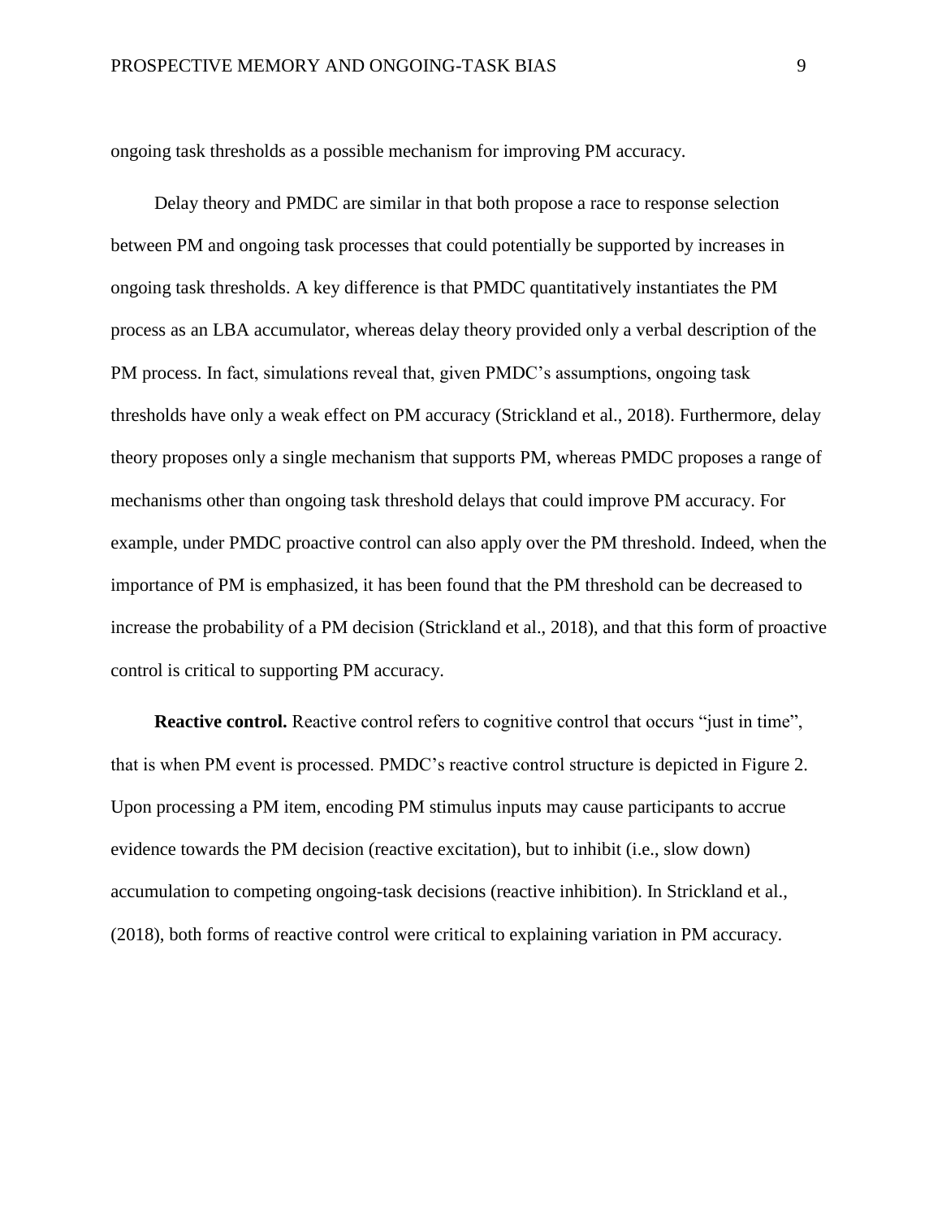ongoing task thresholds as a possible mechanism for improving PM accuracy.

Delay theory and PMDC are similar in that both propose a race to response selection between PM and ongoing task processes that could potentially be supported by increases in ongoing task thresholds. A key difference is that PMDC quantitatively instantiates the PM process as an LBA accumulator, whereas delay theory provided only a verbal description of the PM process. In fact, simulations reveal that, given PMDC's assumptions, ongoing task thresholds have only a weak effect on PM accuracy (Strickland et al., 2018). Furthermore, delay theory proposes only a single mechanism that supports PM, whereas PMDC proposes a range of mechanisms other than ongoing task threshold delays that could improve PM accuracy. For example, under PMDC proactive control can also apply over the PM threshold. Indeed, when the importance of PM is emphasized, it has been found that the PM threshold can be decreased to increase the probability of a PM decision (Strickland et al., 2018), and that this form of proactive control is critical to supporting PM accuracy.

**Reactive control.** Reactive control refers to cognitive control that occurs "just in time", that is when PM event is processed. PMDC's reactive control structure is depicted in Figure 2. Upon processing a PM item, encoding PM stimulus inputs may cause participants to accrue evidence towards the PM decision (reactive excitation), but to inhibit (i.e., slow down) accumulation to competing ongoing-task decisions (reactive inhibition). In Strickland et al., (2018), both forms of reactive control were critical to explaining variation in PM accuracy.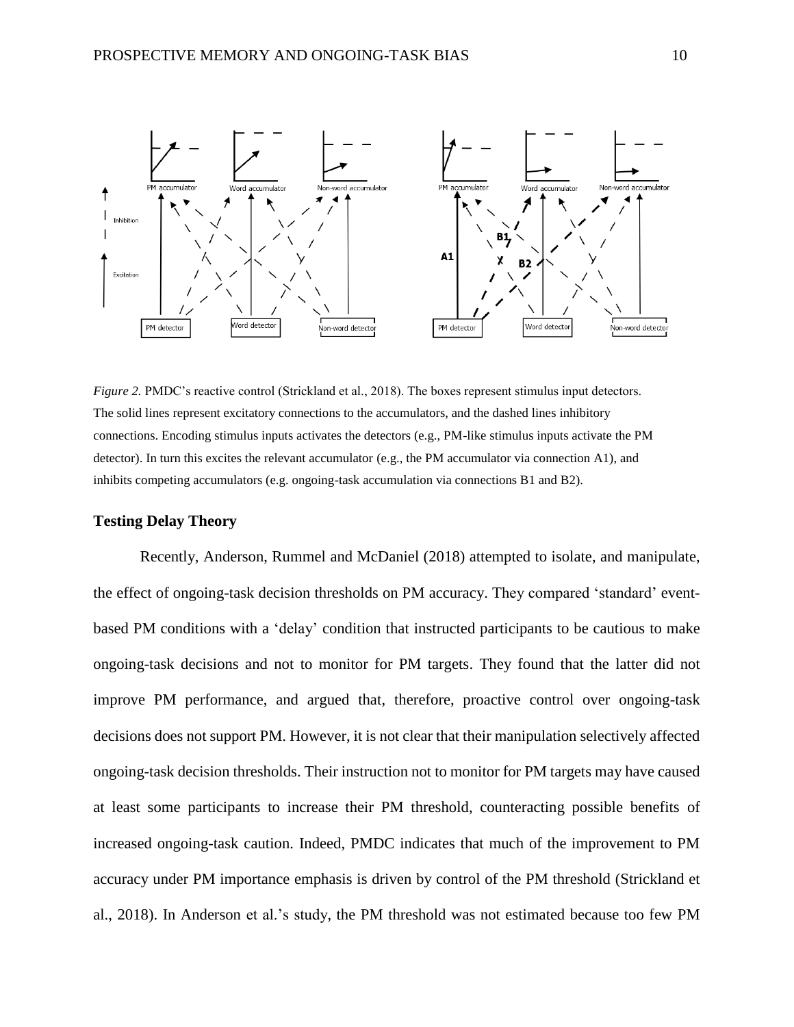*Figure 2.* PMDC's reactive control (Strickland et al., 2018). The boxes represent stimulus input detectors. The solid lines represent excitatory connections to the accumulators, and the dashed lines inhibitory connections. Encoding stimulus inputs activates the detectors (e.g., PM-like stimulus inputs activate the PM detector). In turn this excites the relevant accumulator (e.g., the PM accumulator via connection A1), and inhibits competing accumulators (e.g. ongoing-task accumulation via connections B1 and B2).

### Testing Delay Theory

Recently, Anderson, Rummel and McDaniel (2018) attempted to isolate, and manipulate, the effect of ongoing-task decision thresholds on PM accuracy. They compared 'standard' event-based PM conditions with a 'delay' condition that instructed participants to be cautious to make ongoing-task decisions and not to monitor for PM targets. They found that the latter did not improve PM performance, and argued that, therefore, proactive control over ongoing-task decisions does not support PM. However, it is not clear that their manipulation selectively affected ongoing-task decision thresholds. Their instruction not to monitor for PM targets may have caused at least some participants to increase their PM threshold, counteracting possible benefits of increased ongoing-task caution. Indeed, PMDC indicates that much of the improvement to PM accuracy under PM importance emphasis is driven by control of the PM threshold (Strickland et al., 2018). In Anderson et al.'s study, the PM threshold was not estimated because too few PM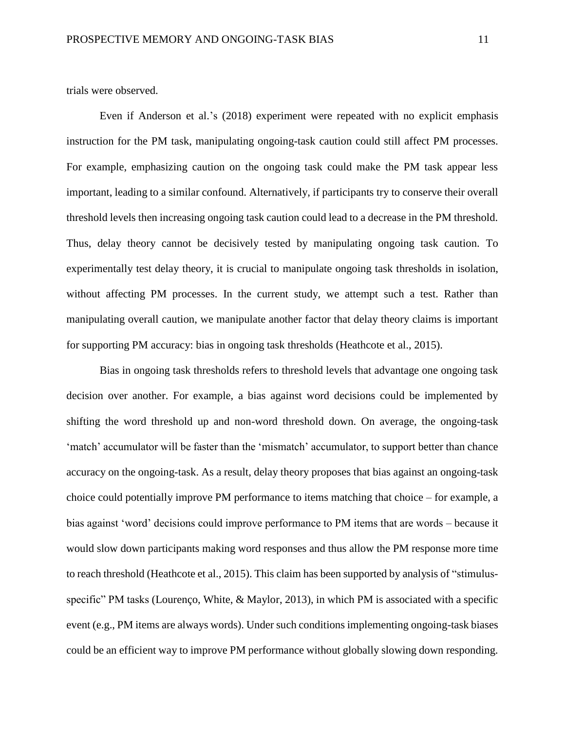trials were observed.

Even if Anderson et al.'s (2018) experiment were repeated with no explicit emphasis instruction for the PM task, manipulating ongoing-task caution could still affect PM processes. For example, emphasizing caution on the ongoing task could make the PM task appear less important, leading to a similar confound. Alternatively, if participants try to conserve their overall threshold levels then increasing ongoing task caution could lead to a decrease in the PM threshold. Thus, delay theory cannot be decisively tested by manipulating ongoing task caution. To experimentally test delay theory, it is crucial to manipulate ongoing task thresholds in isolation, without affecting PM processes. In the current study, we attempt such a test. Rather than manipulating overall caution, we manipulate another factor that delay theory claims is important for supporting PM accuracy: bias in ongoing task thresholds (Heathcote et al., 2015).

Bias in ongoing task thresholds refers to threshold levels that advantage one ongoing task decision over another. For example, a bias against word decisions could be implemented by shifting the word threshold up and non-word threshold down. On average, the ongoing-task 'match' accumulator will be faster than the 'mismatch' accumulator, to support better than chance accuracy on the ongoing-task. As a result, delay theory proposes that bias against an ongoing-task choice could potentially improve PM performance to items matching that choice – for example, a bias against 'word' decisions could improve performance to PM items that are words – because it would slow down participants making word responses and thus allow the PM response more time to reach threshold (Heathcote et al., 2015). This claim has been supported by analysis of "stimulus-specific" PM tasks (Lourenço, White, & Maylor, 2013), in which PM is associated with a specific event (e.g., PM items are always words). Under such conditions implementing ongoing-task biases could be an efficient way to improve PM performance without globally slowing down responding.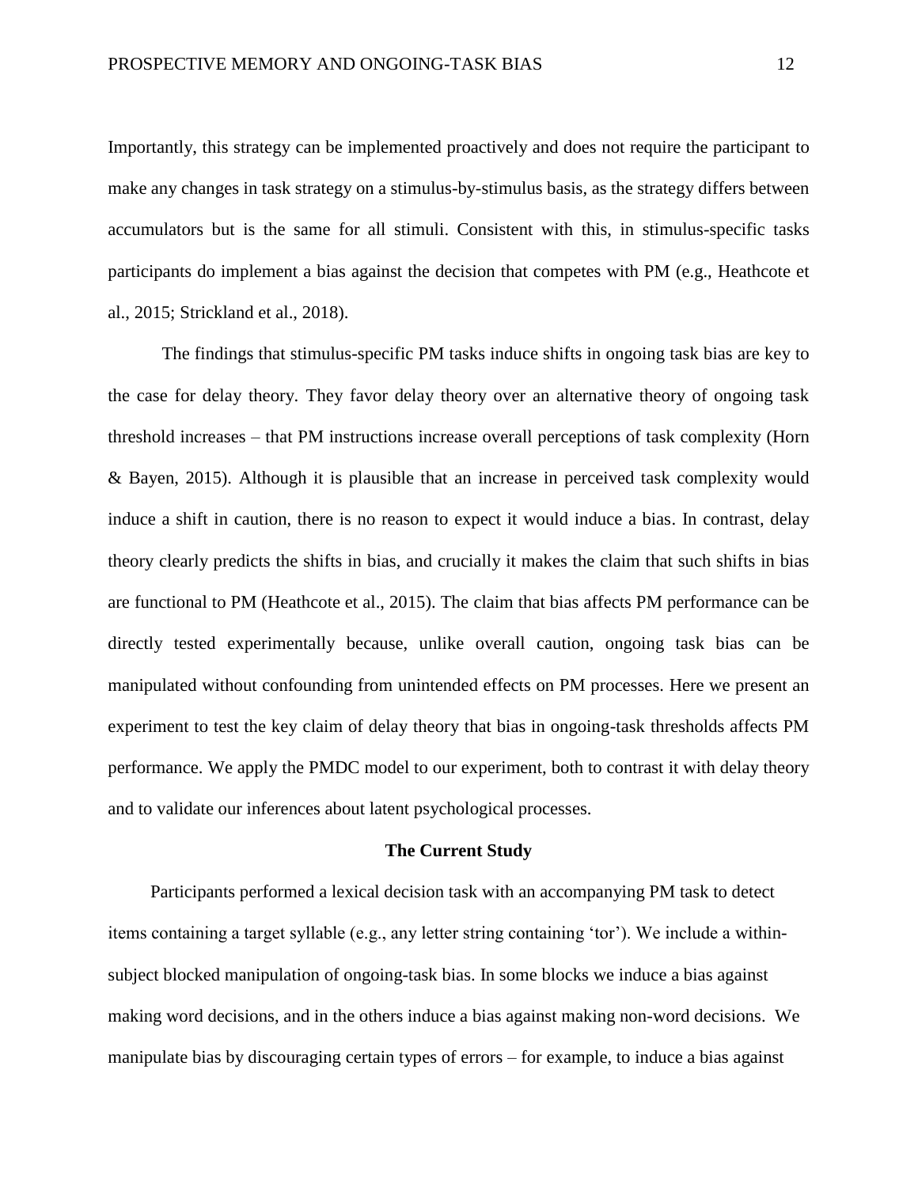Importantly, this strategy can be implemented proactively and does not require the participant to make any changes in task strategy on a stimulus-by-stimulus basis, as the strategy differs between accumulators but is the same for all stimuli. Consistent with this, in stimulus-specific tasks participants do implement a bias against the decision that competes with PM (e.g., Heathcote et al., 2015; Strickland et al., 2018).

The findings that stimulus-specific PM tasks induce shifts in ongoing task bias are key to the case for delay theory. They favor delay theory over an alternative theory of ongoing task threshold increases – that PM instructions increase overall perceptions of task complexity (Horn & Bayen, 2015). Although it is plausible that an increase in perceived task complexity would induce a shift in caution, there is no reason to expect it would induce a bias. In contrast, delay theory clearly predicts the shifts in bias, and crucially it makes the claim that such shifts in bias are functional to PM (Heathcote et al., 2015). The claim that bias affects PM performance can be directly tested experimentally because, unlike overall caution, ongoing task bias can be manipulated without confounding from unintended effects on PM processes. Here we present an experiment to test the key claim of delay theory that bias in ongoing-task thresholds affects PM performance. We apply the PMDC model to our experiment, both to contrast it with delay theory and to validate our inferences about latent psychological processes.

## The Current Study

Participants performed a lexical decision task with an accompanying PM task to detect items containing a target syllable (e.g., any letter string containing 'tor'). We include a within-subject blocked manipulation of ongoing-task bias. In some blocks we induce a bias against making word decisions, and in the others induce a bias against making non-word decisions. We manipulate bias by discouraging certain types of errors – for example, to induce a bias against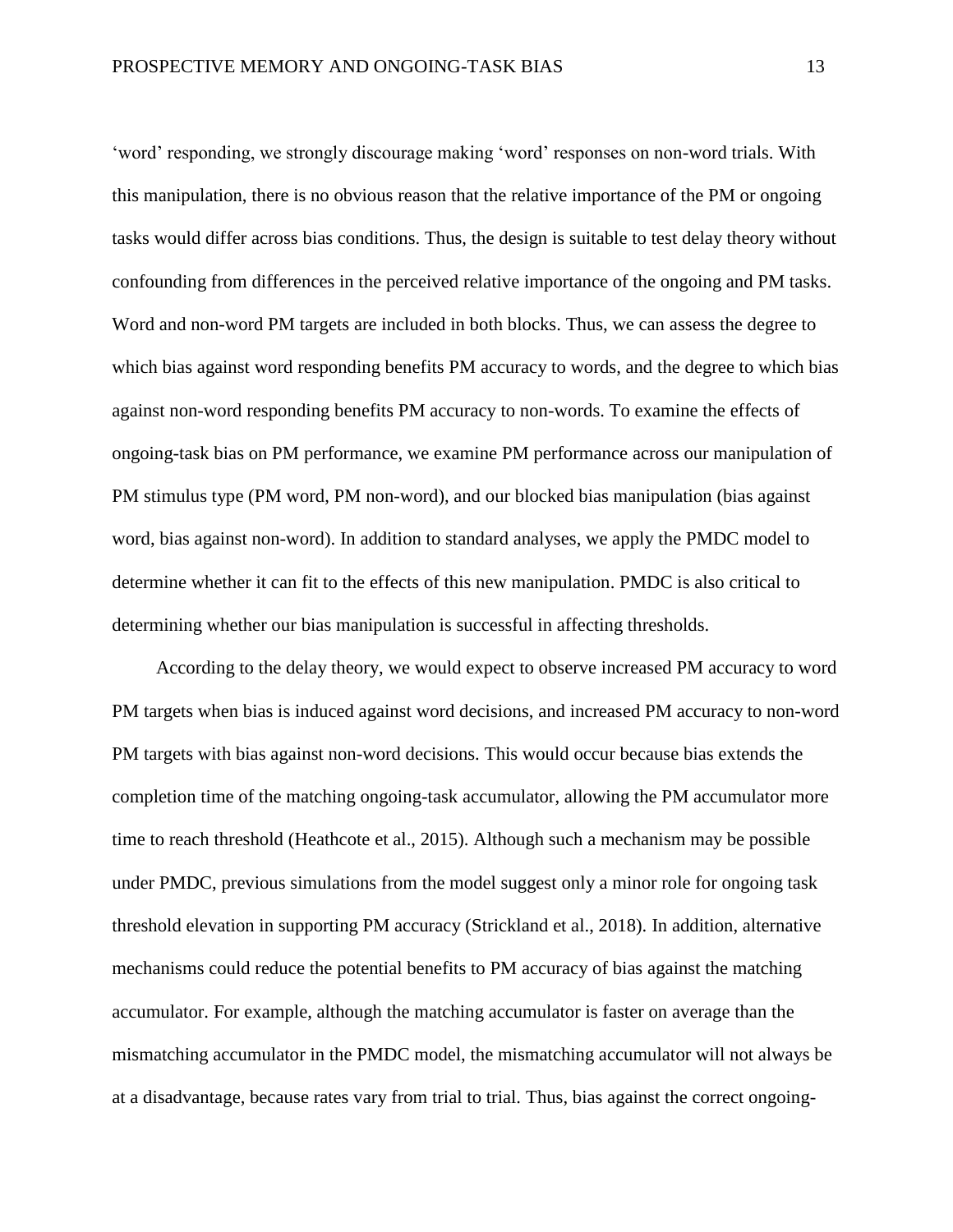‘word’ responding, we strongly discourage making ‘word’ responses on non-word trials. With this manipulation, there is no obvious reason that the relative importance of the PM or ongoing tasks would differ across bias conditions. Thus, the design is suitable to test delay theory without confounding from differences in the perceived relative importance of the ongoing and PM tasks. Word and non-word PM targets are included in both blocks. Thus, we can assess the degree to which bias against word responding benefits PM accuracy to words, and the degree to which bias against non-word responding benefits PM accuracy to non-words. To examine the effects of ongoing-task bias on PM performance, we examine PM performance across our manipulation of PM stimulus type (PM word, PM non-word), and our blocked bias manipulation (bias against word, bias against non-word). In addition to standard analyses, we apply the PMDC model to determine whether it can fit to the effects of this new manipulation. PMDC is also critical to determining whether our bias manipulation is successful in affecting thresholds.

According to the delay theory, we would expect to observe increased PM accuracy to word PM targets when bias is induced against word decisions, and increased PM accuracy to non-word PM targets with bias against non-word decisions. This would occur because bias extends the completion time of the matching ongoing-task accumulator, allowing the PM accumulator more time to reach threshold (Heathcote et al., 2015). Although such a mechanism may be possible under PMDC, previous simulations from the model suggest only a minor role for ongoing task threshold elevation in supporting PM accuracy (Strickland et al., 2018). In addition, alternative mechanisms could reduce the potential benefits to PM accuracy of bias against the matching accumulator. For example, although the matching accumulator is faster on average than the mismatching accumulator in the PMDC model, the mismatching accumulator will not always be at a disadvantage, because rates vary from trial to trial. Thus, bias against the correct ongoing-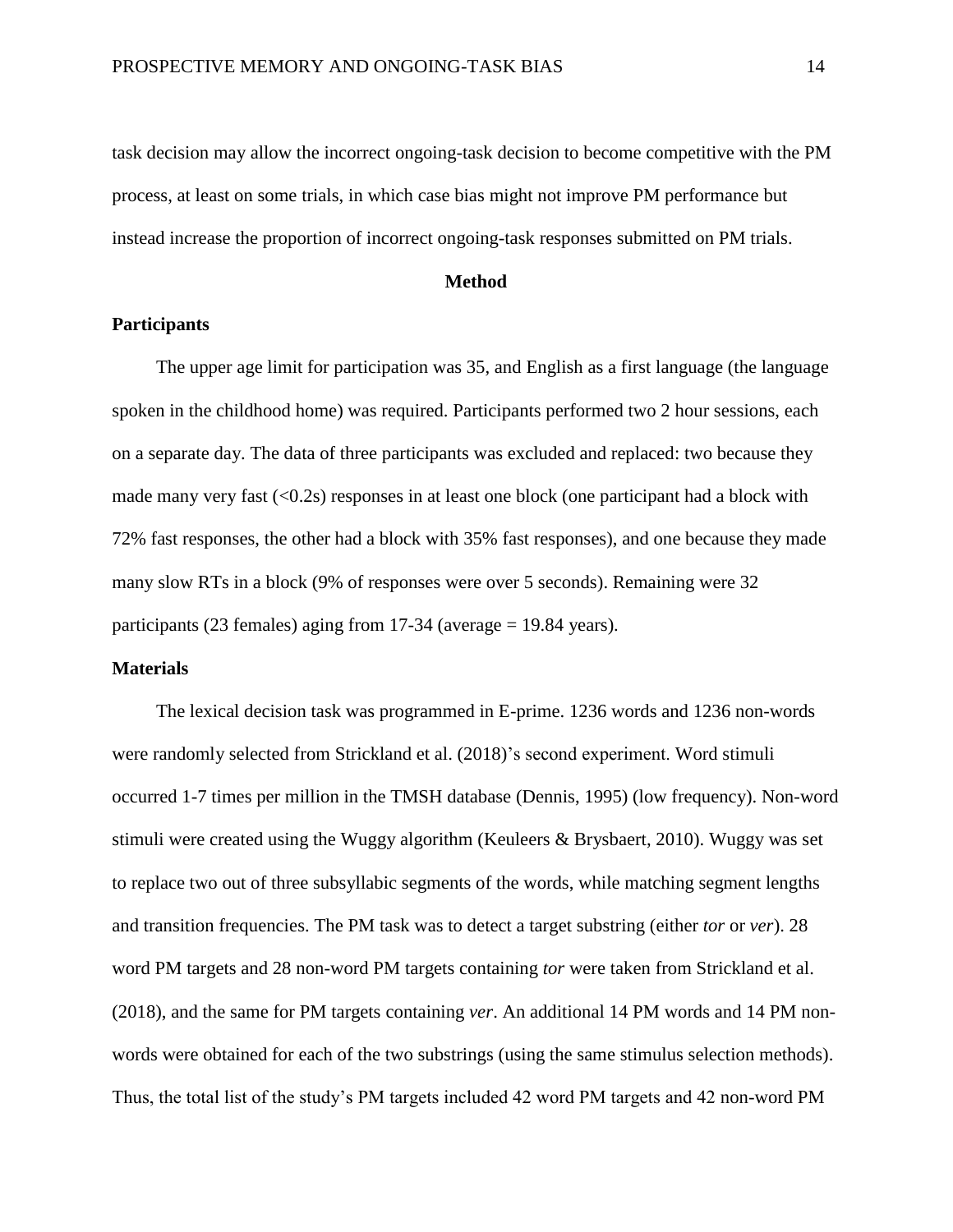task decision may allow the incorrect ongoing-task decision to become competitive with the PM process, at least on some trials, in which case bias might not improve PM performance but instead increase the proportion of incorrect ongoing-task responses submitted on PM trials.

## Method

### Participants

The upper age limit for participation was 35, and English as a first language (the language spoken in the childhood home) was required. Participants performed two 2 hour sessions, each on a separate day. The data of three participants was excluded and replaced: two because they made many very fast (<0.2s) responses in at least one block (one participant had a block with 72% fast responses, the other had a block with 35% fast responses), and one because they made many slow RTs in a block (9% of responses were over 5 seconds). Remaining were 32 participants (23 females) aging from 17-34 (average = 19.84 years).

### Materials

The lexical decision task was programmed in E-prime. 1236 words and 1236 non-words were randomly selected from Strickland et al. (2018)'s second experiment. Word stimuli occurred 1-7 times per million in the TMSH database (Dennis, 1995) (low frequency). Non-word stimuli were created using the Wuggy algorithm (Keuleers & Brysbaert, 2010). Wuggy was set to replace two out of three subsyllabic segments of the words, while matching segment lengths and transition frequencies. The PM task was to detect a target substring (either *tor* or *ver*). 28 word PM targets and 28 non-word PM targets containing *tor* were taken from Strickland et al. (2018), and the same for PM targets containing *ver*. An additional 14 PM words and 14 PM non-words were obtained for each of the two substrings (using the same stimulus selection methods). Thus, the total list of the study's PM targets included 42 word PM targets and 42 non-word PM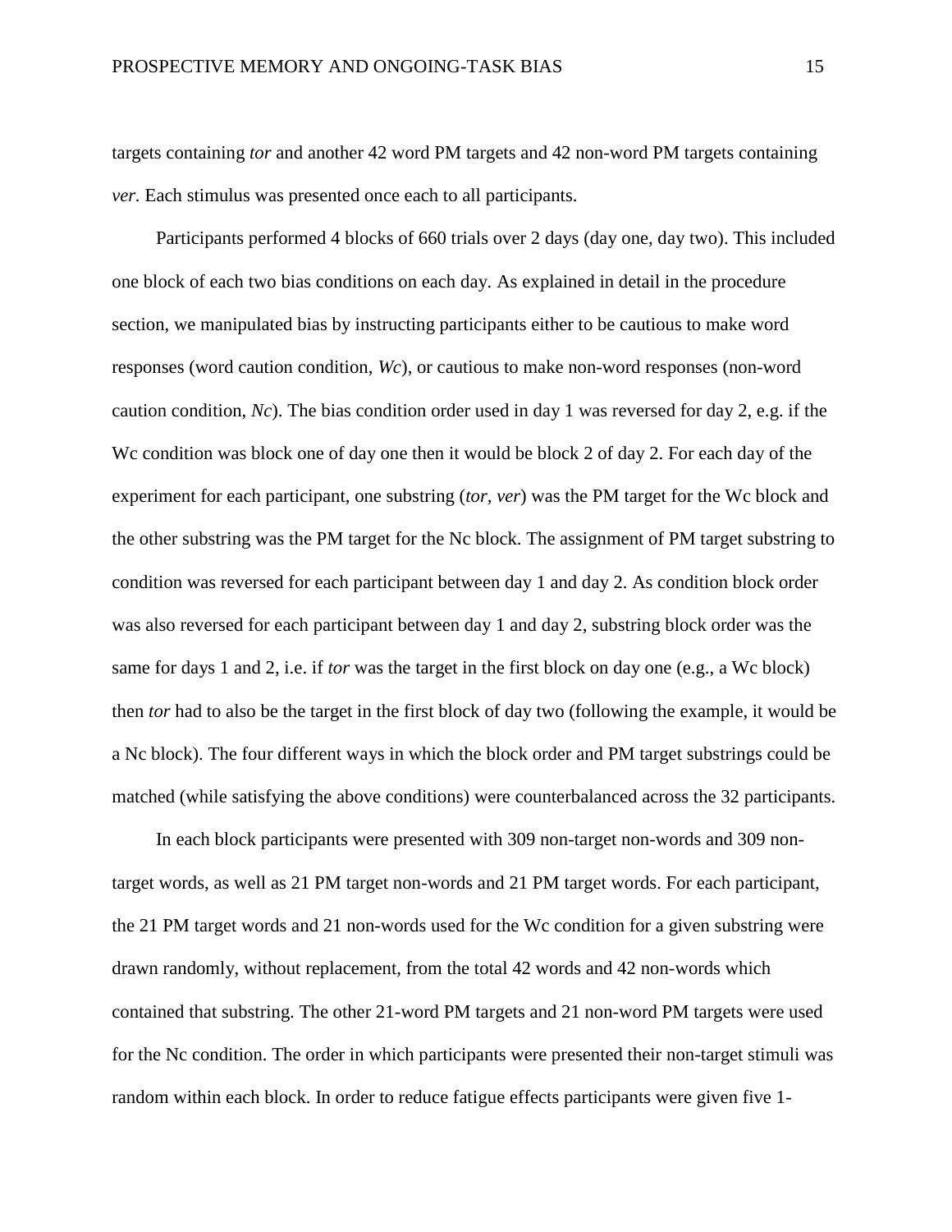targets containing *tor* and another 42 word PM targets and 42 non-word PM targets containing *ver*. Each stimulus was presented once each to all participants.

Participants performed 4 blocks of 660 trials over 2 days (day one, day two). This included one block of each two bias conditions on each day. As explained in detail in the procedure section, we manipulated bias by instructing participants either to be cautious to make word responses (word caution condition, *Wc*), or cautious to make non-word responses (non-word caution condition, *Nc*). The bias condition order used in day 1 was reversed for day 2, e.g. if the Wc condition was block one of day one then it would be block 2 of day 2. For each day of the experiment for each participant, one substring (*tor*, *ver*) was the PM target for the Wc block and the other substring was the PM target for the Nc block. The assignment of PM target substring to condition was reversed for each participant between day 1 and day 2. As condition block order was also reversed for each participant between day 1 and day 2, substring block order was the same for days 1 and 2, i.e. if *tor* was the target in the first block on day one (e.g., a Wc block) then *tor* had to also be the target in the first block of day two (following the example, it would be a Nc block). The four different ways in which the block order and PM target substrings could be matched (while satisfying the above conditions) were counterbalanced across the 32 participants.

In each block participants were presented with 309 non-target non-words and 309 non-target words, as well as 21 PM target non-words and 21 PM target words. For each participant, the 21 PM target words and 21 non-words used for the Wc condition for a given substring were drawn randomly, without replacement, from the total 42 words and 42 non-words which contained that substring. The other 21-word PM targets and 21 non-word PM targets were used for the Nc condition. The order in which participants were presented their non-target stimuli was random within each block. In order to reduce fatigue effects participants were given five 1-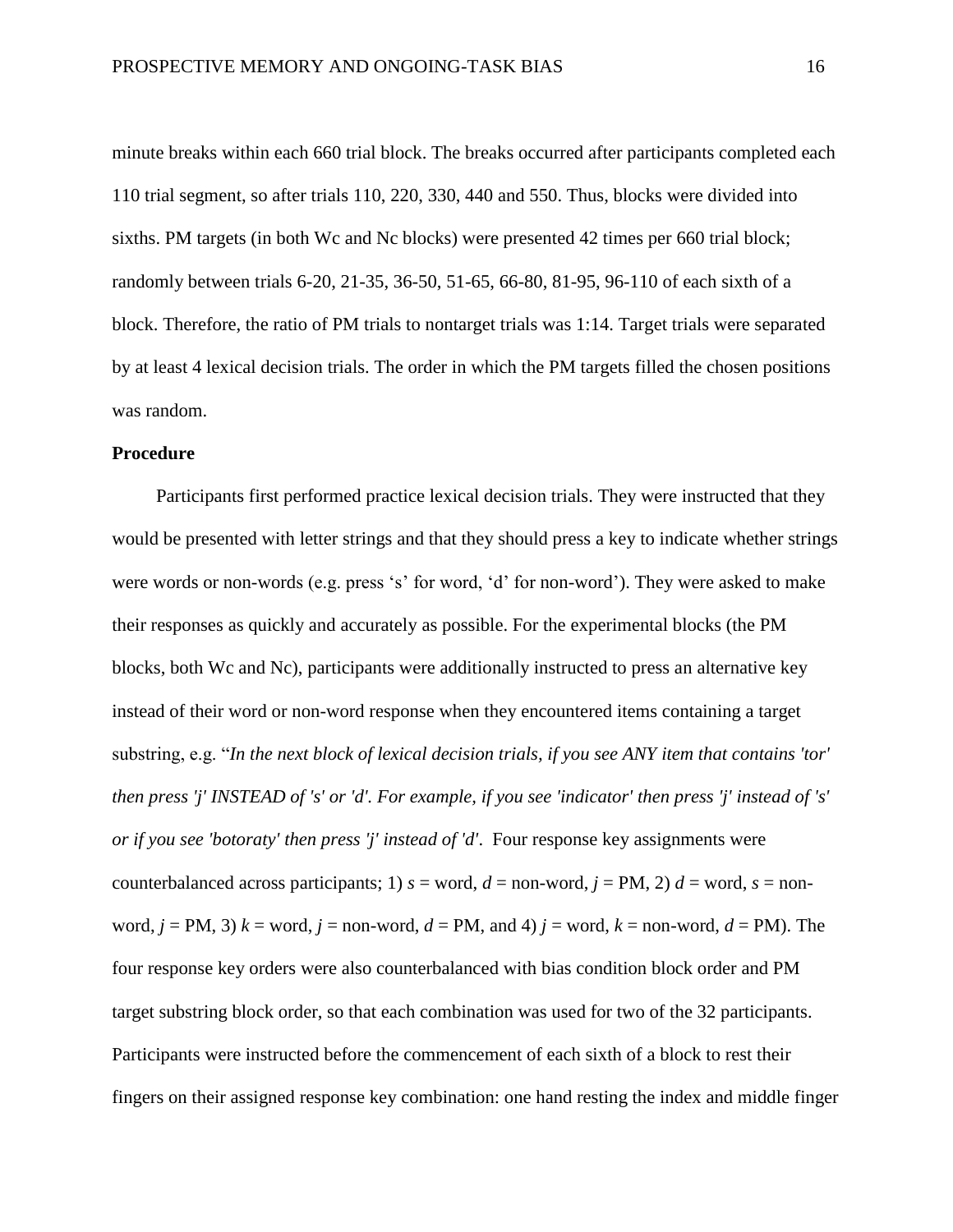minute breaks within each 660 trial block. The breaks occurred after participants completed each 110 trial segment, so after trials 110, 220, 330, 440 and 550. Thus, blocks were divided into sixths. PM targets (in both Wc and Nc blocks) were presented 42 times per 660 trial block; randomly between trials 6-20, 21-35, 36-50, 51-65, 66-80, 81-95, 96-110 of each sixth of a block. Therefore, the ratio of PM trials to nontarget trials was 1:14. Target trials were separated by at least 4 lexical decision trials. The order in which the PM targets filled the chosen positions was random.

**Procedure**

Participants first performed practice lexical decision trials. They were instructed that they would be presented with letter strings and that they should press a key to indicate whether strings were words or non-words (e.g. press 's' for word, 'd' for non-word'). They were asked to make their responses as quickly and accurately as possible. For the experimental blocks (the PM blocks, both Wc and Nc), participants were additionally instructed to press an alternative key instead of their word or non-word response when they encountered items containing a target substring, e.g. "*In the next block of lexical decision trials, if you see ANY item that contains 'tor' then press 'j' INSTEAD of 's' or 'd'. For example, if you see 'indicator' then press 'j' instead of 's' or if you see 'botoraty' then press 'j' instead of 'd'.* Four response key assignments were counterbalanced across participants; 1) *s* = word, *d* = non-word, *j* = PM, 2) *d* = word, *s* = non-word, *j* = PM, 3) *k* = word, *j* = non-word, *d* = PM, and 4) *j* = word, *k* = non-word, *d* = PM). The four response key orders were also counterbalanced with bias condition block order and PM target substring block order, so that each combination was used for two of the 32 participants. Participants were instructed before the commencement of each sixth of a block to rest their fingers on their assigned response key combination: one hand resting the index and middle finger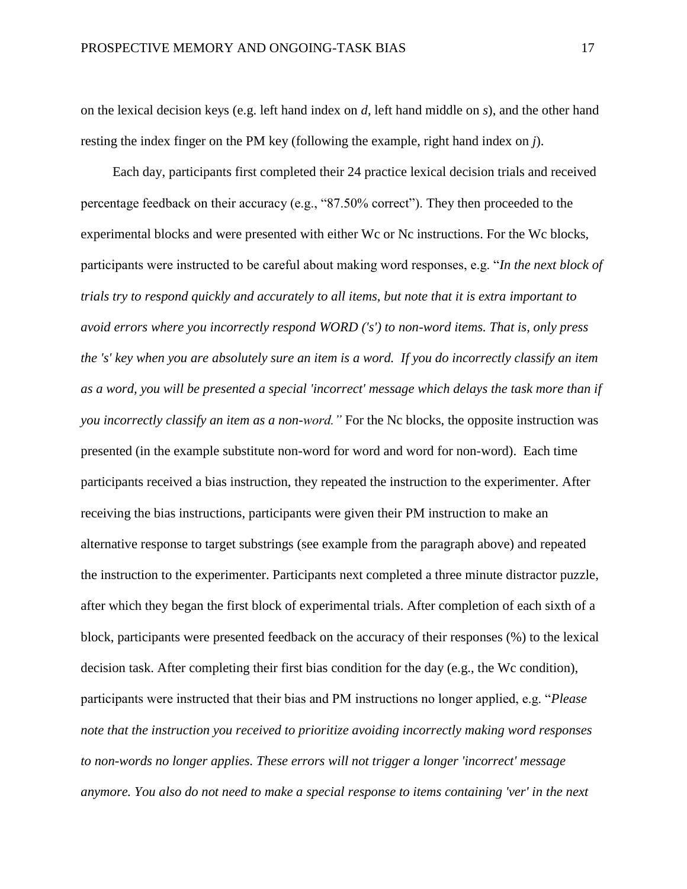on the lexical decision keys (e.g. left hand index on *d*, left hand middle on *s*), and the other hand resting the index finger on the PM key (following the example, right hand index on *j*).

Each day, participants first completed their 24 practice lexical decision trials and received percentage feedback on their accuracy (e.g., "87.50% correct"). They then proceeded to the experimental blocks and were presented with either Wc or Nc instructions. For the Wc blocks, participants were instructed to be careful about making word responses, e.g. "*In the next block of trials try to respond quickly and accurately to all items, but note that it is extra important to avoid errors where you incorrectly respond WORD ('s') to non-word items. That is, only press the 's' key when you are absolutely sure an item is a word. If you do incorrectly classify an item as a word, you will be presented a special 'incorrect' message which delays the task more than if you incorrectly classify an item as a non-word."* For the Nc blocks, the opposite instruction was presented (in the example substitute non-word for word and word for non-word). Each time participants received a bias instruction, they repeated the instruction to the experimenter. After receiving the bias instructions, participants were given their PM instruction to make an alternative response to target substrings (see example from the paragraph above) and repeated the instruction to the experimenter. Participants next completed a three minute distractor puzzle, after which they began the first block of experimental trials. After completion of each sixth of a block, participants were presented feedback on the accuracy of their responses (%) to the lexical decision task. After completing their first bias condition for the day (e.g., the Wc condition), participants were instructed that their bias and PM instructions no longer applied, e.g. "*Please note that the instruction you received to prioritize avoiding incorrectly making word responses to non-words no longer applies. These errors will not trigger a longer 'incorrect' message anymore. You also do not need to make a special response to items containing 'ver' in the next*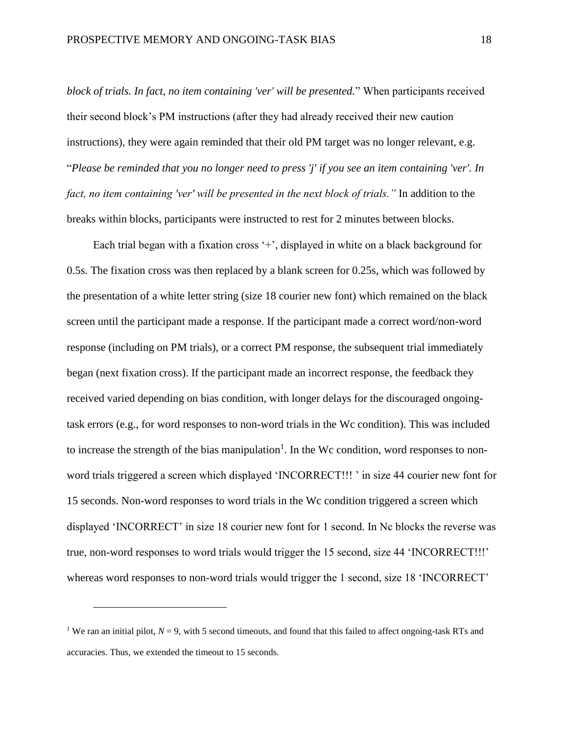*block of trials. In fact, no item containing 'ver' will be presented.*" When participants received their second block's PM instructions (after they had already received their new caution instructions), they were again reminded that their old PM target was no longer relevant, e.g. "*Please be reminded that you no longer need to press 'j' if you see an item containing 'ver'. In fact, no item containing 'ver' will be presented in the next block of trials."* In addition to the breaks within blocks, participants were instructed to rest for 2 minutes between blocks.

Each trial began with a fixation cross '+', displayed in white on a black background for 0.5s. The fixation cross was then replaced by a blank screen for 0.25s, which was followed by the presentation of a white letter string (size 18 courier new font) which remained on the black screen until the participant made a response. If the participant made a correct word/non-word response (including on PM trials), or a correct PM response, the subsequent trial immediately began (next fixation cross). If the participant made an incorrect response, the feedback they received varied depending on bias condition, with longer delays for the discouraged ongoing-task errors (e.g., for word responses to non-word trials in the Wc condition). This was included to increase the strength of the bias manipulation[1]. In the Wc condition, word responses to non-word trials triggered a screen which displayed 'INCORRECT!!! ' in size 44 courier new font for 15 seconds. Non-word responses to word trials in the Wc condition triggered a screen which displayed 'INCORRECT' in size 18 courier new font for 1 second. In Nc blocks the reverse was true, non-word responses to word trials would trigger the 15 second, size 44 'INCORRECT!!!' whereas word responses to non-word trials would trigger the 1 second, size 18 'INCORRECT'

---

[1] We ran an initial pilot, $N = 9$, with 5 second timeouts, and found that this failed to affect ongoing-task RTs and accuracies. Thus, we extended the timeout to 15 seconds.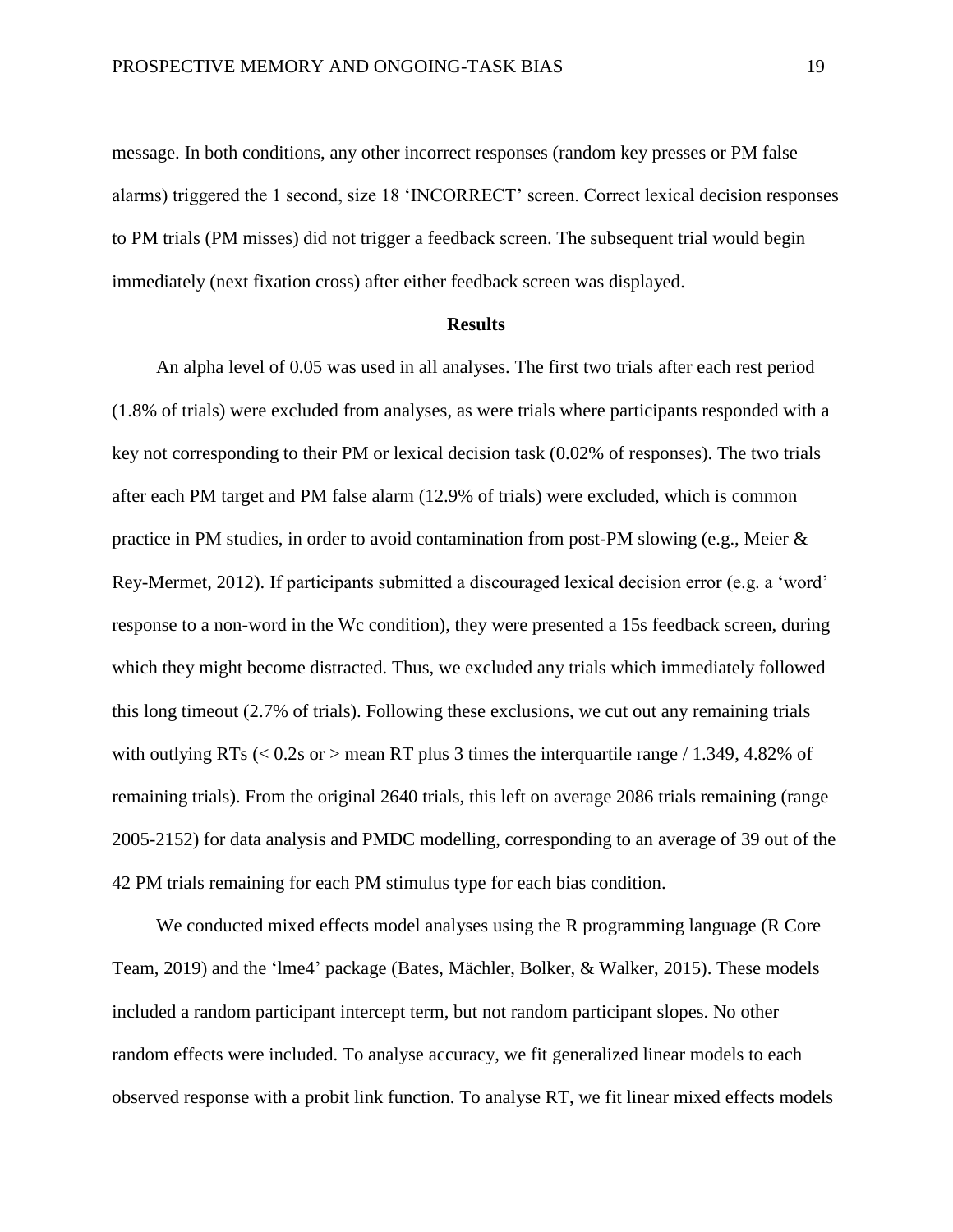message. In both conditions, any other incorrect responses (random key presses or PM false alarms) triggered the 1 second, size 18 'INCORRECT' screen. Correct lexical decision responses to PM trials (PM misses) did not trigger a feedback screen. The subsequent trial would begin immediately (next fixation cross) after either feedback screen was displayed.

## Results

An alpha level of 0.05 was used in all analyses. The first two trials after each rest period (1.8% of trials) were excluded from analyses, as were trials where participants responded with a key not corresponding to their PM or lexical decision task (0.02% of responses). The two trials after each PM target and PM false alarm (12.9% of trials) were excluded, which is common practice in PM studies, in order to avoid contamination from post-PM slowing (e.g., Meier & Rey-Mermet, 2012). If participants submitted a discouraged lexical decision error (e.g. a 'word' response to a non-word in the Wc condition), they were presented a 15s feedback screen, during which they might become distracted. Thus, we excluded any trials which immediately followed this long timeout (2.7% of trials). Following these exclusions, we cut out any remaining trials with outlying RTs (< 0.2s or > mean RT plus 3 times the interquartile range / 1.349, 4.82% of remaining trials). From the original 2640 trials, this left on average 2086 trials remaining (range 2005-2152) for data analysis and PMDC modelling, corresponding to an average of 39 out of the 42 PM trials remaining for each PM stimulus type for each bias condition.

We conducted mixed effects model analyses using the R programming language (R Core Team, 2019) and the 'lme4' package (Bates, Mächler, Bolker, & Walker, 2015). These models included a random participant intercept term, but not random participant slopes. No other random effects were included. To analyse accuracy, we fit generalized linear models to each observed response with a probit link function. To analyse RT, we fit linear mixed effects models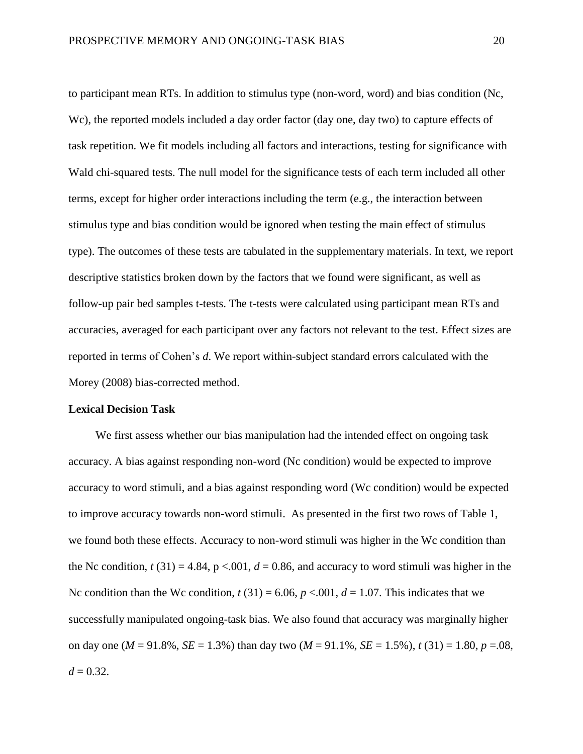to participant mean RTs. In addition to stimulus type (non-word, word) and bias condition (Nc, Wc), the reported models included a day order factor (day one, day two) to capture effects of task repetition. We fit models including all factors and interactions, testing for significance with Wald chi-squared tests. The null model for the significance tests of each term included all other terms, except for higher order interactions including the term (e.g., the interaction between stimulus type and bias condition would be ignored when testing the main effect of stimulus type). The outcomes of these tests are tabulated in the supplementary materials. In text, we report descriptive statistics broken down by the factors that we found were significant, as well as follow-up pair bed samples t-tests. The t-tests were calculated using participant mean RTs and accuracies, averaged for each participant over any factors not relevant to the test. Effect sizes are reported in terms of Cohen's *d*. We report within-subject standard errors calculated with the Morey (2008) bias-corrected method.

## Lexical Decision Task

We first assess whether our bias manipulation had the intended effect on ongoing task accuracy. A bias against responding non-word (Nc condition) would be expected to improve accuracy to word stimuli, and a bias against responding word (Wc condition) would be expected to improve accuracy towards non-word stimuli. As presented in the first two rows of Table 1, we found both these effects. Accuracy to non-word stimuli was higher in the Wc condition than the Nc condition, $t$ (31) = 4.84, p <.001, $d$ = 0.86, and accuracy to word stimuli was higher in the Nc condition than the Wc condition, $t$ (31) = 6.06, $p$ <.001, $d$ = 1.07. This indicates that we successfully manipulated ongoing-task bias. We also found that accuracy was marginally higher on day one ($M$ = 91.8%, $SE$ = 1.3%) than day two ($M$ = 91.1%, $SE$ = 1.5%), $t$ (31) = 1.80, $p$ =.08, $d$ = 0.32.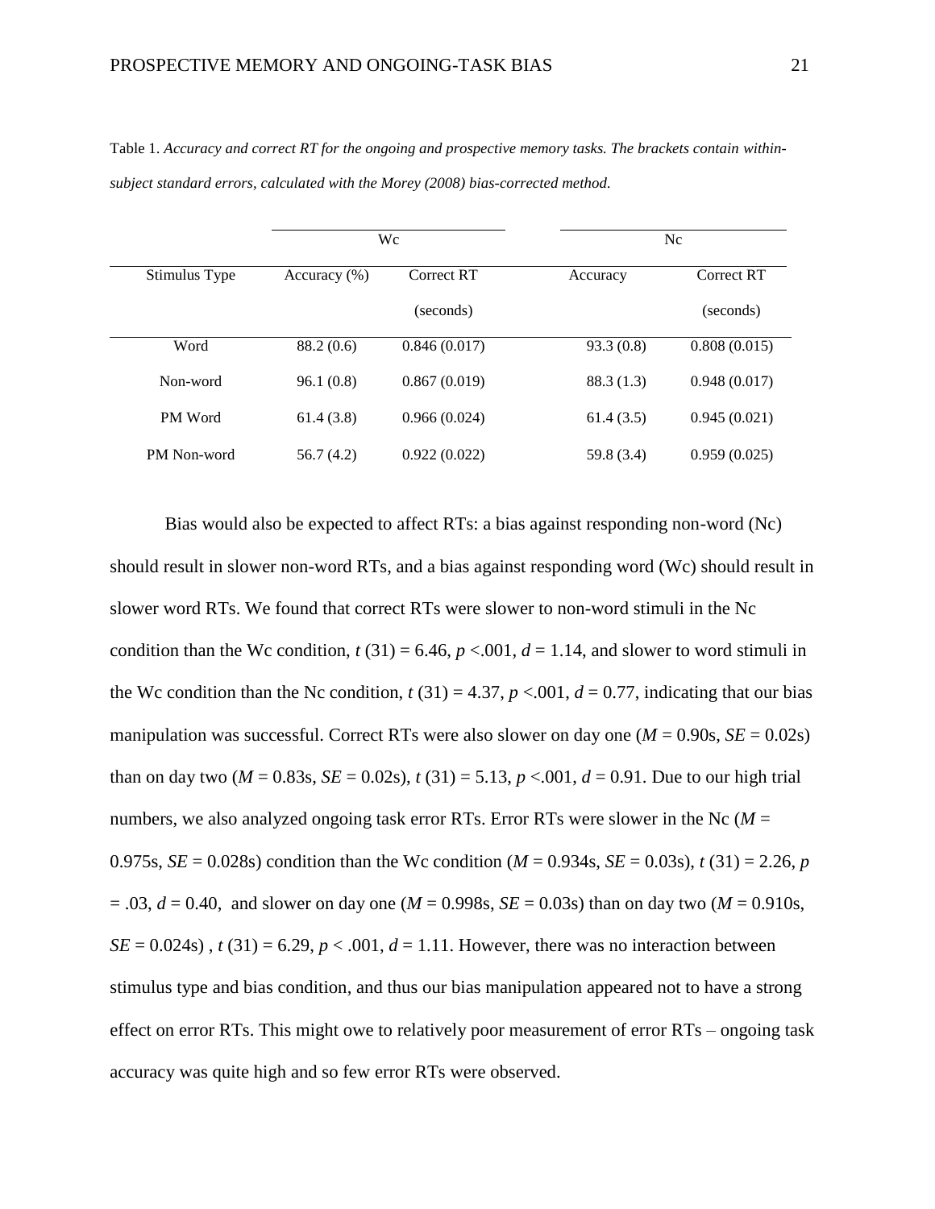Table 1. *Accuracy and correct RT for the ongoing and prospective memory tasks. The brackets contain within-subject standard errors, calculated with the Morey (2008) bias-corrected method.*

| | Wc | | Nc | |
|---|---|---|---|---|
| Stimulus Type | Accuracy (%) | Correct RT (seconds) | Accuracy | Correct RT (seconds) |
| Word | 88.2 (0.6) | 0.846 (0.017) | 93.3 (0.8) | 0.808 (0.015) |
| Non-word | 96.1 (0.8) | 0.867 (0.019) | 88.3 (1.3) | 0.948 (0.017) |
| PM Word | 61.4 (3.8) | 0.966 (0.024) | 61.4 (3.5) | 0.945 (0.021) |
| PM Non-word | 56.7 (4.2) | 0.922 (0.022) | 59.8 (3.4) | 0.959 (0.025) |

Bias would also be expected to affect RTs: a bias against responding non-word (Nc) should result in slower non-word RTs, and a bias against responding word (Wc) should result in slower word RTs. We found that correct RTs were slower to non-word stimuli in the Nc condition than the Wc condition, $t\,(31) = 6.46$, $p < .001$, $d = 1.14$, and slower to word stimuli in the Wc condition than the Nc condition, $t\,(31) = 4.37$, $p < .001$, $d = 0.77$, indicating that our bias manipulation was successful. Correct RTs were also slower on day one ($M = 0.90$s, $SE = 0.02$s) than on day two ($M = 0.83$s, $SE = 0.02$s), $t\,(31) = 5.13$, $p < .001$, $d = 0.91$. Due to our high trial numbers, we also analyzed ongoing task error RTs. Error RTs were slower in the Nc ($M = 0.975$s, $SE = 0.028$s) condition than the Wc condition ($M = 0.934$s, $SE = 0.03$s), $t\,(31) = 2.26$, $p = .03$, $d = 0.40$, and slower on day one ($M = 0.998$s, $SE = 0.03$s) than on day two ($M = 0.910$s, $SE = 0.024$s) , $t\,(31) = 6.29$, $p < .001$, $d = 1.11$. However, there was no interaction between stimulus type and bias condition, and thus our bias manipulation appeared not to have a strong effect on error RTs. This might owe to relatively poor measurement of error RTs – ongoing task accuracy was quite high and so few error RTs were observed.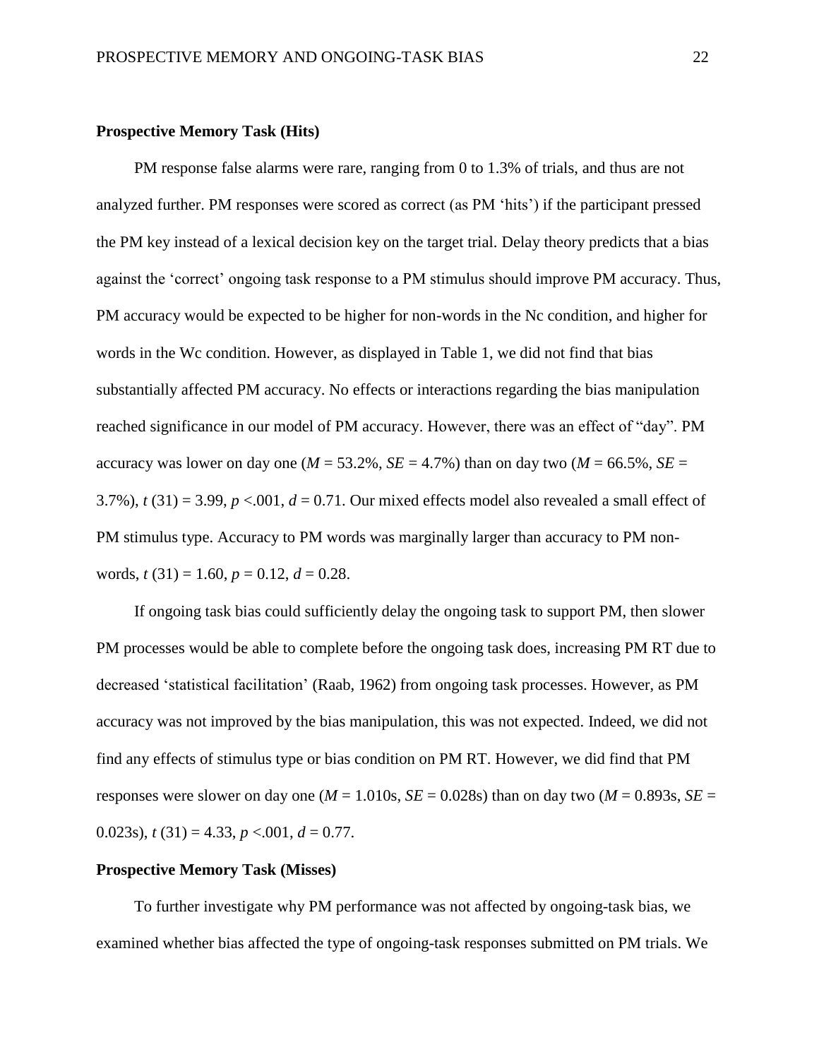### Prospective Memory Task (Hits)

PM response false alarms were rare, ranging from 0 to 1.3% of trials, and thus are not analyzed further. PM responses were scored as correct (as PM 'hits') if the participant pressed the PM key instead of a lexical decision key on the target trial. Delay theory predicts that a bias against the 'correct' ongoing task response to a PM stimulus should improve PM accuracy. Thus, PM accuracy would be expected to be higher for non-words in the Nc condition, and higher for words in the Wc condition. However, as displayed in Table 1, we did not find that bias substantially affected PM accuracy. No effects or interactions regarding the bias manipulation reached significance in our model of PM accuracy. However, there was an effect of "day". PM accuracy was lower on day one ($M$ = 53.2%, $SE$ = 4.7%) than on day two ($M$ = 66.5%, $SE$ = 3.7%), $t$ (31) = 3.99, $p$ <.001, $d$ = 0.71. Our mixed effects model also revealed a small effect of PM stimulus type. Accuracy to PM words was marginally larger than accuracy to PM non-words, $t$ (31) = 1.60, $p$ = 0.12, $d$ = 0.28.

If ongoing task bias could sufficiently delay the ongoing task to support PM, then slower PM processes would be able to complete before the ongoing task does, increasing PM RT due to decreased 'statistical facilitation' (Raab, 1962) from ongoing task processes. However, as PM accuracy was not improved by the bias manipulation, this was not expected. Indeed, we did not find any effects of stimulus type or bias condition on PM RT. However, we did find that PM responses were slower on day one ($M$ = 1.010s, $SE$ = 0.028s) than on day two ($M$ = 0.893s, $SE$ = 0.023s), $t$ (31) = 4.33, $p$ <.001, $d$ = 0.77.

### Prospective Memory Task (Misses)

To further investigate why PM performance was not affected by ongoing-task bias, we examined whether bias affected the type of ongoing-task responses submitted on PM trials. We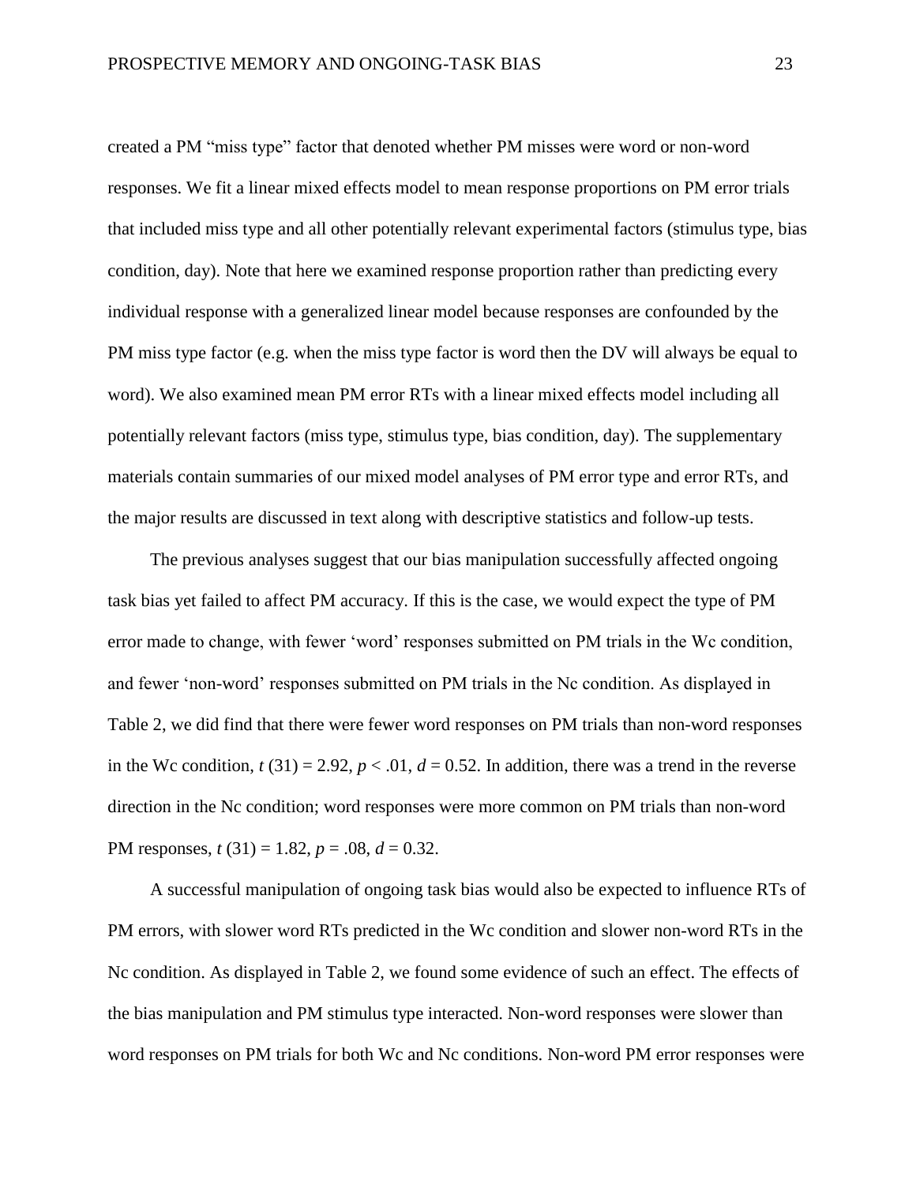created a PM "miss type" factor that denoted whether PM misses were word or non-word responses. We fit a linear mixed effects model to mean response proportions on PM error trials that included miss type and all other potentially relevant experimental factors (stimulus type, bias condition, day). Note that here we examined response proportion rather than predicting every individual response with a generalized linear model because responses are confounded by the PM miss type factor (e.g. when the miss type factor is word then the DV will always be equal to word). We also examined mean PM error RTs with a linear mixed effects model including all potentially relevant factors (miss type, stimulus type, bias condition, day). The supplementary materials contain summaries of our mixed model analyses of PM error type and error RTs, and the major results are discussed in text along with descriptive statistics and follow-up tests.

The previous analyses suggest that our bias manipulation successfully affected ongoing task bias yet failed to affect PM accuracy. If this is the case, we would expect the type of PM error made to change, with fewer 'word' responses submitted on PM trials in the Wc condition, and fewer 'non-word' responses submitted on PM trials in the Nc condition. As displayed in Table 2, we did find that there were fewer word responses on PM trials than non-word responses in the Wc condition, $t\,(31) = 2.92$, $p < .01$, $d = 0.52$. In addition, there was a trend in the reverse direction in the Nc condition; word responses were more common on PM trials than non-word PM responses, $t\,(31) = 1.82$, $p = .08$, $d = 0.32$.

A successful manipulation of ongoing task bias would also be expected to influence RTs of PM errors, with slower word RTs predicted in the Wc condition and slower non-word RTs in the Nc condition. As displayed in Table 2, we found some evidence of such an effect. The effects of the bias manipulation and PM stimulus type interacted. Non-word responses were slower than word responses on PM trials for both Wc and Nc conditions. Non-word PM error responses were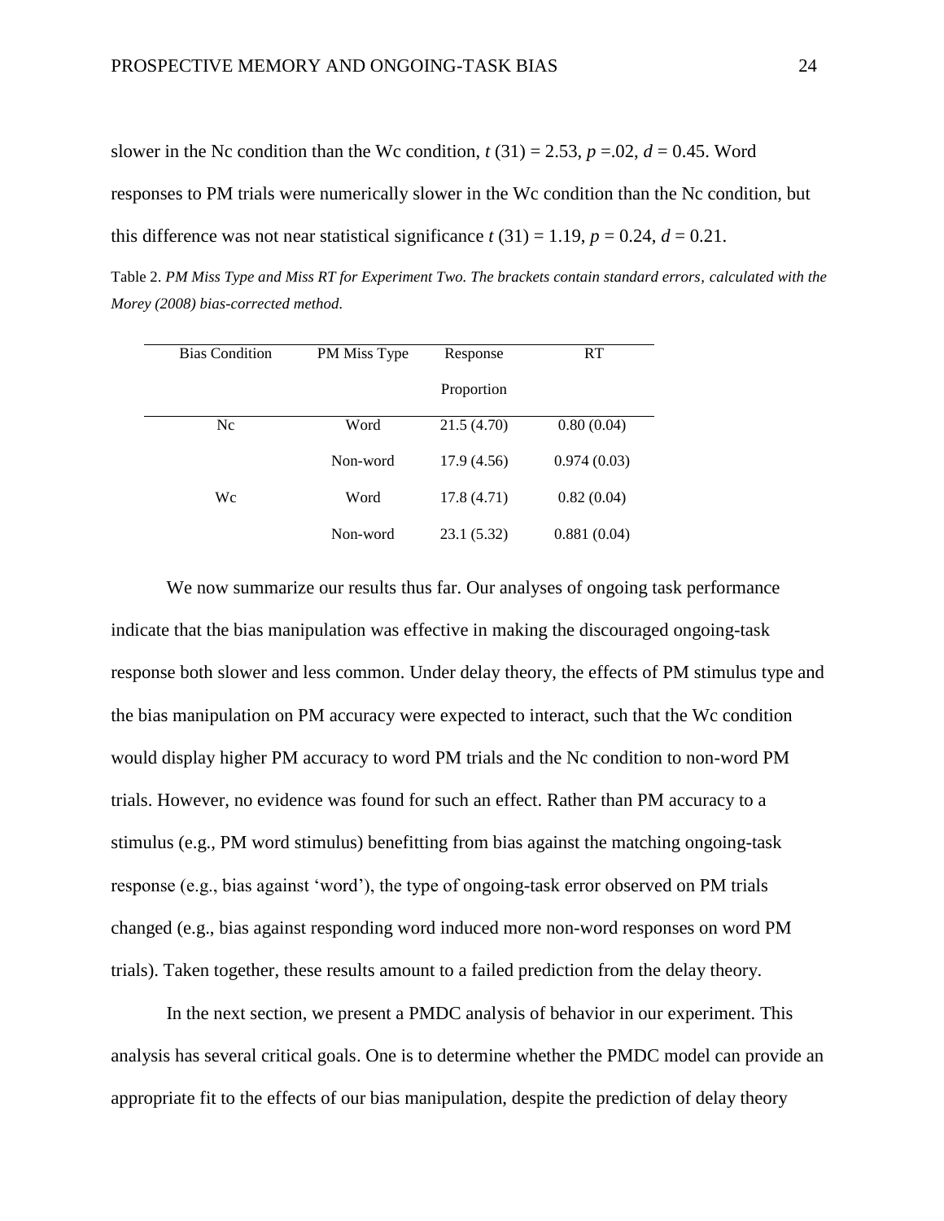slower in the Nc condition than the Wc condition, $t$ (31) = 2.53, $p$ =.02, $d$ = 0.45. Word responses to PM trials were numerically slower in the Wc condition than the Nc condition, but this difference was not near statistical significance $t$ (31) = 1.19, $p$ = 0.24, $d$ = 0.21.

Table 2. *PM Miss Type and Miss RT for Experiment Two. The brackets contain standard errors, calculated with the Morey (2008) bias-corrected method.*

| Bias Condition | PM Miss Type | Response Proportion | RT |
|---|---|---|---|
| Nc | Word | 21.5 (4.70) | 0.80 (0.04) |
| | Non-word | 17.9 (4.56) | 0.974 (0.03) |
| Wc | Word | 17.8 (4.71) | 0.82 (0.04) |
| | Non-word | 23.1 (5.32) | 0.881 (0.04) |

We now summarize our results thus far. Our analyses of ongoing task performance indicate that the bias manipulation was effective in making the discouraged ongoing-task response both slower and less common. Under delay theory, the effects of PM stimulus type and the bias manipulation on PM accuracy were expected to interact, such that the Wc condition would display higher PM accuracy to word PM trials and the Nc condition to non-word PM trials. However, no evidence was found for such an effect. Rather than PM accuracy to a stimulus (e.g., PM word stimulus) benefitting from bias against the matching ongoing-task response (e.g., bias against 'word'), the type of ongoing-task error observed on PM trials changed (e.g., bias against responding word induced more non-word responses on word PM trials). Taken together, these results amount to a failed prediction from the delay theory.

In the next section, we present a PMDC analysis of behavior in our experiment. This analysis has several critical goals. One is to determine whether the PMDC model can provide an appropriate fit to the effects of our bias manipulation, despite the prediction of delay theory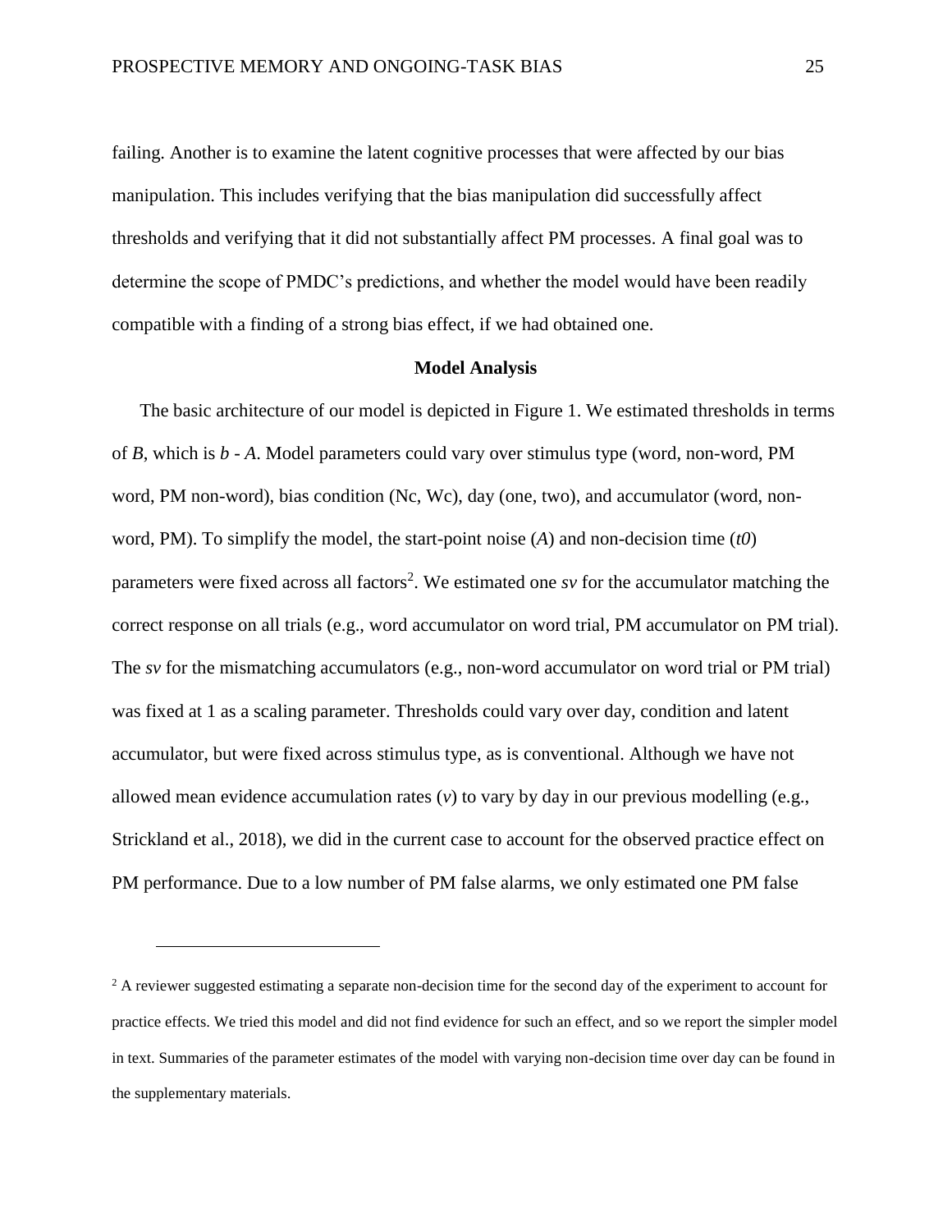failing. Another is to examine the latent cognitive processes that were affected by our bias manipulation. This includes verifying that the bias manipulation did successfully affect thresholds and verifying that it did not substantially affect PM processes. A final goal was to determine the scope of PMDC's predictions, and whether the model would have been readily compatible with a finding of a strong bias effect, if we had obtained one.

## Model Analysis

The basic architecture of our model is depicted in Figure 1. We estimated thresholds in terms of $B$, which is $b - A$. Model parameters could vary over stimulus type (word, non-word, PM word, PM non-word), bias condition (Nc, Wc), day (one, two), and accumulator (word, non-word, PM). To simplify the model, the start-point noise ($A$) and non-decision time ($t0$) parameters were fixed across all factors[2]. We estimated one $sv$ for the accumulator matching the correct response on all trials (e.g., word accumulator on word trial, PM accumulator on PM trial). The $sv$ for the mismatching accumulators (e.g., non-word accumulator on word trial or PM trial) was fixed at 1 as a scaling parameter. Thresholds could vary over day, condition and latent accumulator, but were fixed across stimulus type, as is conventional. Although we have not allowed mean evidence accumulation rates ($v$) to vary by day in our previous modelling (e.g., Strickland et al., 2018), we did in the current case to account for the observed practice effect on PM performance. Due to a low number of PM false alarms, we only estimated one PM false

[2] A reviewer suggested estimating a separate non-decision time for the second day of the experiment to account for practice effects. We tried this model and did not find evidence for such an effect, and so we report the simpler model in text. Summaries of the parameter estimates of the model with varying non-decision time over day can be found in the supplementary materials.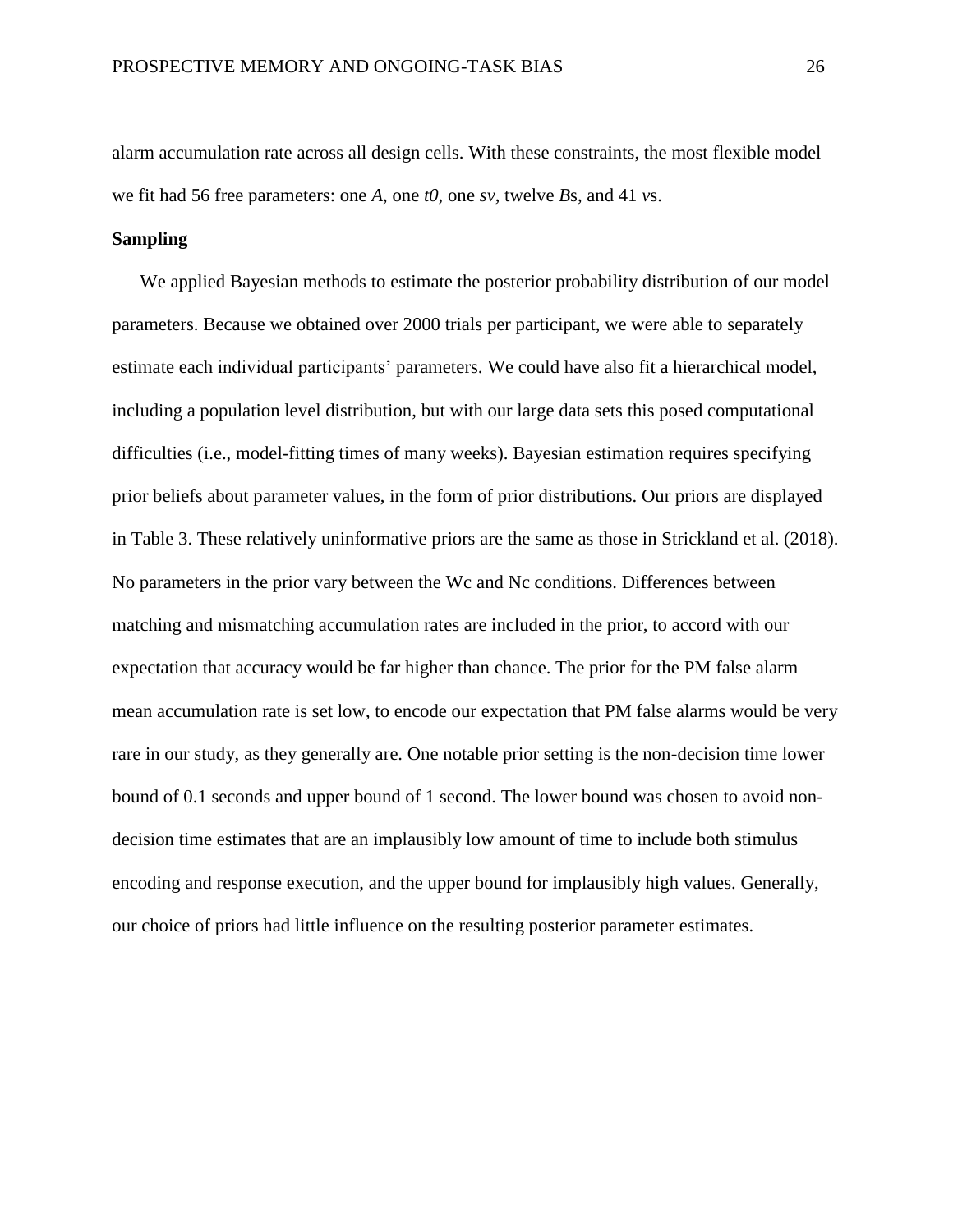alarm accumulation rate across all design cells. With these constraints, the most flexible model we fit had 56 free parameters: one *A*, one *t0*, one *sv*, twelve *B*s, and 41 *v*s.

**Sampling**

We applied Bayesian methods to estimate the posterior probability distribution of our model parameters. Because we obtained over 2000 trials per participant, we were able to separately estimate each individual participants' parameters. We could have also fit a hierarchical model, including a population level distribution, but with our large data sets this posed computational difficulties (i.e., model-fitting times of many weeks). Bayesian estimation requires specifying prior beliefs about parameter values, in the form of prior distributions. Our priors are displayed in Table 3. These relatively uninformative priors are the same as those in Strickland et al. (2018). No parameters in the prior vary between the Wc and Nc conditions. Differences between matching and mismatching accumulation rates are included in the prior, to accord with our expectation that accuracy would be far higher than chance. The prior for the PM false alarm mean accumulation rate is set low, to encode our expectation that PM false alarms would be very rare in our study, as they generally are. One notable prior setting is the non-decision time lower bound of 0.1 seconds and upper bound of 1 second. The lower bound was chosen to avoid non-decision time estimates that are an implausibly low amount of time to include both stimulus encoding and response execution, and the upper bound for implausibly high values. Generally, our choice of priors had little influence on the resulting posterior parameter estimates.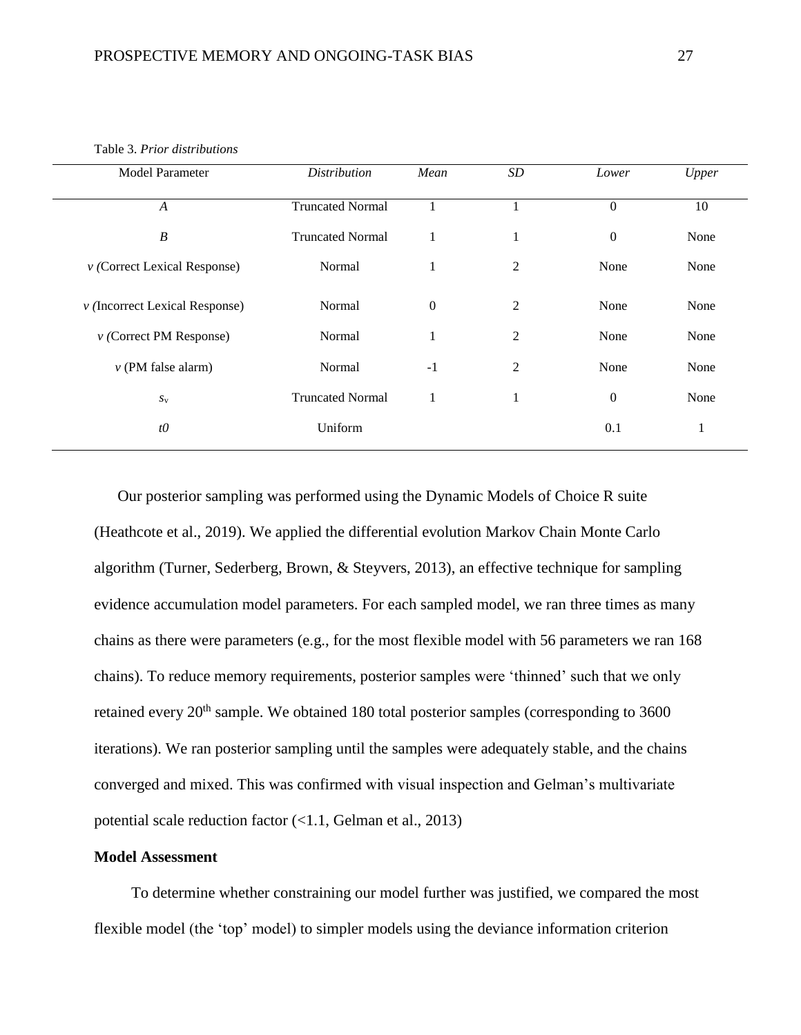Table 3. *Prior distributions*

| Model Parameter | *Distribution* | *Mean* | *SD* | *Lower* | *Upper* |
|---|---|---|---|---|---|
| *A* | Truncated Normal | 1 | 1 | 0 | 10 |
| *B* | Truncated Normal | 1 | 1 | 0 | None |
| *v (*Correct Lexical Response) | Normal | 1 | 2 | None | None |
| *v (*Incorrect Lexical Response) | Normal | 0 | 2 | None | None |
| *v* (Correct PM Response) | Normal | 1 | 2 | None | None |
| *v* (PM false alarm) | Normal | -1 | 2 | None | None |
| $s_v$ | Truncated Normal | 1 | 1 | 0 | None |
| *t0* | Uniform | | | 0.1 | 1 |

Our posterior sampling was performed using the Dynamic Models of Choice R suite (Heathcote et al., 2019). We applied the differential evolution Markov Chain Monte Carlo algorithm (Turner, Sederberg, Brown, & Steyvers, 2013), an effective technique for sampling evidence accumulation model parameters. For each sampled model, we ran three times as many chains as there were parameters (e.g., for the most flexible model with 56 parameters we ran 168 chains). To reduce memory requirements, posterior samples were 'thinned' such that we only retained every 20th sample. We obtained 180 total posterior samples (corresponding to 3600 iterations). We ran posterior sampling until the samples were adequately stable, and the chains converged and mixed. This was confirmed with visual inspection and Gelman's multivariate potential scale reduction factor (<1.1, Gelman et al., 2013)

**Model Assessment**

To determine whether constraining our model further was justified, we compared the most flexible model (the 'top' model) to simpler models using the deviance information criterion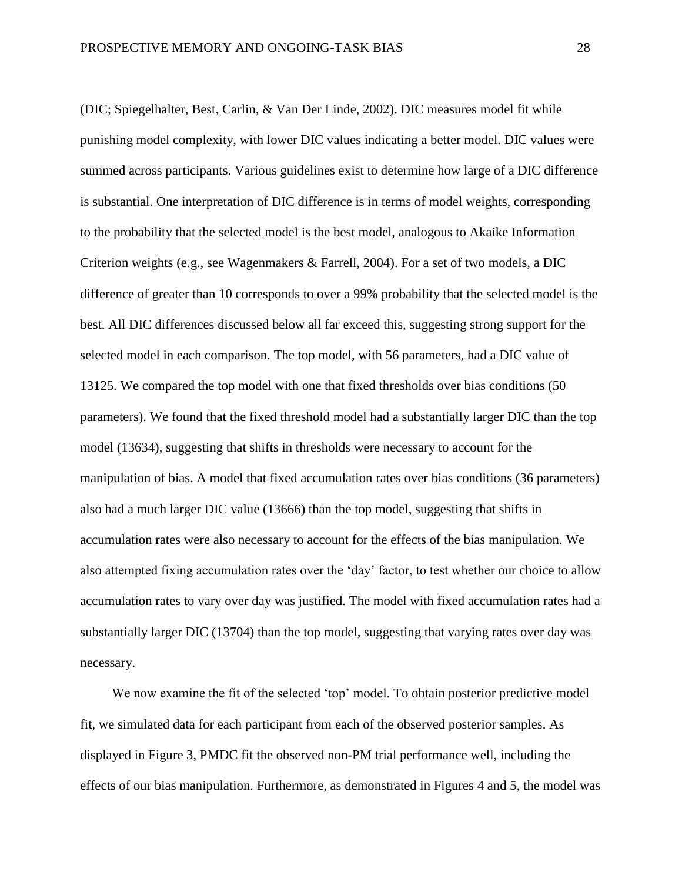(DIC; Spiegelhalter, Best, Carlin, & Van Der Linde, 2002). DIC measures model fit while punishing model complexity, with lower DIC values indicating a better model. DIC values were summed across participants. Various guidelines exist to determine how large of a DIC difference is substantial. One interpretation of DIC difference is in terms of model weights, corresponding to the probability that the selected model is the best model, analogous to Akaike Information Criterion weights (e.g., see Wagenmakers & Farrell, 2004). For a set of two models, a DIC difference of greater than 10 corresponds to over a 99% probability that the selected model is the best. All DIC differences discussed below all far exceed this, suggesting strong support for the selected model in each comparison. The top model, with 56 parameters, had a DIC value of 13125. We compared the top model with one that fixed thresholds over bias conditions (50 parameters). We found that the fixed threshold model had a substantially larger DIC than the top model (13634), suggesting that shifts in thresholds were necessary to account for the manipulation of bias. A model that fixed accumulation rates over bias conditions (36 parameters) also had a much larger DIC value (13666) than the top model, suggesting that shifts in accumulation rates were also necessary to account for the effects of the bias manipulation. We also attempted fixing accumulation rates over the 'day' factor, to test whether our choice to allow accumulation rates to vary over day was justified. The model with fixed accumulation rates had a substantially larger DIC (13704) than the top model, suggesting that varying rates over day was necessary.

We now examine the fit of the selected 'top' model. To obtain posterior predictive model fit, we simulated data for each participant from each of the observed posterior samples. As displayed in Figure 3, PMDC fit the observed non-PM trial performance well, including the effects of our bias manipulation. Furthermore, as demonstrated in Figures 4 and 5, the model was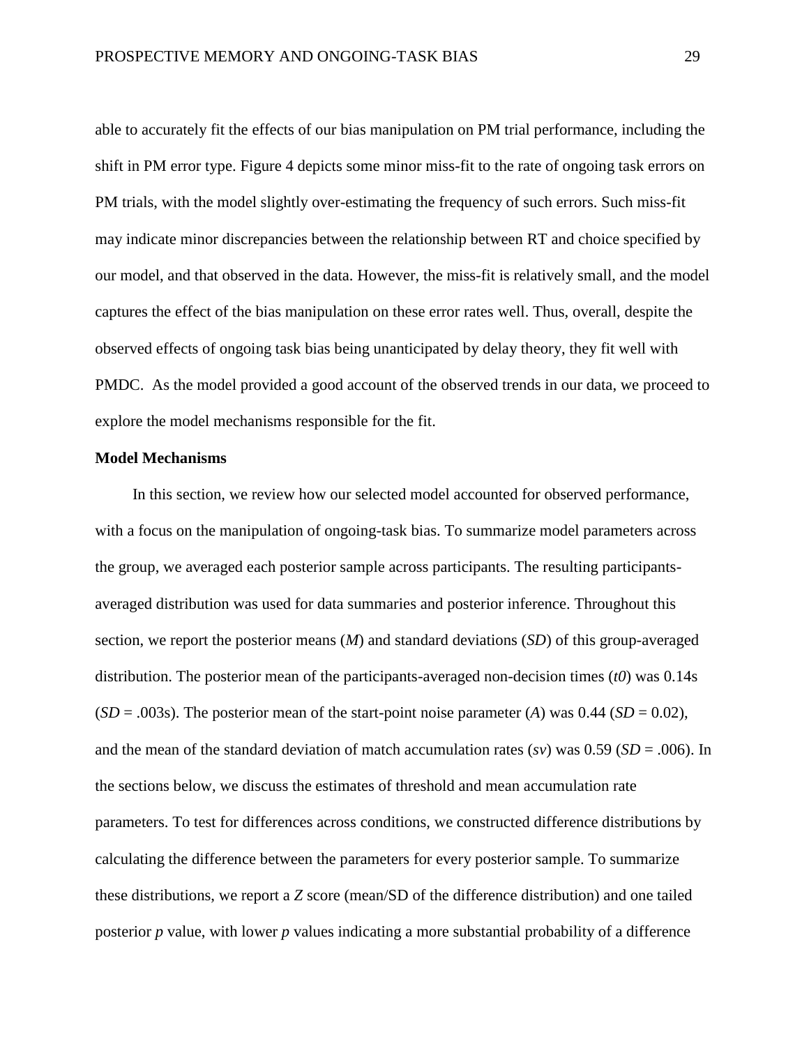able to accurately fit the effects of our bias manipulation on PM trial performance, including the shift in PM error type. Figure 4 depicts some minor miss-fit to the rate of ongoing task errors on PM trials, with the model slightly over-estimating the frequency of such errors. Such miss-fit may indicate minor discrepancies between the relationship between RT and choice specified by our model, and that observed in the data. However, the miss-fit is relatively small, and the model captures the effect of the bias manipulation on these error rates well. Thus, overall, despite the observed effects of ongoing task bias being unanticipated by delay theory, they fit well with PMDC. As the model provided a good account of the observed trends in our data, we proceed to explore the model mechanisms responsible for the fit.

**Model Mechanisms**

In this section, we review how our selected model accounted for observed performance, with a focus on the manipulation of ongoing-task bias. To summarize model parameters across the group, we averaged each posterior sample across participants. The resulting participants-averaged distribution was used for data summaries and posterior inference. Throughout this section, we report the posterior means (*M*) and standard deviations (*SD*) of this group-averaged distribution. The posterior mean of the participants-averaged non-decision times (*t0*) was 0.14s (*SD* = .003s). The posterior mean of the start-point noise parameter (*A*) was 0.44 (*SD* = 0.02), and the mean of the standard deviation of match accumulation rates (*sv*) was 0.59 (*SD* = .006). In the sections below, we discuss the estimates of threshold and mean accumulation rate parameters. To test for differences across conditions, we constructed difference distributions by calculating the difference between the parameters for every posterior sample. To summarize these distributions, we report a *Z* score (mean/SD of the difference distribution) and one tailed posterior *p* value, with lower *p* values indicating a more substantial probability of a difference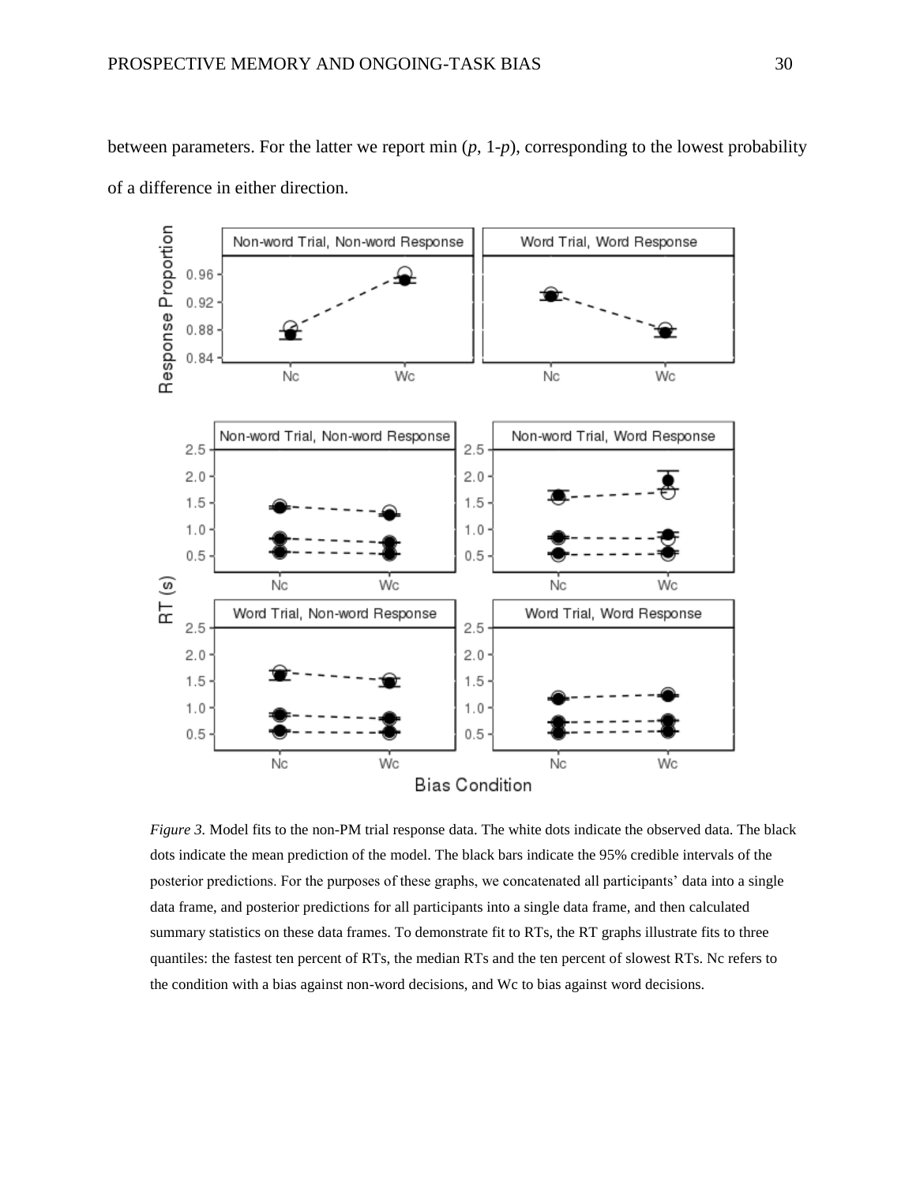between parameters. For the latter we report min ($p$, 1-$p$), corresponding to the lowest probability of a difference in either direction.

*Figure 3.* Model fits to the non-PM trial response data. The white dots indicate the observed data. The black dots indicate the mean prediction of the model. The black bars indicate the 95% credible intervals of the posterior predictions. For the purposes of these graphs, we concatenated all participants' data into a single data frame, and posterior predictions for all participants into a single data frame, and then calculated summary statistics on these data frames. To demonstrate fit to RTs, the RT graphs illustrate fits to three quantiles: the fastest ten percent of RTs, the median RTs and the ten percent of slowest RTs. Nc refers to the condition with a bias against non-word decisions, and Wc to bias against word decisions.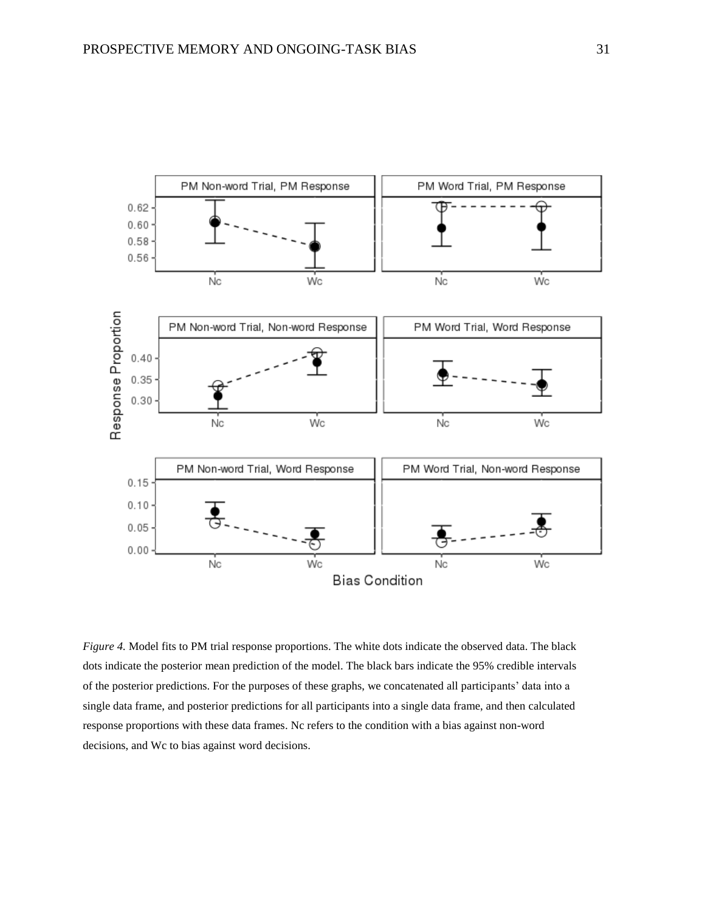*Figure 4.* Model fits to PM trial response proportions. The white dots indicate the observed data. The black dots indicate the posterior mean prediction of the model. The black bars indicate the 95% credible intervals of the posterior predictions. For the purposes of these graphs, we concatenated all participants' data into a single data frame, and posterior predictions for all participants into a single data frame, and then calculated response proportions with these data frames. Nc refers to the condition with a bias against non-word decisions, and Wc to bias against word decisions.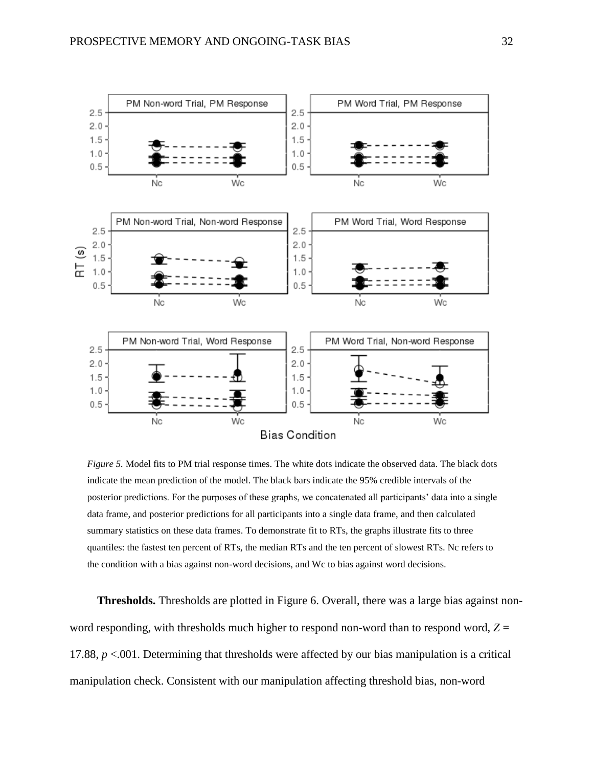*Figure 5.* Model fits to PM trial response times. The white dots indicate the observed data. The black dots indicate the mean prediction of the model. The black bars indicate the 95% credible intervals of the posterior predictions. For the purposes of these graphs, we concatenated all participants' data into a single data frame, and posterior predictions for all participants into a single data frame, and then calculated summary statistics on these data frames. To demonstrate fit to RTs, the graphs illustrate fits to three quantiles: the fastest ten percent of RTs, the median RTs and the ten percent of slowest RTs. Nc refers to the condition with a bias against non-word decisions, and Wc to bias against word decisions.

**Thresholds.** Thresholds are plotted in Figure 6. Overall, there was a large bias against non-word responding, with thresholds much higher to respond non-word than to respond word, $Z = 17.88$, $p < .001$. Determining that thresholds were affected by our bias manipulation is a critical manipulation check. Consistent with our manipulation affecting threshold bias, non-word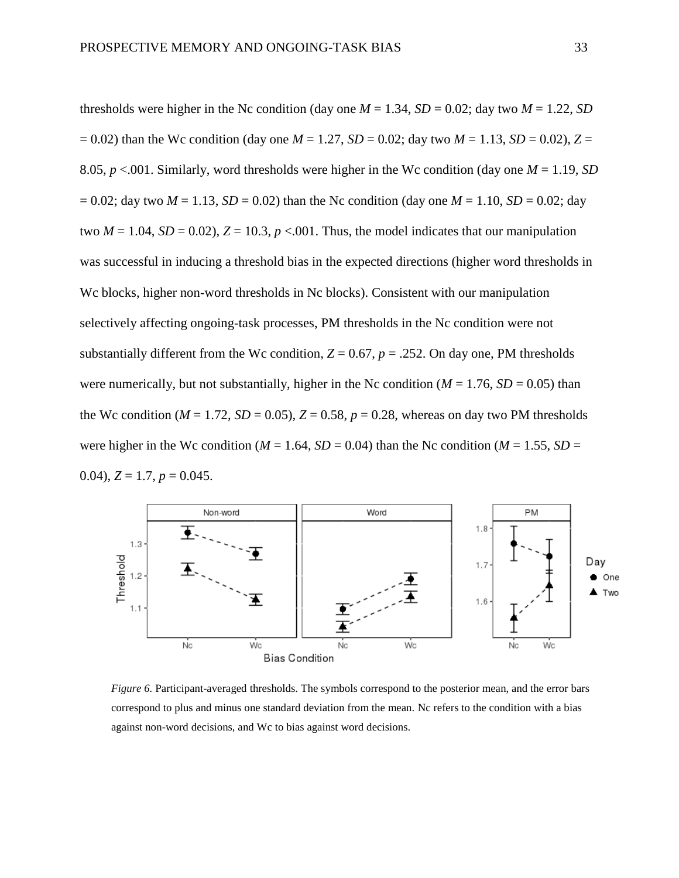thresholds were higher in the Nc condition (day one $M = 1.34$, $SD = 0.02$; day two $M = 1.22$, $SD = 0.02$) than the Wc condition (day one $M = 1.27$, $SD = 0.02$; day two $M = 1.13$, $SD = 0.02$), $Z = 8.05$, $p < .001$. Similarly, word thresholds were higher in the Wc condition (day one $M = 1.19$, $SD = 0.02$; day two $M = 1.13$, $SD = 0.02$) than the Nc condition (day one $M = 1.10$, $SD = 0.02$; day two $M = 1.04$, $SD = 0.02$), $Z = 10.3$, $p < .001$. Thus, the model indicates that our manipulation was successful in inducing a threshold bias in the expected directions (higher word thresholds in Wc blocks, higher non-word thresholds in Nc blocks). Consistent with our manipulation selectively affecting ongoing-task processes, PM thresholds in the Nc condition were not substantially different from the Wc condition, $Z = 0.67$, $p = .252$. On day one, PM thresholds were numerically, but not substantially, higher in the Nc condition ($M = 1.76$, $SD = 0.05$) than the Wc condition ($M = 1.72$, $SD = 0.05$), $Z = 0.58$, $p = 0.28$, whereas on day two PM thresholds were higher in the Wc condition ($M = 1.64$, $SD = 0.04$) than the Nc condition ($M = 1.55$, $SD = 0.04$), $Z = 1.7$, $p = 0.045$.

*Figure 6.* Participant-averaged thresholds. The symbols correspond to the posterior mean, and the error bars correspond to plus and minus one standard deviation from the mean. Nc refers to the condition with a bias against non-word decisions, and Wc to bias against word decisions.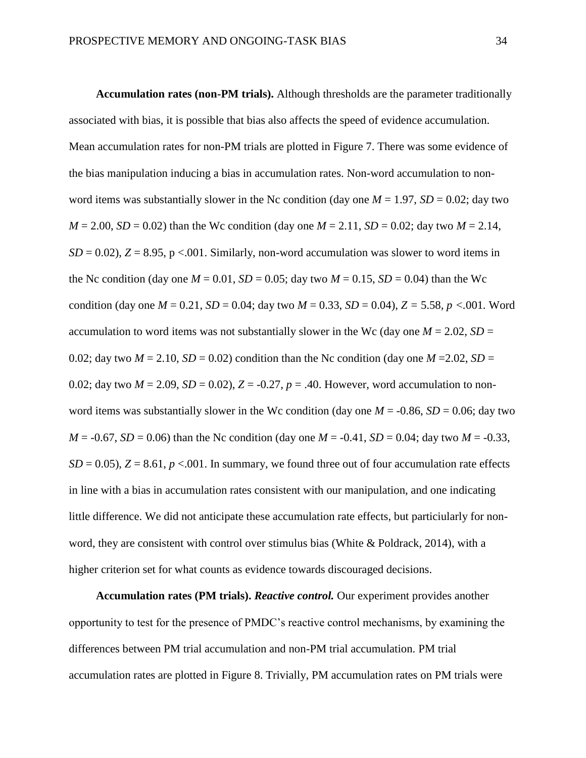**Accumulation rates (non-PM trials).** Although thresholds are the parameter traditionally associated with bias, it is possible that bias also affects the speed of evidence accumulation. Mean accumulation rates for non-PM trials are plotted in Figure 7. There was some evidence of the bias manipulation inducing a bias in accumulation rates. Non-word accumulation to non-word items was substantially slower in the Nc condition (day one $M$ = 1.97, $SD$ = 0.02; day two $M$ = 2.00, $SD$ = 0.02) than the Wc condition (day one $M$ = 2.11, $SD$ = 0.02; day two $M$ = 2.14, $SD$ = 0.02), $Z$ = 8.95, p <.001. Similarly, non-word accumulation was slower to word items in the Nc condition (day one $M$ = 0.01, $SD$ = 0.05; day two $M$ = 0.15, $SD$ = 0.04) than the Wc condition (day one $M$ = 0.21, $SD$ = 0.04; day two $M$ = 0.33, $SD$ = 0.04), $Z$ = 5.58, $p$ <.001. Word accumulation to word items was not substantially slower in the Wc (day one $M$ = 2.02, $SD$ = 0.02; day two $M$ = 2.10, $SD$ = 0.02) condition than the Nc condition (day one $M$ =2.02, $SD$ = 0.02; day two $M$ = 2.09, $SD$ = 0.02), $Z$ = -0.27, $p$ = .40. However, word accumulation to non-word items was substantially slower in the Wc condition (day one $M$ = -0.86, $SD$ = 0.06; day two $M$ = -0.67, $SD$ = 0.06) than the Nc condition (day one $M$ = -0.41, $SD$ = 0.04; day two $M$ = -0.33, $SD$ = 0.05), $Z$ = 8.61, $p$ <.001. In summary, we found three out of four accumulation rate effects in line with a bias in accumulation rates consistent with our manipulation, and one indicating little difference. We did not anticipate these accumulation rate effects, but particiularly for non-word, they are consistent with control over stimulus bias (White & Poldrack, 2014), with a higher criterion set for what counts as evidence towards discouraged decisions.

**Accumulation rates (PM trials).** ***Reactive control.*** Our experiment provides another opportunity to test for the presence of PMDC's reactive control mechanisms, by examining the differences between PM trial accumulation and non-PM trial accumulation. PM trial accumulation rates are plotted in Figure 8. Trivially, PM accumulation rates on PM trials were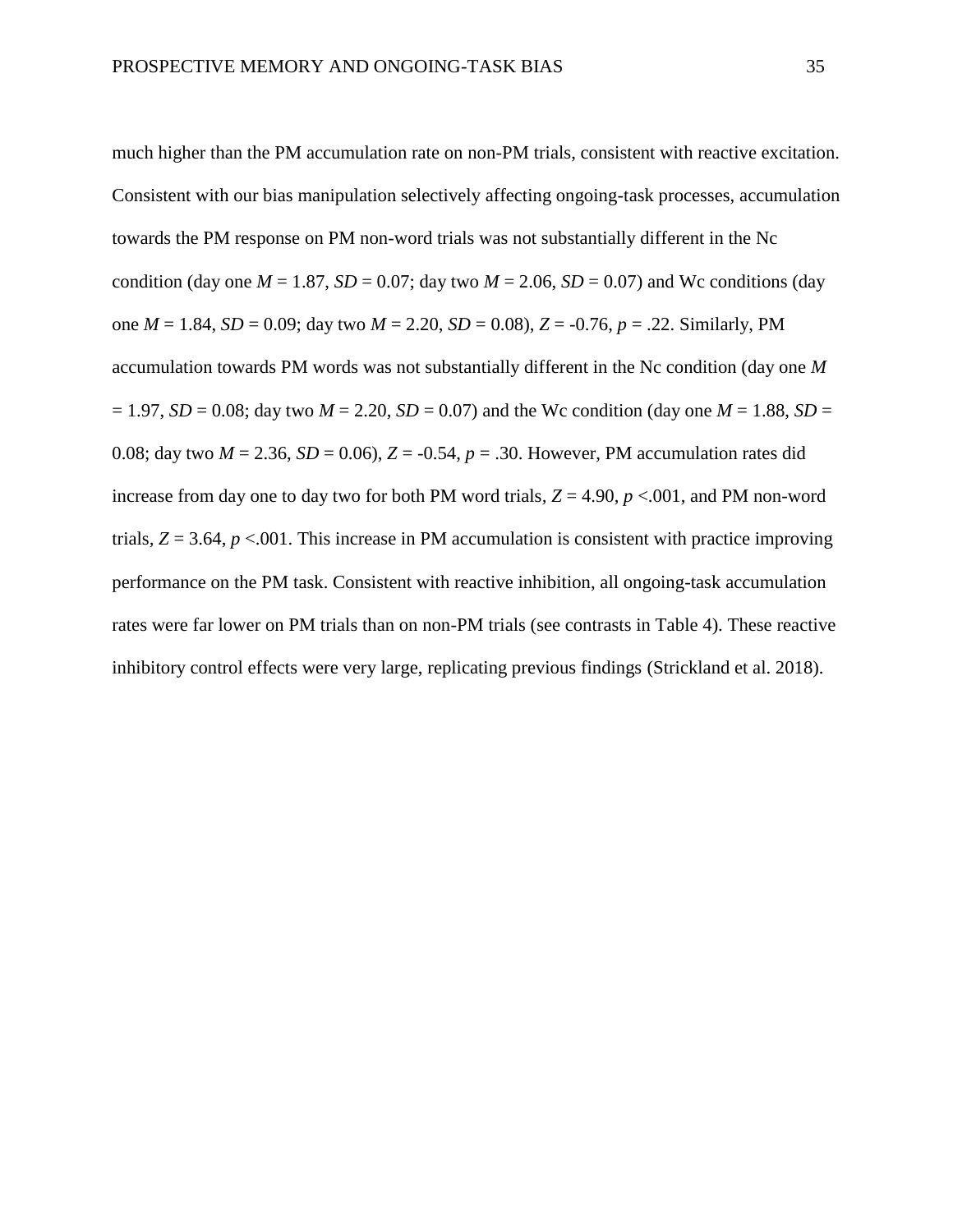much higher than the PM accumulation rate on non-PM trials, consistent with reactive excitation. Consistent with our bias manipulation selectively affecting ongoing-task processes, accumulation towards the PM response on PM non-word trials was not substantially different in the Nc condition (day one $M$ = 1.87, $SD$ = 0.07; day two $M$ = 2.06, $SD$ = 0.07) and Wc conditions (day one $M$ = 1.84, $SD$ = 0.09; day two $M$ = 2.20, $SD$ = 0.08), $Z$ = -0.76, $p$ = .22. Similarly, PM accumulation towards PM words was not substantially different in the Nc condition (day one $M$ = 1.97, $SD$ = 0.08; day two $M$ = 2.20, $SD$ = 0.07) and the Wc condition (day one $M$ = 1.88, $SD$ = 0.08; day two $M$ = 2.36, $SD$ = 0.06), $Z$ = -0.54, $p$ = .30. However, PM accumulation rates did increase from day one to day two for both PM word trials, $Z$ = 4.90, $p$ <.001, and PM non-word trials, $Z$ = 3.64, $p$ <.001. This increase in PM accumulation is consistent with practice improving performance on the PM task. Consistent with reactive inhibition, all ongoing-task accumulation rates were far lower on PM trials than on non-PM trials (see contrasts in Table 4). These reactive inhibitory control effects were very large, replicating previous findings (Strickland et al. 2018).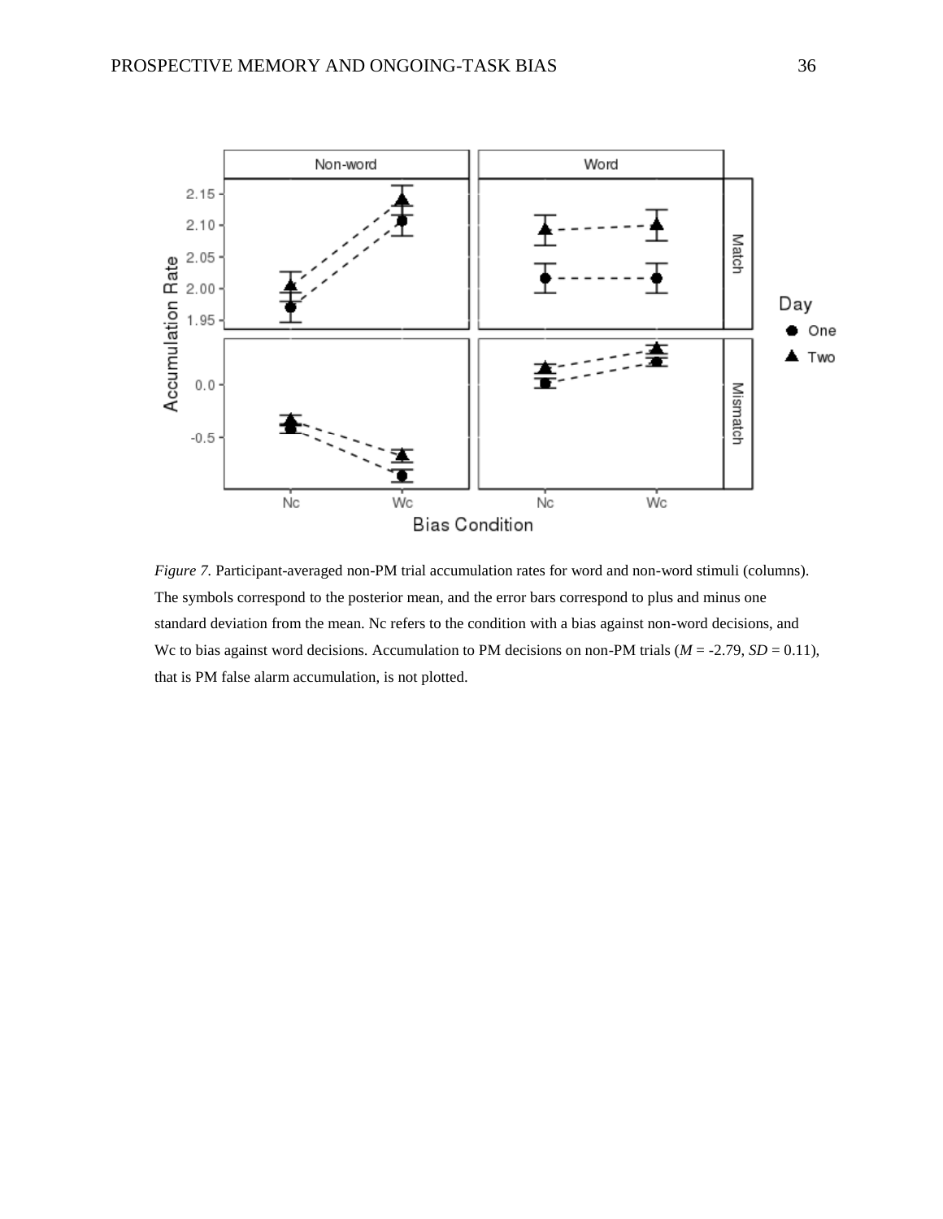*Figure 7.* Participant-averaged non-PM trial accumulation rates for word and non-word stimuli (columns). The symbols correspond to the posterior mean, and the error bars correspond to plus and minus one standard deviation from the mean. Nc refers to the condition with a bias against non-word decisions, and Wc to bias against word decisions. Accumulation to PM decisions on non-PM trials ($M$ = -2.79, $SD$ = 0.11), that is PM false alarm accumulation, is not plotted.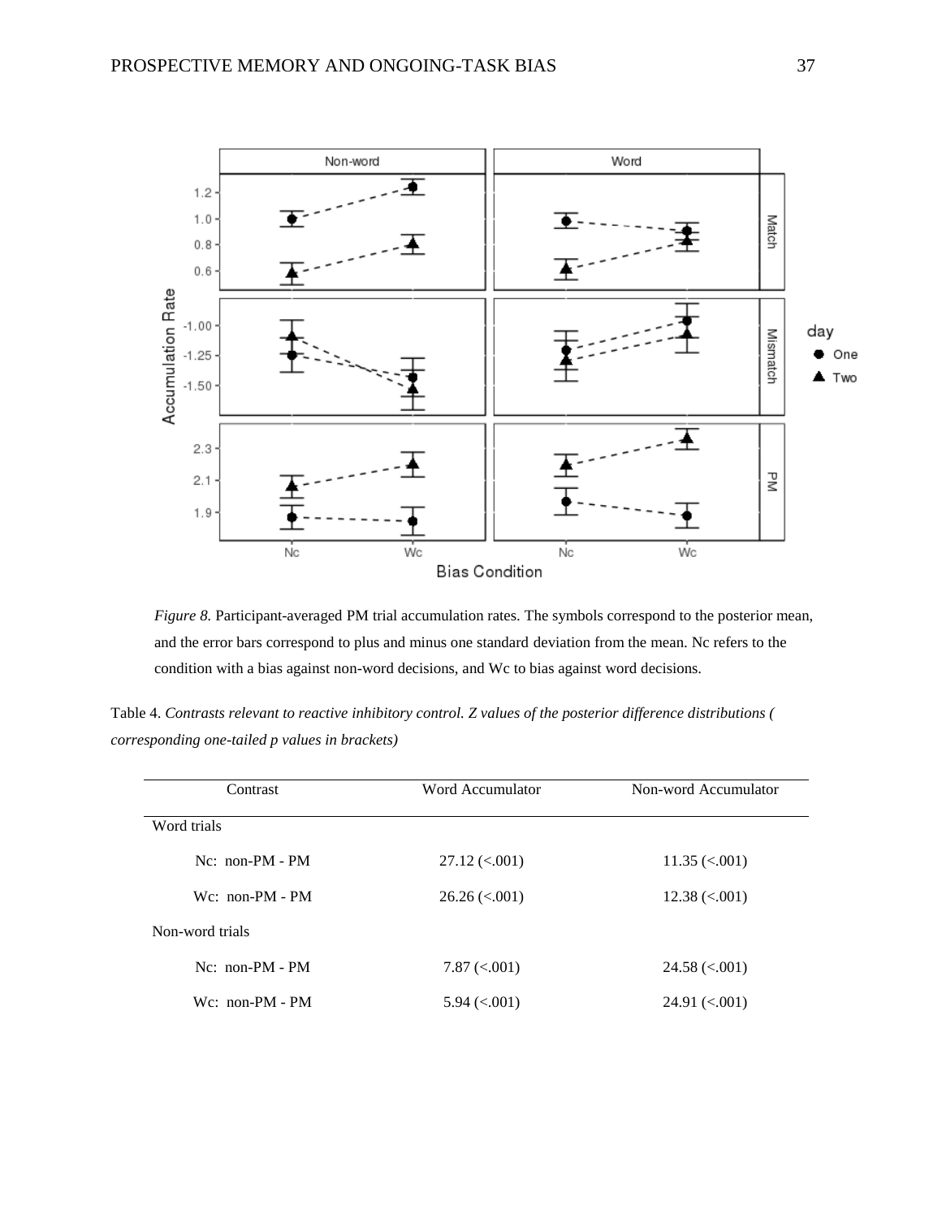*Figure 8.* Participant-averaged PM trial accumulation rates. The symbols correspond to the posterior mean, and the error bars correspond to plus and minus one standard deviation from the mean. Nc refers to the condition with a bias against non-word decisions, and Wc to bias against word decisions.

Table 4. *Contrasts relevant to reactive inhibitory control. Z values of the posterior difference distributions ( corresponding one-tailed p values in brackets)*

| Contrast | Word Accumulator | Non-word Accumulator |
|---|---|---|
| Word trials | | |
| Nc: non-PM - PM | 27.12 (<.001) | 11.35 (<.001) |
| Wc: non-PM - PM | 26.26 (<.001) | 12.38 (<.001) |
| Non-word trials | | |
| Nc: non-PM - PM | 7.87 (<.001) | 24.58 (<.001) |
| Wc: non-PM - PM | 5.94 (<.001) | 24.91 (<.001) |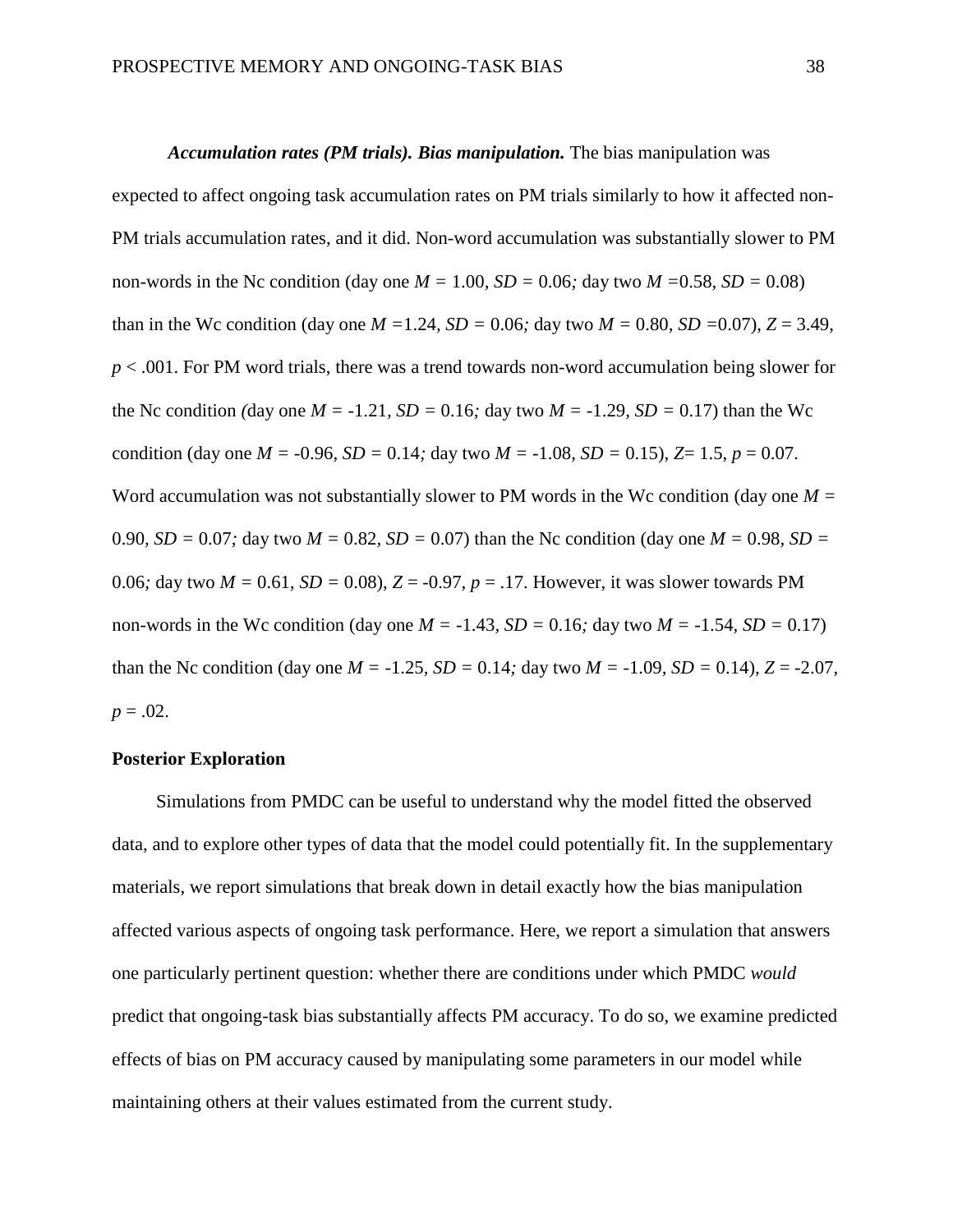***Accumulation rates (PM trials). Bias manipulation.*** The bias manipulation was expected to affect ongoing task accumulation rates on PM trials similarly to how it affected non-PM trials accumulation rates, and it did. Non-word accumulation was substantially slower to PM non-words in the Nc condition (day one $M$ = 1.00, $SD$ = 0.06; day two $M$ =0.58, $SD$ = 0.08) than in the Wc condition (day one $M$ =1.24, $SD$ = 0.06; day two $M$ = 0.80, $SD$ =0.07), $Z$ = 3.49, $p$ < .001. For PM word trials, there was a trend towards non-word accumulation being slower for the Nc condition (day one $M$ = -1.21, $SD$ = 0.16; day two $M$ = -1.29, $SD$ = 0.17) than the Wc condition (day one $M$ = -0.96, $SD$ = 0.14; day two $M$ = -1.08, $SD$ = 0.15), $Z$= 1.5, $p$ = 0.07. Word accumulation was not substantially slower to PM words in the Wc condition (day one $M$ = 0.90, $SD$ = 0.07; day two $M$ = 0.82, $SD$ = 0.07) than the Nc condition (day one $M$ = 0.98, $SD$ = 0.06; day two $M$ = 0.61, $SD$ = 0.08), $Z$ = -0.97, $p$ = .17. However, it was slower towards PM non-words in the Wc condition (day one $M$ = -1.43, $SD$ = 0.16; day two $M$ = -1.54, $SD$ = 0.17) than the Nc condition (day one $M$ = -1.25, $SD$ = 0.14; day two $M$ = -1.09, $SD$ = 0.14), $Z$ = -2.07, $p$ = .02.

## Posterior Exploration

Simulations from PMDC can be useful to understand why the model fitted the observed data, and to explore other types of data that the model could potentially fit. In the supplementary materials, we report simulations that break down in detail exactly how the bias manipulation affected various aspects of ongoing task performance. Here, we report a simulation that answers one particularly pertinent question: whether there are conditions under which PMDC *would* predict that ongoing-task bias substantially affects PM accuracy. To do so, we examine predicted effects of bias on PM accuracy caused by manipulating some parameters in our model while maintaining others at their values estimated from the current study.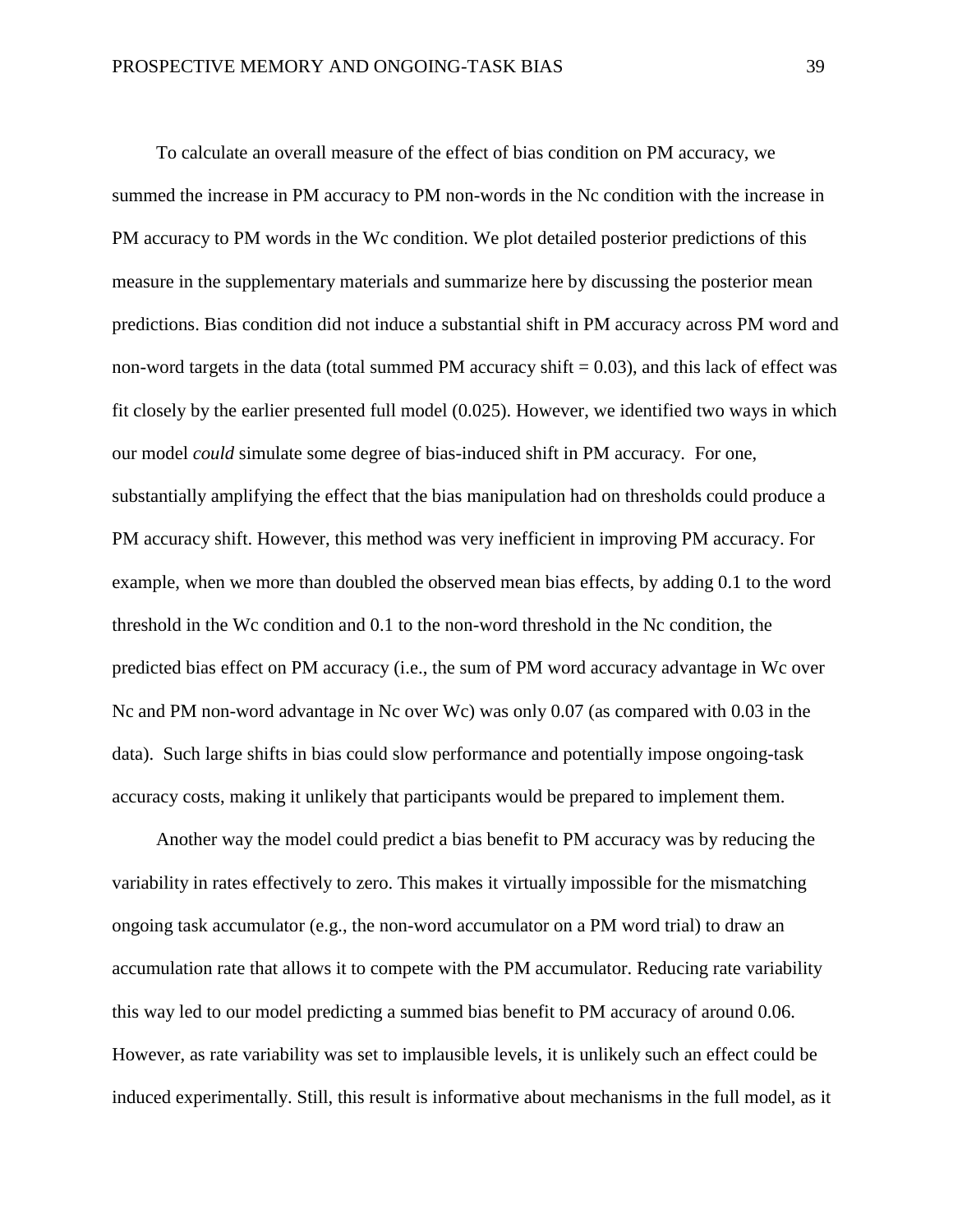To calculate an overall measure of the effect of bias condition on PM accuracy, we summed the increase in PM accuracy to PM non-words in the Nc condition with the increase in PM accuracy to PM words in the Wc condition. We plot detailed posterior predictions of this measure in the supplementary materials and summarize here by discussing the posterior mean predictions. Bias condition did not induce a substantial shift in PM accuracy across PM word and non-word targets in the data (total summed PM accuracy shift = 0.03), and this lack of effect was fit closely by the earlier presented full model (0.025). However, we identified two ways in which our model *could* simulate some degree of bias-induced shift in PM accuracy. For one, substantially amplifying the effect that the bias manipulation had on thresholds could produce a PM accuracy shift. However, this method was very inefficient in improving PM accuracy. For example, when we more than doubled the observed mean bias effects, by adding 0.1 to the word threshold in the Wc condition and 0.1 to the non-word threshold in the Nc condition, the predicted bias effect on PM accuracy (i.e., the sum of PM word accuracy advantage in Wc over Nc and PM non-word advantage in Nc over Wc) was only 0.07 (as compared with 0.03 in the data). Such large shifts in bias could slow performance and potentially impose ongoing-task accuracy costs, making it unlikely that participants would be prepared to implement them.

Another way the model could predict a bias benefit to PM accuracy was by reducing the variability in rates effectively to zero. This makes it virtually impossible for the mismatching ongoing task accumulator (e.g., the non-word accumulator on a PM word trial) to draw an accumulation rate that allows it to compete with the PM accumulator. Reducing rate variability this way led to our model predicting a summed bias benefit to PM accuracy of around 0.06. However, as rate variability was set to implausible levels, it is unlikely such an effect could be induced experimentally. Still, this result is informative about mechanisms in the full model, as it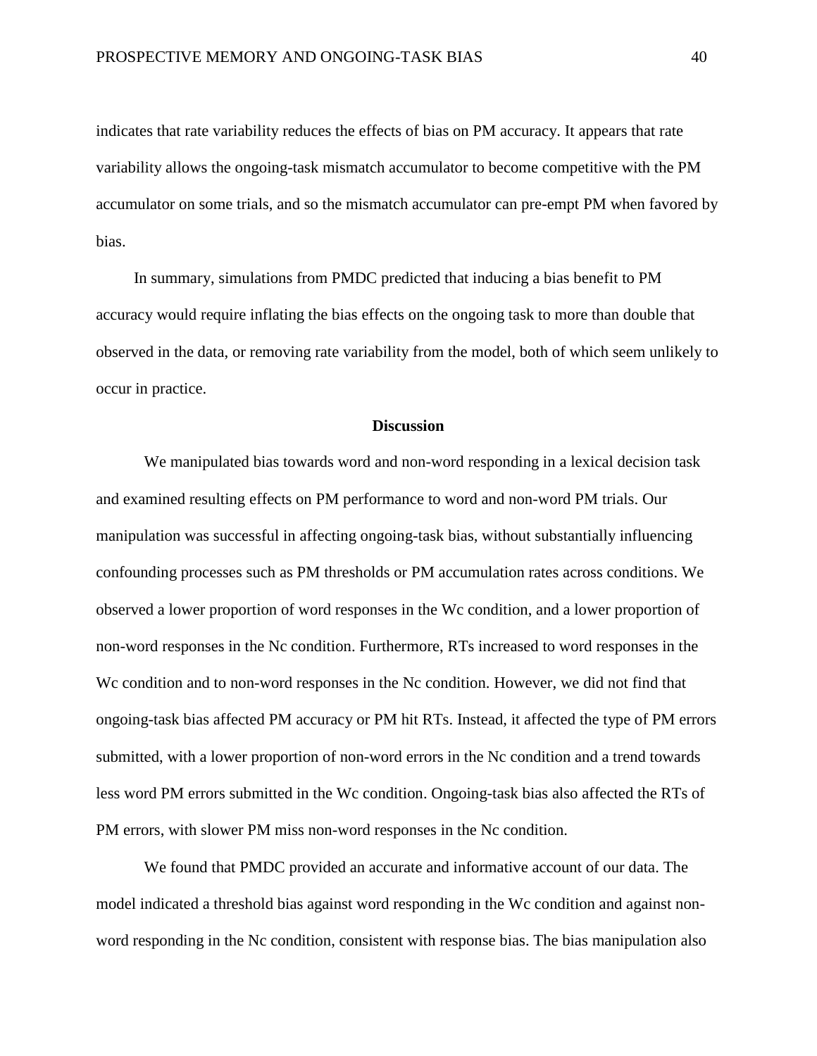indicates that rate variability reduces the effects of bias on PM accuracy. It appears that rate variability allows the ongoing-task mismatch accumulator to become competitive with the PM accumulator on some trials, and so the mismatch accumulator can pre-empt PM when favored by bias.

In summary, simulations from PMDC predicted that inducing a bias benefit to PM accuracy would require inflating the bias effects on the ongoing task to more than double that observed in the data, or removing rate variability from the model, both of which seem unlikely to occur in practice.

## Discussion

We manipulated bias towards word and non-word responding in a lexical decision task and examined resulting effects on PM performance to word and non-word PM trials. Our manipulation was successful in affecting ongoing-task bias, without substantially influencing confounding processes such as PM thresholds or PM accumulation rates across conditions. We observed a lower proportion of word responses in the Wc condition, and a lower proportion of non-word responses in the Nc condition. Furthermore, RTs increased to word responses in the Wc condition and to non-word responses in the Nc condition. However, we did not find that ongoing-task bias affected PM accuracy or PM hit RTs. Instead, it affected the type of PM errors submitted, with a lower proportion of non-word errors in the Nc condition and a trend towards less word PM errors submitted in the Wc condition. Ongoing-task bias also affected the RTs of PM errors, with slower PM miss non-word responses in the Nc condition.

We found that PMDC provided an accurate and informative account of our data. The model indicated a threshold bias against word responding in the Wc condition and against non-word responding in the Nc condition, consistent with response bias. The bias manipulation also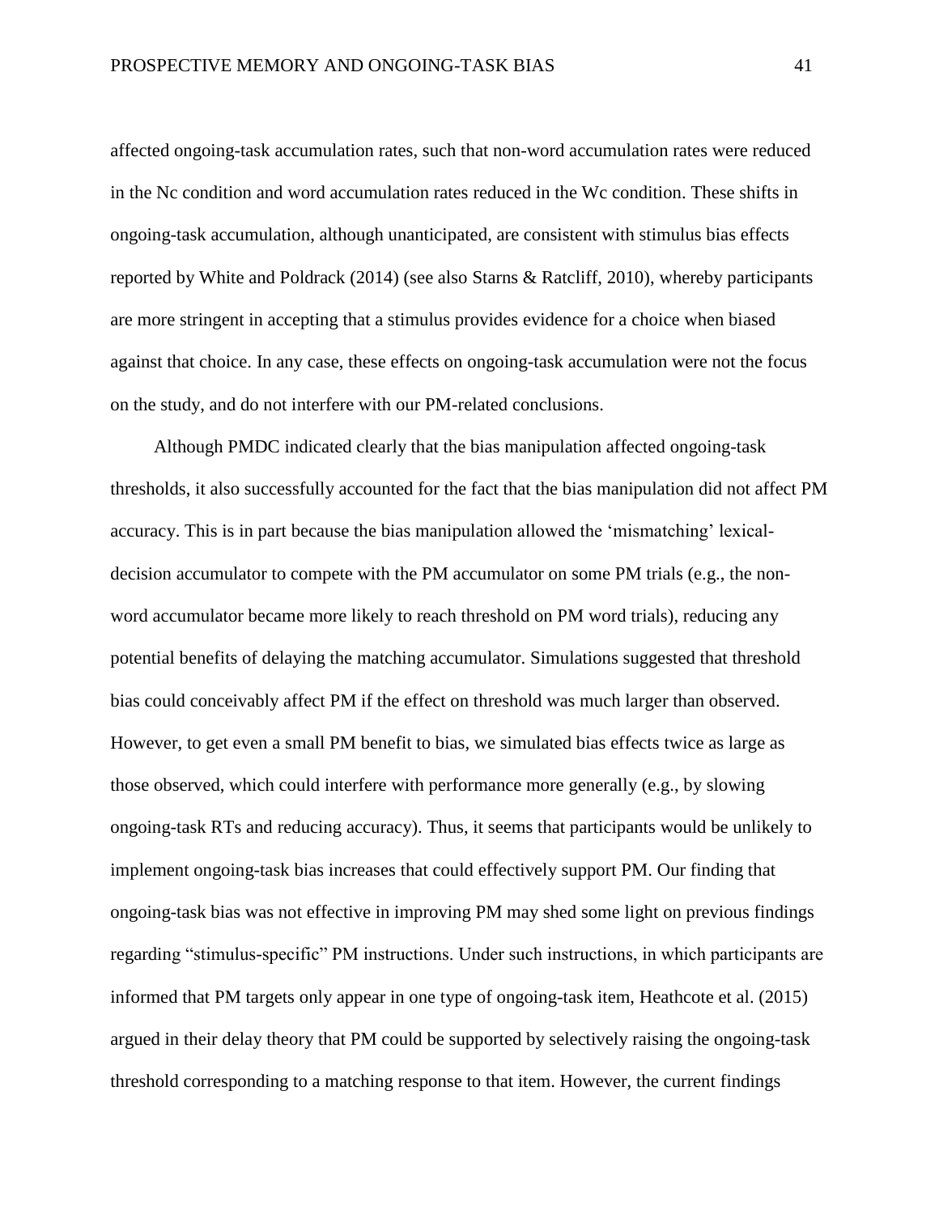affected ongoing-task accumulation rates, such that non-word accumulation rates were reduced in the Nc condition and word accumulation rates reduced in the Wc condition. These shifts in ongoing-task accumulation, although unanticipated, are consistent with stimulus bias effects reported by White and Poldrack (2014) (see also Starns & Ratcliff, 2010), whereby participants are more stringent in accepting that a stimulus provides evidence for a choice when biased against that choice. In any case, these effects on ongoing-task accumulation were not the focus on the study, and do not interfere with our PM-related conclusions.

Although PMDC indicated clearly that the bias manipulation affected ongoing-task thresholds, it also successfully accounted for the fact that the bias manipulation did not affect PM accuracy. This is in part because the bias manipulation allowed the 'mismatching' lexical-decision accumulator to compete with the PM accumulator on some PM trials (e.g., the non-word accumulator became more likely to reach threshold on PM word trials), reducing any potential benefits of delaying the matching accumulator. Simulations suggested that threshold bias could conceivably affect PM if the effect on threshold was much larger than observed. However, to get even a small PM benefit to bias, we simulated bias effects twice as large as those observed, which could interfere with performance more generally (e.g., by slowing ongoing-task RTs and reducing accuracy). Thus, it seems that participants would be unlikely to implement ongoing-task bias increases that could effectively support PM. Our finding that ongoing-task bias was not effective in improving PM may shed some light on previous findings regarding "stimulus-specific" PM instructions. Under such instructions, in which participants are informed that PM targets only appear in one type of ongoing-task item, Heathcote et al. (2015) argued in their delay theory that PM could be supported by selectively raising the ongoing-task threshold corresponding to a matching response to that item. However, the current findings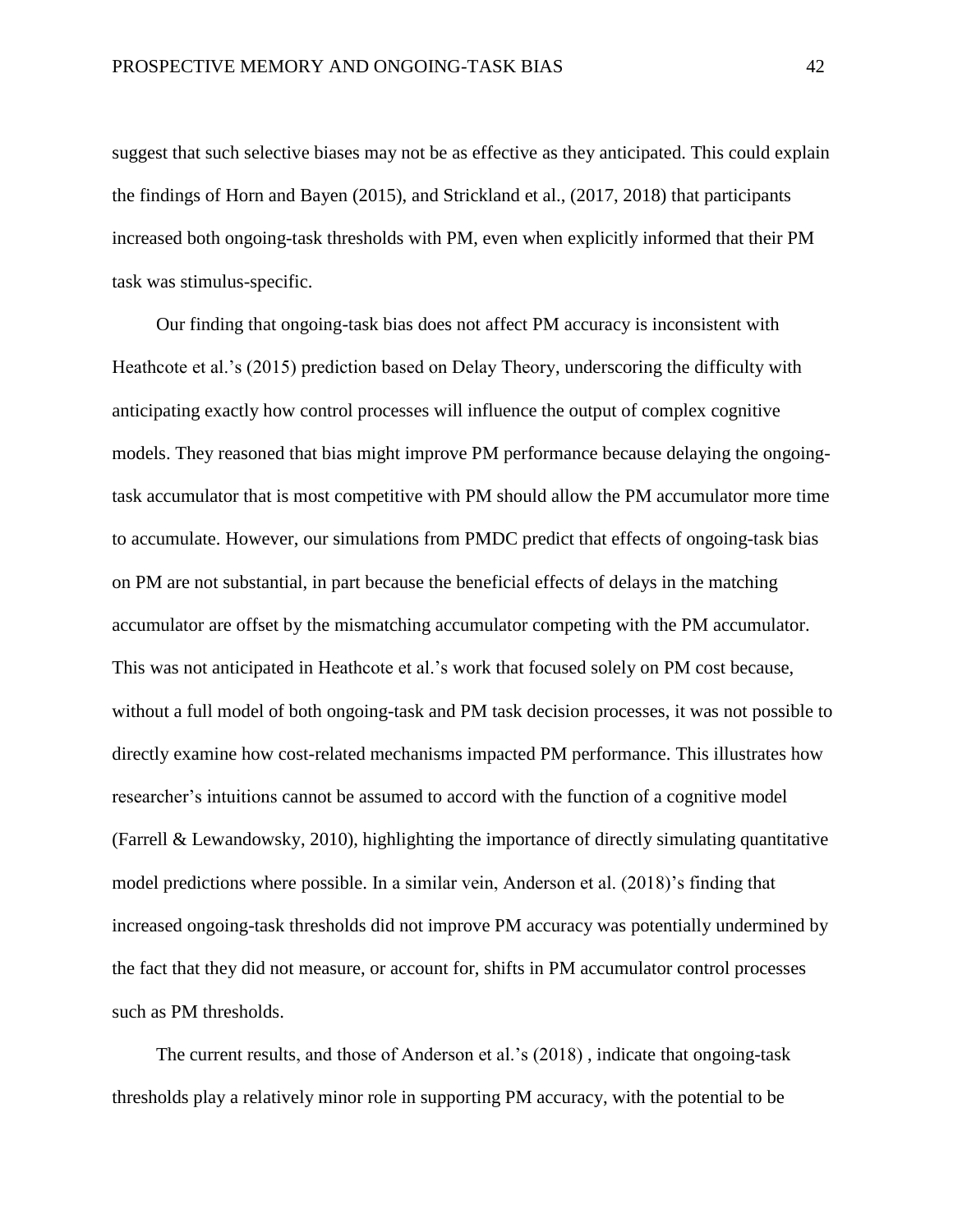suggest that such selective biases may not be as effective as they anticipated. This could explain the findings of Horn and Bayen (2015), and Strickland et al., (2017, 2018) that participants increased both ongoing-task thresholds with PM, even when explicitly informed that their PM task was stimulus-specific.

Our finding that ongoing-task bias does not affect PM accuracy is inconsistent with Heathcote et al.'s (2015) prediction based on Delay Theory, underscoring the difficulty with anticipating exactly how control processes will influence the output of complex cognitive models. They reasoned that bias might improve PM performance because delaying the ongoing-task accumulator that is most competitive with PM should allow the PM accumulator more time to accumulate. However, our simulations from PMDC predict that effects of ongoing-task bias on PM are not substantial, in part because the beneficial effects of delays in the matching accumulator are offset by the mismatching accumulator competing with the PM accumulator. This was not anticipated in Heathcote et al.'s work that focused solely on PM cost because, without a full model of both ongoing-task and PM task decision processes, it was not possible to directly examine how cost-related mechanisms impacted PM performance. This illustrates how researcher's intuitions cannot be assumed to accord with the function of a cognitive model (Farrell & Lewandowsky, 2010), highlighting the importance of directly simulating quantitative model predictions where possible. In a similar vein, Anderson et al. (2018)'s finding that increased ongoing-task thresholds did not improve PM accuracy was potentially undermined by the fact that they did not measure, or account for, shifts in PM accumulator control processes such as PM thresholds.

The current results, and those of Anderson et al.'s (2018) , indicate that ongoing-task thresholds play a relatively minor role in supporting PM accuracy, with the potential to be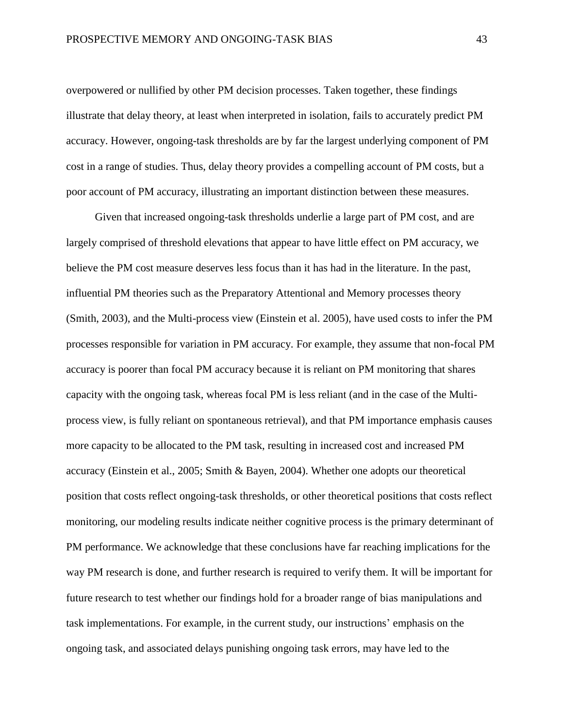overpowered or nullified by other PM decision processes. Taken together, these findings illustrate that delay theory, at least when interpreted in isolation, fails to accurately predict PM accuracy. However, ongoing-task thresholds are by far the largest underlying component of PM cost in a range of studies. Thus, delay theory provides a compelling account of PM costs, but a poor account of PM accuracy, illustrating an important distinction between these measures.

Given that increased ongoing-task thresholds underlie a large part of PM cost, and are largely comprised of threshold elevations that appear to have little effect on PM accuracy, we believe the PM cost measure deserves less focus than it has had in the literature. In the past, influential PM theories such as the Preparatory Attentional and Memory processes theory (Smith, 2003), and the Multi-process view (Einstein et al. 2005), have used costs to infer the PM processes responsible for variation in PM accuracy. For example, they assume that non-focal PM accuracy is poorer than focal PM accuracy because it is reliant on PM monitoring that shares capacity with the ongoing task, whereas focal PM is less reliant (and in the case of the Multi-process view, is fully reliant on spontaneous retrieval), and that PM importance emphasis causes more capacity to be allocated to the PM task, resulting in increased cost and increased PM accuracy (Einstein et al., 2005; Smith & Bayen, 2004). Whether one adopts our theoretical position that costs reflect ongoing-task thresholds, or other theoretical positions that costs reflect monitoring, our modeling results indicate neither cognitive process is the primary determinant of PM performance. We acknowledge that these conclusions have far reaching implications for the way PM research is done, and further research is required to verify them. It will be important for future research to test whether our findings hold for a broader range of bias manipulations and task implementations. For example, in the current study, our instructions' emphasis on the ongoing task, and associated delays punishing ongoing task errors, may have led to the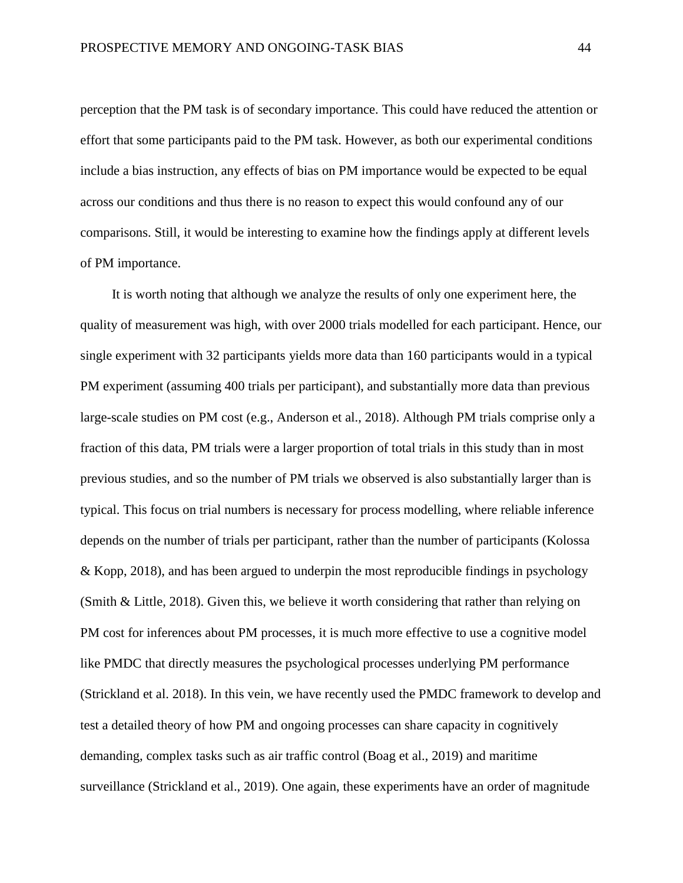perception that the PM task is of secondary importance. This could have reduced the attention or effort that some participants paid to the PM task. However, as both our experimental conditions include a bias instruction, any effects of bias on PM importance would be expected to be equal across our conditions and thus there is no reason to expect this would confound any of our comparisons. Still, it would be interesting to examine how the findings apply at different levels of PM importance.

It is worth noting that although we analyze the results of only one experiment here, the quality of measurement was high, with over 2000 trials modelled for each participant. Hence, our single experiment with 32 participants yields more data than 160 participants would in a typical PM experiment (assuming 400 trials per participant), and substantially more data than previous large-scale studies on PM cost (e.g., Anderson et al., 2018). Although PM trials comprise only a fraction of this data, PM trials were a larger proportion of total trials in this study than in most previous studies, and so the number of PM trials we observed is also substantially larger than is typical. This focus on trial numbers is necessary for process modelling, where reliable inference depends on the number of trials per participant, rather than the number of participants (Kolossa & Kopp, 2018), and has been argued to underpin the most reproducible findings in psychology (Smith & Little, 2018). Given this, we believe it worth considering that rather than relying on PM cost for inferences about PM processes, it is much more effective to use a cognitive model like PMDC that directly measures the psychological processes underlying PM performance (Strickland et al. 2018). In this vein, we have recently used the PMDC framework to develop and test a detailed theory of how PM and ongoing processes can share capacity in cognitively demanding, complex tasks such as air traffic control (Boag et al., 2019) and maritime surveillance (Strickland et al., 2019). One again, these experiments have an order of magnitude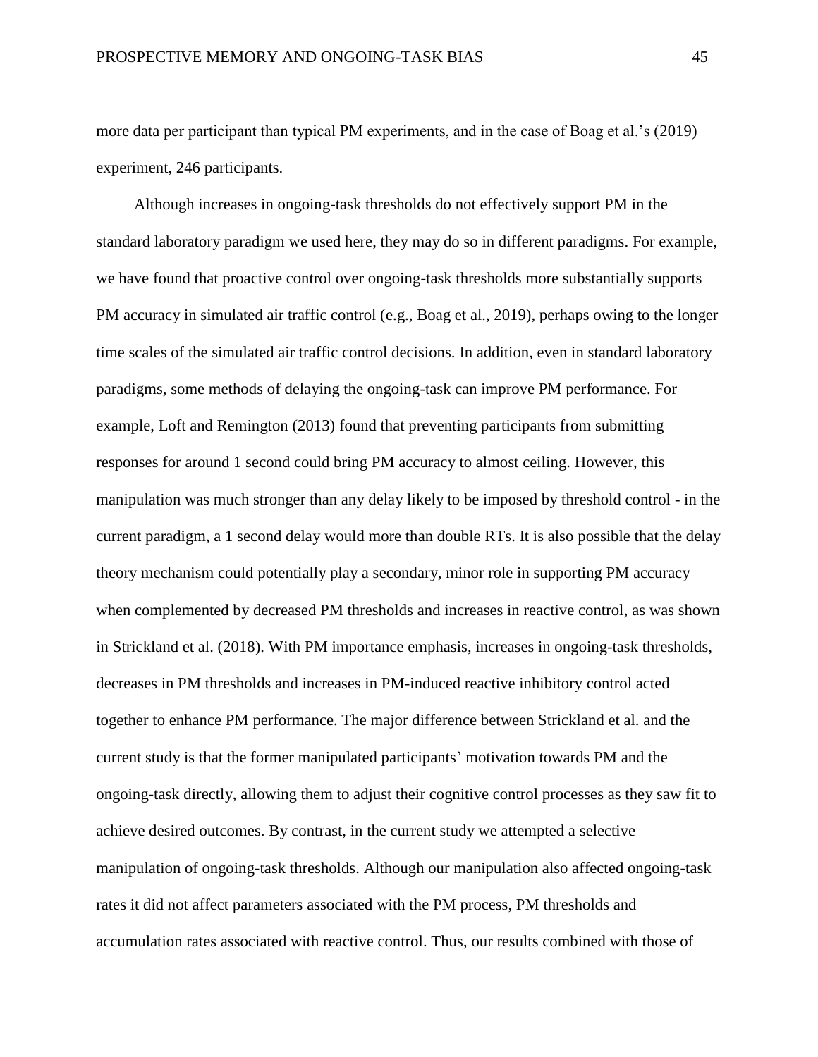more data per participant than typical PM experiments, and in the case of Boag et al.'s (2019) experiment, 246 participants.

Although increases in ongoing-task thresholds do not effectively support PM in the standard laboratory paradigm we used here, they may do so in different paradigms. For example, we have found that proactive control over ongoing-task thresholds more substantially supports PM accuracy in simulated air traffic control (e.g., Boag et al., 2019), perhaps owing to the longer time scales of the simulated air traffic control decisions. In addition, even in standard laboratory paradigms, some methods of delaying the ongoing-task can improve PM performance. For example, Loft and Remington (2013) found that preventing participants from submitting responses for around 1 second could bring PM accuracy to almost ceiling. However, this manipulation was much stronger than any delay likely to be imposed by threshold control - in the current paradigm, a 1 second delay would more than double RTs. It is also possible that the delay theory mechanism could potentially play a secondary, minor role in supporting PM accuracy when complemented by decreased PM thresholds and increases in reactive control, as was shown in Strickland et al. (2018). With PM importance emphasis, increases in ongoing-task thresholds, decreases in PM thresholds and increases in PM-induced reactive inhibitory control acted together to enhance PM performance. The major difference between Strickland et al. and the current study is that the former manipulated participants' motivation towards PM and the ongoing-task directly, allowing them to adjust their cognitive control processes as they saw fit to achieve desired outcomes. By contrast, in the current study we attempted a selective manipulation of ongoing-task thresholds. Although our manipulation also affected ongoing-task rates it did not affect parameters associated with the PM process, PM thresholds and accumulation rates associated with reactive control. Thus, our results combined with those of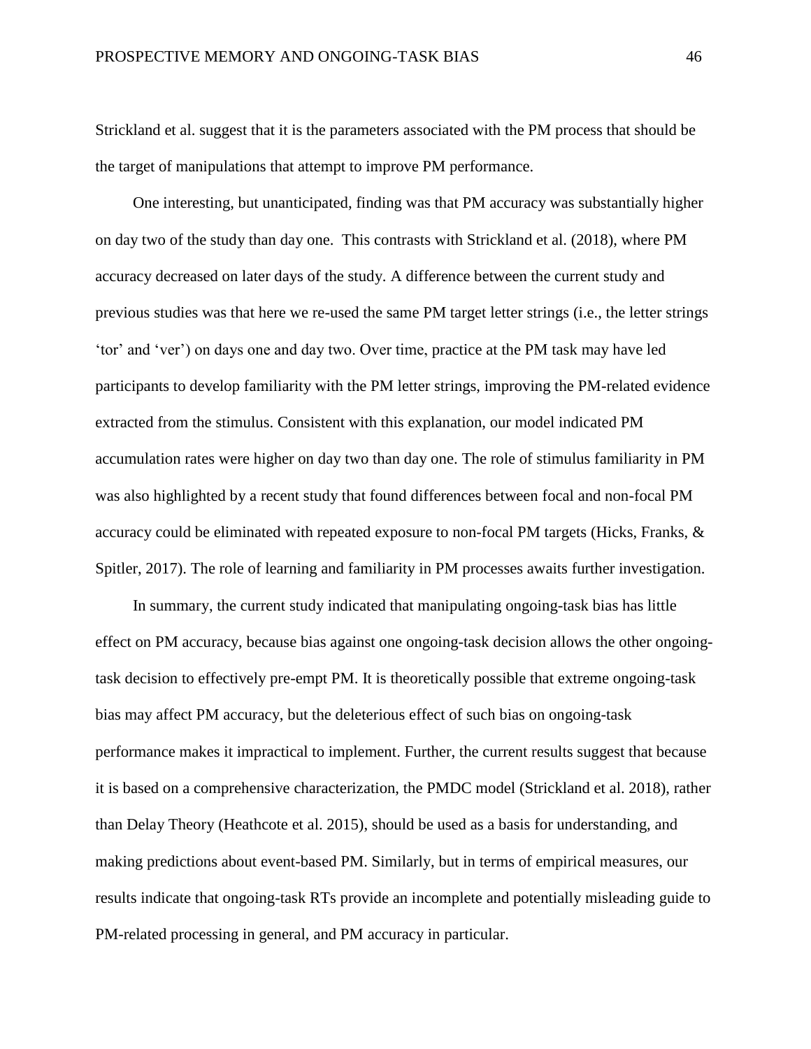Strickland et al. suggest that it is the parameters associated with the PM process that should be the target of manipulations that attempt to improve PM performance.

One interesting, but unanticipated, finding was that PM accuracy was substantially higher on day two of the study than day one. This contrasts with Strickland et al. (2018), where PM accuracy decreased on later days of the study. A difference between the current study and previous studies was that here we re-used the same PM target letter strings (i.e., the letter strings 'tor' and 'ver') on days one and day two. Over time, practice at the PM task may have led participants to develop familiarity with the PM letter strings, improving the PM-related evidence extracted from the stimulus. Consistent with this explanation, our model indicated PM accumulation rates were higher on day two than day one. The role of stimulus familiarity in PM was also highlighted by a recent study that found differences between focal and non-focal PM accuracy could be eliminated with repeated exposure to non-focal PM targets (Hicks, Franks, & Spitler, 2017). The role of learning and familiarity in PM processes awaits further investigation.

In summary, the current study indicated that manipulating ongoing-task bias has little effect on PM accuracy, because bias against one ongoing-task decision allows the other ongoing-task decision to effectively pre-empt PM. It is theoretically possible that extreme ongoing-task bias may affect PM accuracy, but the deleterious effect of such bias on ongoing-task performance makes it impractical to implement. Further, the current results suggest that because it is based on a comprehensive characterization, the PMDC model (Strickland et al. 2018), rather than Delay Theory (Heathcote et al. 2015), should be used as a basis for understanding, and making predictions about event-based PM. Similarly, but in terms of empirical measures, our results indicate that ongoing-task RTs provide an incomplete and potentially misleading guide to PM-related processing in general, and PM accuracy in particular.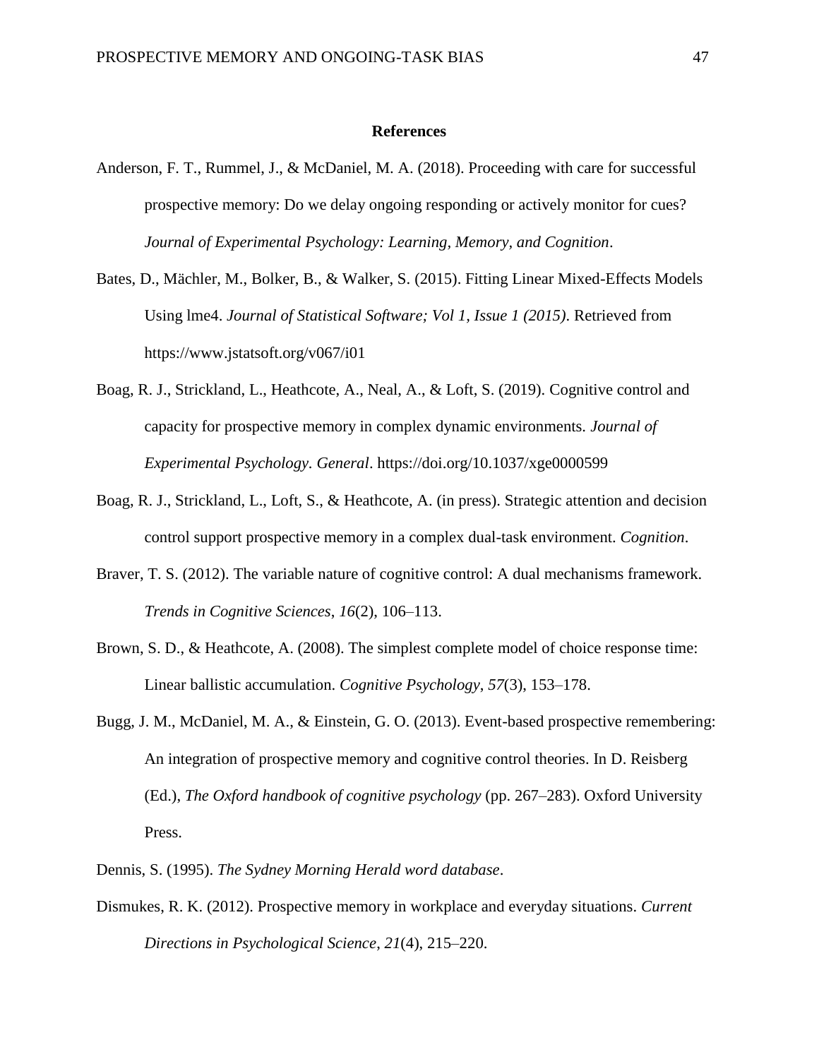## References

Anderson, F. T., Rummel, J., & McDaniel, M. A. (2018). Proceeding with care for successful prospective memory: Do we delay ongoing responding or actively monitor for cues? *Journal of Experimental Psychology: Learning, Memory, and Cognition*.

Bates, D., Mächler, M., Bolker, B., & Walker, S. (2015). Fitting Linear Mixed-Effects Models Using lme4. *Journal of Statistical Software; Vol 1, Issue 1 (2015)*. Retrieved from https://www.jstatsoft.org/v067/i01

Boag, R. J., Strickland, L., Heathcote, A., Neal, A., & Loft, S. (2019). Cognitive control and capacity for prospective memory in complex dynamic environments. *Journal of Experimental Psychology. General*. https://doi.org/10.1037/xge0000599

Boag, R. J., Strickland, L., Loft, S., & Heathcote, A. (in press). Strategic attention and decision control support prospective memory in a complex dual-task environment. *Cognition*.

Braver, T. S. (2012). The variable nature of cognitive control: A dual mechanisms framework. *Trends in Cognitive Sciences*, *16*(2), 106–113.

Brown, S. D., & Heathcote, A. (2008). The simplest complete model of choice response time: Linear ballistic accumulation. *Cognitive Psychology*, *57*(3), 153–178.

Bugg, J. M., McDaniel, M. A., & Einstein, G. O. (2013). Event-based prospective remembering: An integration of prospective memory and cognitive control theories. In D. Reisberg (Ed.), *The Oxford handbook of cognitive psychology* (pp. 267–283). Oxford University Press.

Dennis, S. (1995). *The Sydney Morning Herald word database*.

Dismukes, R. K. (2012). Prospective memory in workplace and everyday situations. *Current Directions in Psychological Science*, *21*(4), 215–220.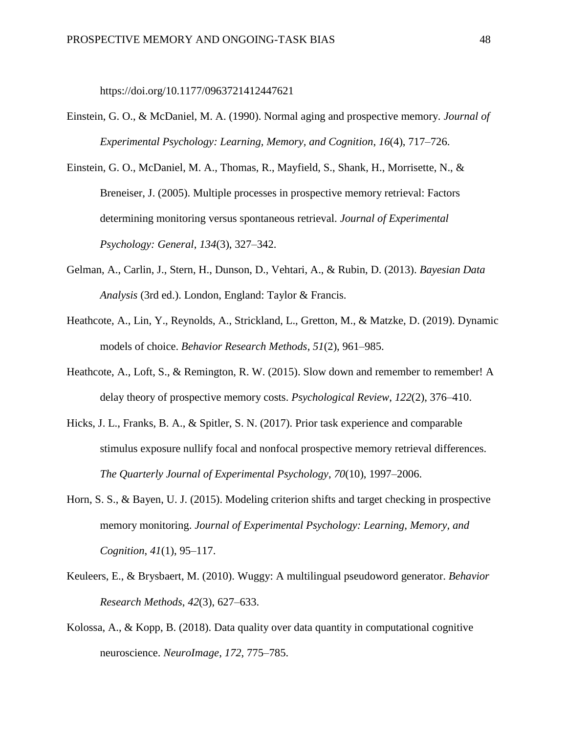https://doi.org/10.1177/0963721412447621

Einstein, G. O., & McDaniel, M. A. (1990). Normal aging and prospective memory. *Journal of Experimental Psychology: Learning, Memory, and Cognition*, *16*(4), 717–726.

Einstein, G. O., McDaniel, M. A., Thomas, R., Mayfield, S., Shank, H., Morrisette, N., & Breneiser, J. (2005). Multiple processes in prospective memory retrieval: Factors determining monitoring versus spontaneous retrieval. *Journal of Experimental Psychology: General*, *134*(3), 327–342.

Gelman, A., Carlin, J., Stern, H., Dunson, D., Vehtari, A., & Rubin, D. (2013). *Bayesian Data Analysis* (3rd ed.). London, England: Taylor & Francis.

Heathcote, A., Lin, Y., Reynolds, A., Strickland, L., Gretton, M., & Matzke, D. (2019). Dynamic models of choice. *Behavior Research Methods*, *51*(2), 961–985.

Heathcote, A., Loft, S., & Remington, R. W. (2015). Slow down and remember to remember! A delay theory of prospective memory costs. *Psychological Review*, *122*(2), 376–410.

Hicks, J. L., Franks, B. A., & Spitler, S. N. (2017). Prior task experience and comparable stimulus exposure nullify focal and nonfocal prospective memory retrieval differences. *The Quarterly Journal of Experimental Psychology*, *70*(10), 1997–2006.

Horn, S. S., & Bayen, U. J. (2015). Modeling criterion shifts and target checking in prospective memory monitoring. *Journal of Experimental Psychology: Learning, Memory, and Cognition*, *41*(1), 95–117.

Keuleers, E., & Brysbaert, M. (2010). Wuggy: A multilingual pseudoword generator. *Behavior Research Methods*, *42*(3), 627–633.

Kolossa, A., & Kopp, B. (2018). Data quality over data quantity in computational cognitive neuroscience. *NeuroImage*, *172*, 775–785.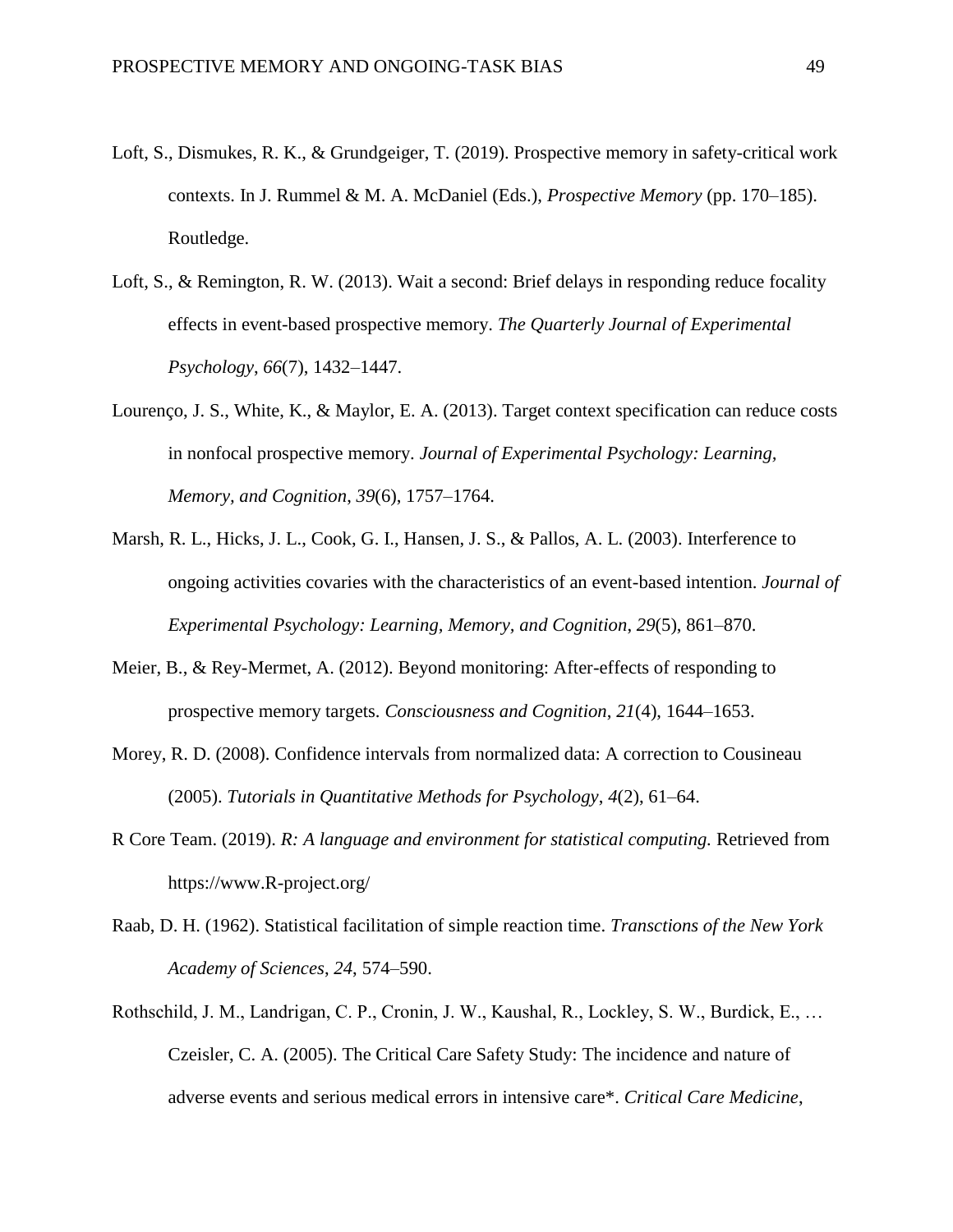Loft, S., Dismukes, R. K., & Grundgeiger, T. (2019). Prospective memory in safety-critical work contexts. In J. Rummel & M. A. McDaniel (Eds.), *Prospective Memory* (pp. 170–185). Routledge.

Loft, S., & Remington, R. W. (2013). Wait a second: Brief delays in responding reduce focality effects in event-based prospective memory. *The Quarterly Journal of Experimental Psychology*, *66*(7), 1432–1447.

Lourenço, J. S., White, K., & Maylor, E. A. (2013). Target context specification can reduce costs in nonfocal prospective memory. *Journal of Experimental Psychology: Learning, Memory, and Cognition*, *39*(6), 1757–1764.

Marsh, R. L., Hicks, J. L., Cook, G. I., Hansen, J. S., & Pallos, A. L. (2003). Interference to ongoing activities covaries with the characteristics of an event-based intention. *Journal of Experimental Psychology: Learning, Memory, and Cognition*, *29*(5), 861–870.

Meier, B., & Rey-Mermet, A. (2012). Beyond monitoring: After-effects of responding to prospective memory targets. *Consciousness and Cognition*, *21*(4), 1644–1653.

Morey, R. D. (2008). Confidence intervals from normalized data: A correction to Cousineau (2005). *Tutorials in Quantitative Methods for Psychology*, *4*(2), 61–64.

R Core Team. (2019). *R: A language and environment for statistical computing.* Retrieved from https://www.R-project.org/

Raab, D. H. (1962). Statistical facilitation of simple reaction time. *Transctions of the New York Academy of Sciences*, *24*, 574–590.

Rothschild, J. M., Landrigan, C. P., Cronin, J. W., Kaushal, R., Lockley, S. W., Burdick, E., … Czeisler, C. A. (2005). The Critical Care Safety Study: The incidence and nature of adverse events and serious medical errors in intensive care*. *Critical Care Medicine*,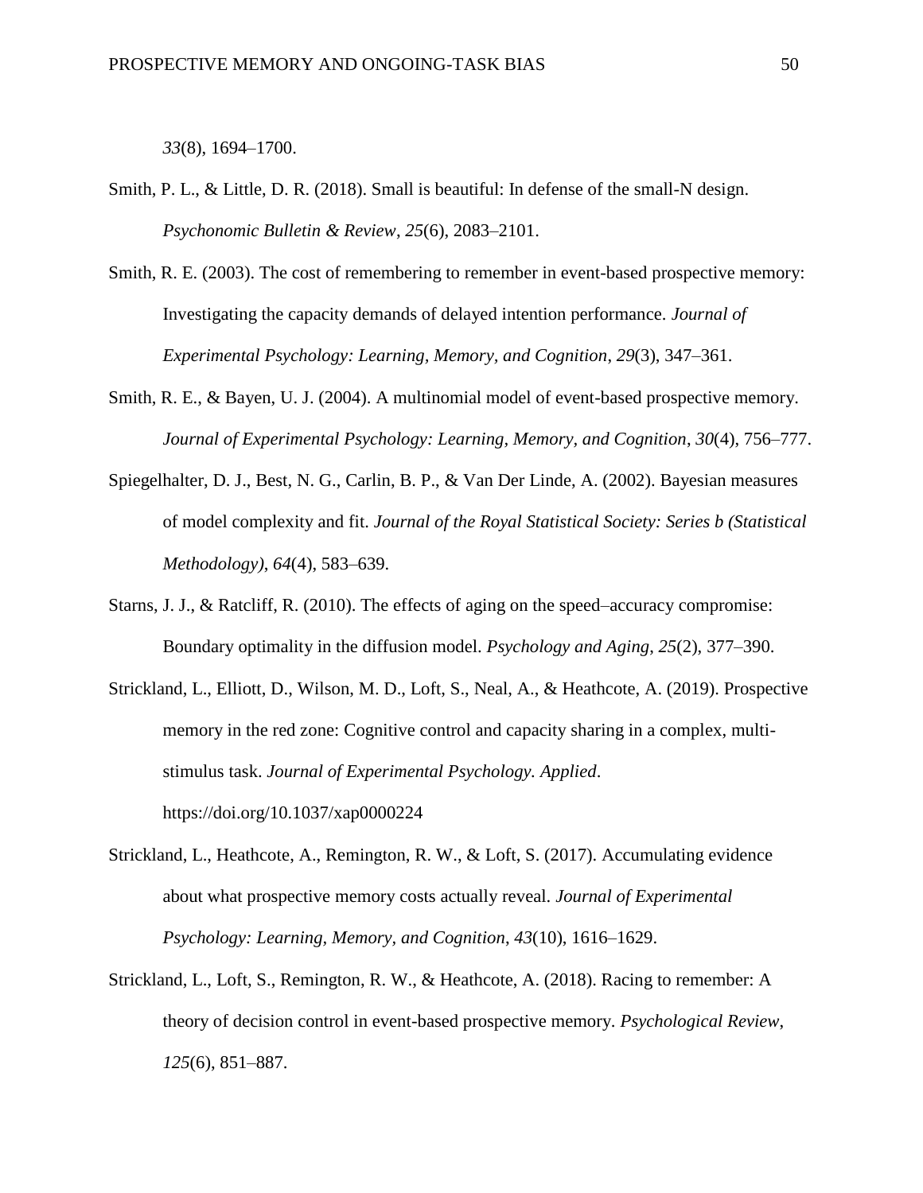*33*(8), 1694–1700.

Smith, P. L., & Little, D. R. (2018). Small is beautiful: In defense of the small-N design. *Psychonomic Bulletin & Review*, *25*(6), 2083–2101.

Smith, R. E. (2003). The cost of remembering to remember in event-based prospective memory: Investigating the capacity demands of delayed intention performance. *Journal of Experimental Psychology: Learning, Memory, and Cognition*, *29*(3), 347–361.

Smith, R. E., & Bayen, U. J. (2004). A multinomial model of event-based prospective memory. *Journal of Experimental Psychology: Learning, Memory, and Cognition*, *30*(4), 756–777.

Spiegelhalter, D. J., Best, N. G., Carlin, B. P., & Van Der Linde, A. (2002). Bayesian measures of model complexity and fit. *Journal of the Royal Statistical Society: Series b (Statistical Methodology)*, *64*(4), 583–639.

Starns, J. J., & Ratcliff, R. (2010). The effects of aging on the speed–accuracy compromise: Boundary optimality in the diffusion model. *Psychology and Aging*, *25*(2), 377–390.

Strickland, L., Elliott, D., Wilson, M. D., Loft, S., Neal, A., & Heathcote, A. (2019). Prospective memory in the red zone: Cognitive control and capacity sharing in a complex, multi-stimulus task. *Journal of Experimental Psychology. Applied*. https://doi.org/10.1037/xap0000224

Strickland, L., Heathcote, A., Remington, R. W., & Loft, S. (2017). Accumulating evidence about what prospective memory costs actually reveal. *Journal of Experimental Psychology: Learning, Memory, and Cognition*, *43*(10), 1616–1629.

Strickland, L., Loft, S., Remington, R. W., & Heathcote, A. (2018). Racing to remember: A theory of decision control in event-based prospective memory. *Psychological Review*, *125*(6), 851–887.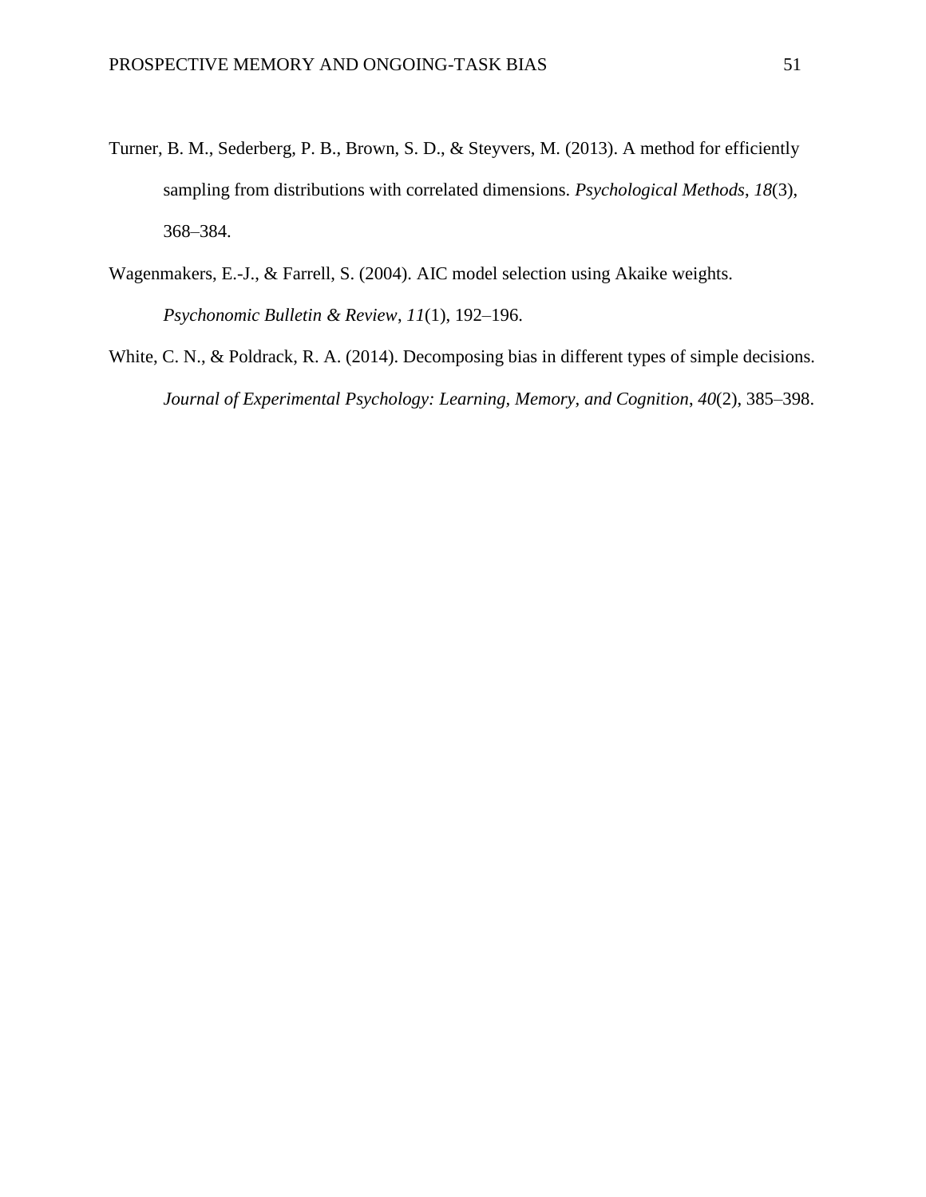Turner, B. M., Sederberg, P. B., Brown, S. D., & Steyvers, M. (2013). A method for efficiently sampling from distributions with correlated dimensions. *Psychological Methods*, *18*(3), 368–384.

Wagenmakers, E.-J., & Farrell, S. (2004). AIC model selection using Akaike weights. *Psychonomic Bulletin & Review*, *11*(1), 192–196.

White, C. N., & Poldrack, R. A. (2014). Decomposing bias in different types of simple decisions. *Journal of Experimental Psychology: Learning, Memory, and Cognition*, *40*(2), 385–398.